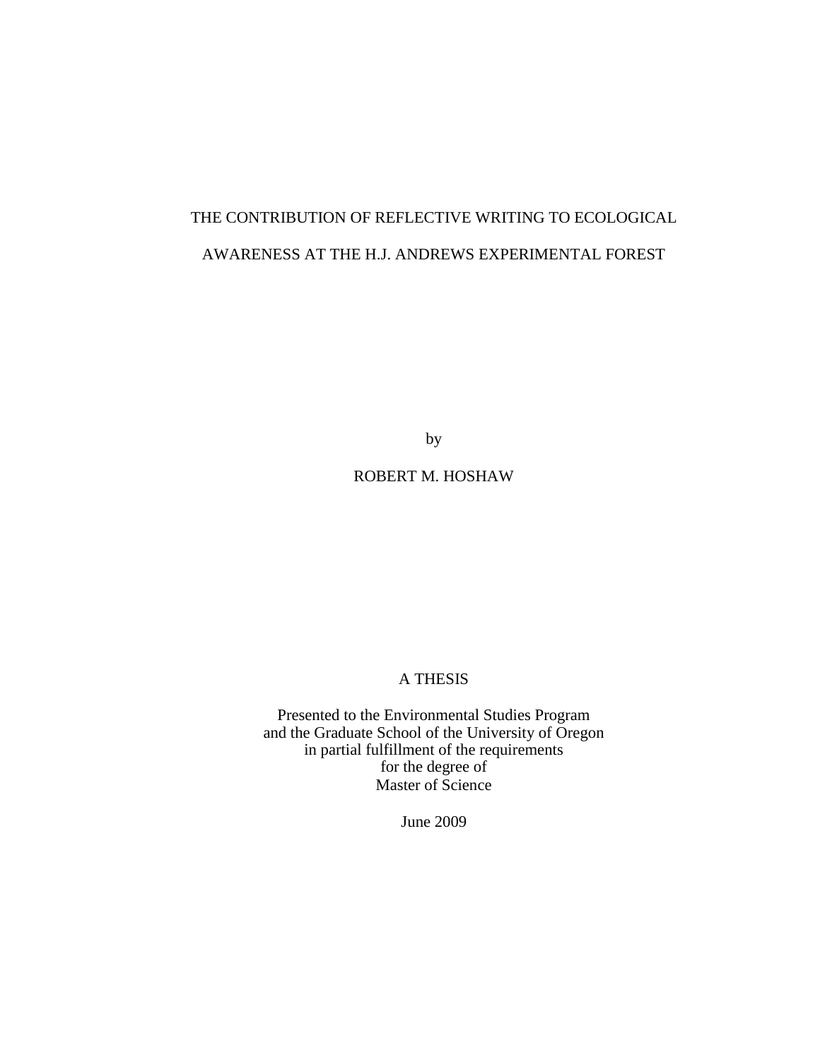# THE CONTRIBUTION OF REFLECTIVE WRITING TO ECOLOGICAL AWARENESS AT THE H.J. ANDREWS EXPERIMENTAL FOREST

by

ROBERT M. HOSHAW

A THESIS

Presented to the Environmental Studies Program
and the Graduate School of the University of Oregon
in partial fulfillment of the requirements
for the degree of
Master of Science

June 2009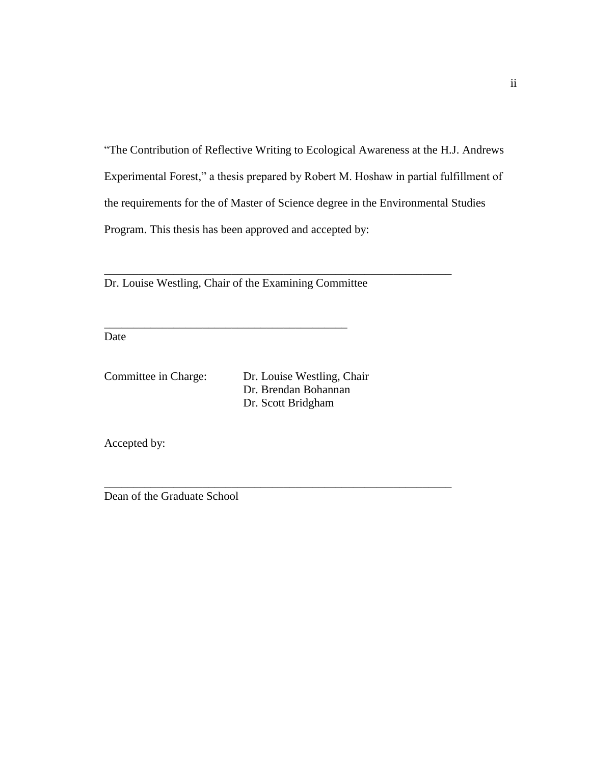"The Contribution of Reflective Writing to Ecological Awareness at the H.J. Andrews Experimental Forest," a thesis prepared by Robert M. Hoshaw in partial fulfillment of the requirements for the of Master of Science degree in the Environmental Studies Program. This thesis has been approved and accepted by:

\_\_\_\_\_\_\_\_\_\_\_\_\_\_\_\_\_\_\_\_\_\_\_\_\_\_\_\_\_\_\_\_\_\_\_\_\_\_\_\_\_\_\_\_\_\_\_\_\_\_\_\_\_\_\_\_\_\_\_\_

Dr. Louise Westling, Chair of the Examining Committee

\_\_\_\_\_\_\_\_\_\_\_\_\_\_\_\_\_\_\_\_\_\_\_\_\_\_\_\_\_\_\_\_\_\_\_\_\_\_\_\_\_\_

Date

Committee in Charge: Dr. Louise Westling, Chair
Dr. Brendan Bohannan
Dr. Scott Bridgham

Accepted by:

\_\_\_\_\_\_\_\_\_\_\_\_\_\_\_\_\_\_\_\_\_\_\_\_\_\_\_\_\_\_\_\_\_\_\_\_\_\_\_\_\_\_\_\_\_\_\_\_\_\_\_\_\_\_\_\_\_\_\_\_

Dean of the Graduate School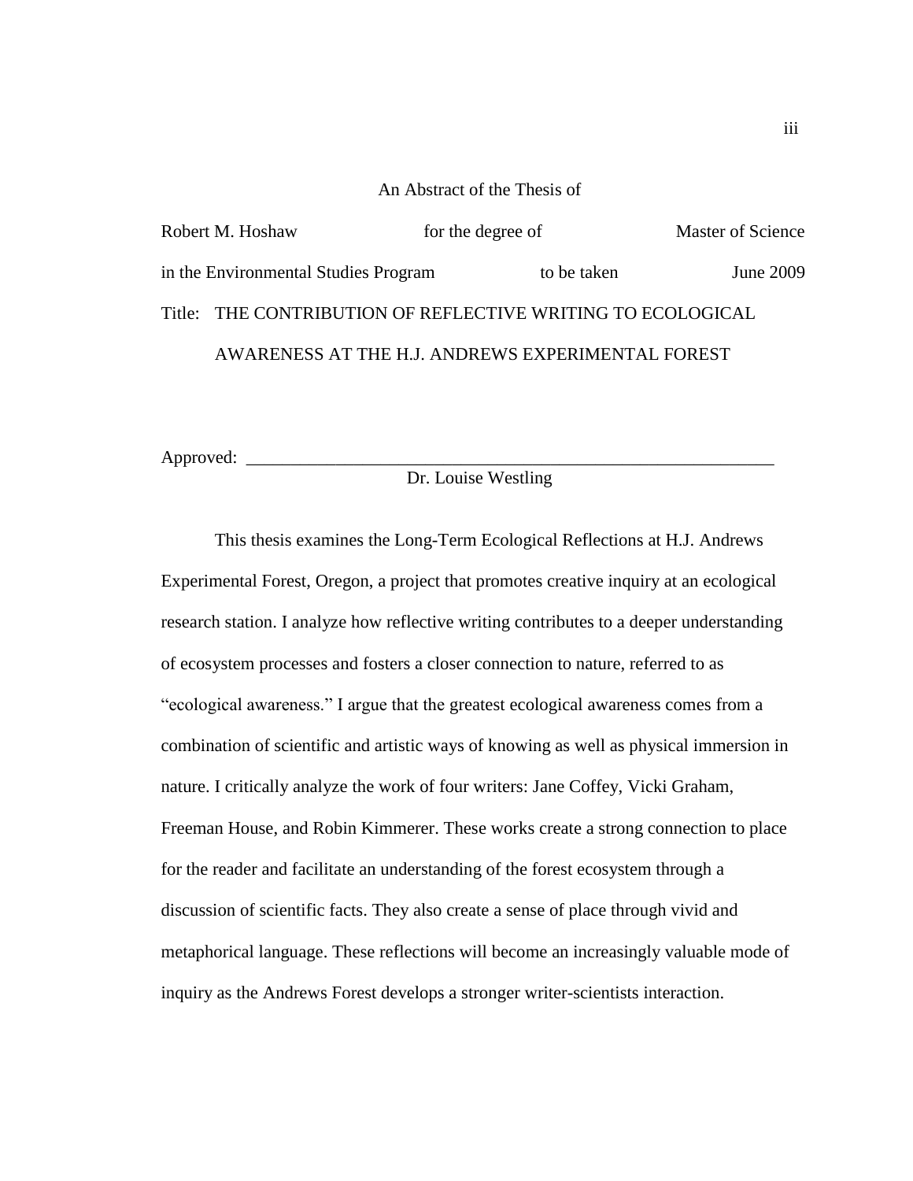An Abstract of the Thesis of

Robert M. Hoshaw for the degree of Master of Science

in the Environmental Studies Program to be taken June 2009

Title: THE CONTRIBUTION OF REFLECTIVE WRITING TO ECOLOGICAL AWARENESS AT THE H.J. ANDREWS EXPERIMENTAL FOREST

Approved: _______________________________________________

Dr. Louise Westling

This thesis examines the Long-Term Ecological Reflections at H.J. Andrews Experimental Forest, Oregon, a project that promotes creative inquiry at an ecological research station. I analyze how reflective writing contributes to a deeper understanding of ecosystem processes and fosters a closer connection to nature, referred to as "ecological awareness." I argue that the greatest ecological awareness comes from a combination of scientific and artistic ways of knowing as well as physical immersion in nature. I critically analyze the work of four writers: Jane Coffey, Vicki Graham, Freeman House, and Robin Kimmerer. These works create a strong connection to place for the reader and facilitate an understanding of the forest ecosystem through a discussion of scientific facts. They also create a sense of place through vivid and metaphorical language. These reflections will become an increasingly valuable mode of inquiry as the Andrews Forest develops a stronger writer-scientists interaction.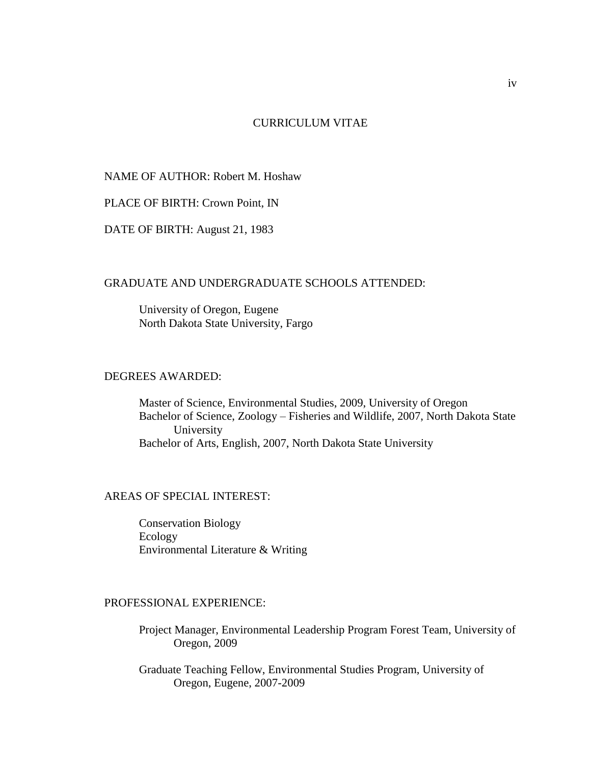# CURRICULUM VITAE

NAME OF AUTHOR: Robert M. Hoshaw

PLACE OF BIRTH: Crown Point, IN

DATE OF BIRTH: August 21, 1983

## GRADUATE AND UNDERGRADUATE SCHOOLS ATTENDED:

University of Oregon, Eugene
North Dakota State University, Fargo

## DEGREES AWARDED:

Master of Science, Environmental Studies, 2009, University of Oregon
Bachelor of Science, Zoology – Fisheries and Wildlife, 2007, North Dakota State University
Bachelor of Arts, English, 2007, North Dakota State University

## AREAS OF SPECIAL INTEREST:

Conservation Biology
Ecology
Environmental Literature & Writing

## PROFESSIONAL EXPERIENCE:

Project Manager, Environmental Leadership Program Forest Team, University of Oregon, 2009

Graduate Teaching Fellow, Environmental Studies Program, University of Oregon, Eugene, 2007-2009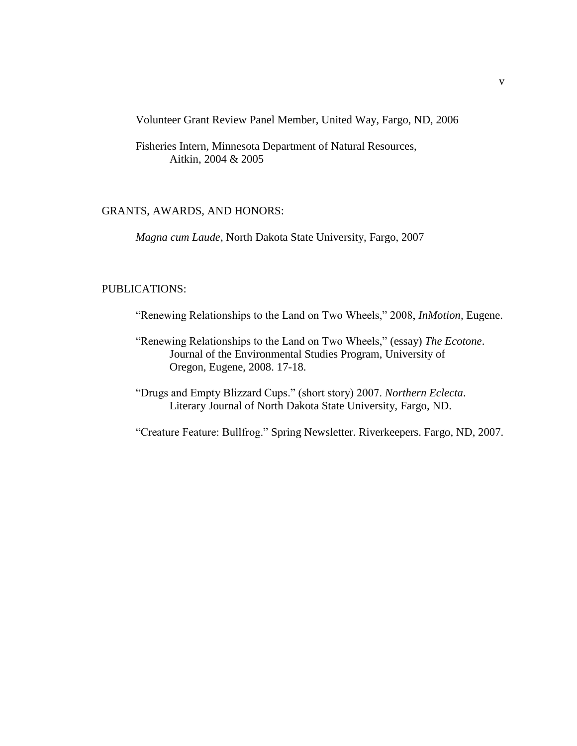Volunteer Grant Review Panel Member, United Way, Fargo, ND, 2006

Fisheries Intern, Minnesota Department of Natural Resources, Aitkin, 2004 & 2005

## GRANTS, AWARDS, AND HONORS:

*Magna cum Laude*, North Dakota State University, Fargo, 2007

## PUBLICATIONS:

"Renewing Relationships to the Land on Two Wheels," 2008, *InMotion*, Eugene.

"Renewing Relationships to the Land on Two Wheels," (essay) *The Ecotone*. Journal of the Environmental Studies Program, University of Oregon, Eugene, 2008. 17-18.

"Drugs and Empty Blizzard Cups." (short story) 2007. *Northern Eclecta*. Literary Journal of North Dakota State University, Fargo, ND.

"Creature Feature: Bullfrog." Spring Newsletter. Riverkeepers. Fargo, ND, 2007.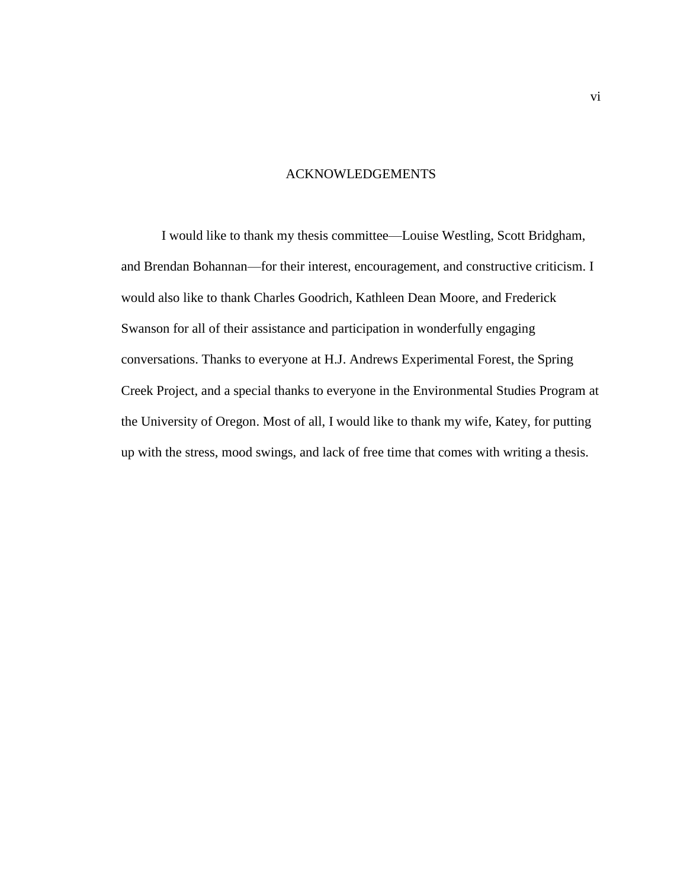# ACKNOWLEDGEMENTS

I would like to thank my thesis committee—Louise Westling, Scott Bridgham, and Brendan Bohannan—for their interest, encouragement, and constructive criticism. I would also like to thank Charles Goodrich, Kathleen Dean Moore, and Frederick Swanson for all of their assistance and participation in wonderfully engaging conversations. Thanks to everyone at H.J. Andrews Experimental Forest, the Spring Creek Project, and a special thanks to everyone in the Environmental Studies Program at the University of Oregon. Most of all, I would like to thank my wife, Katey, for putting up with the stress, mood swings, and lack of free time that comes with writing a thesis.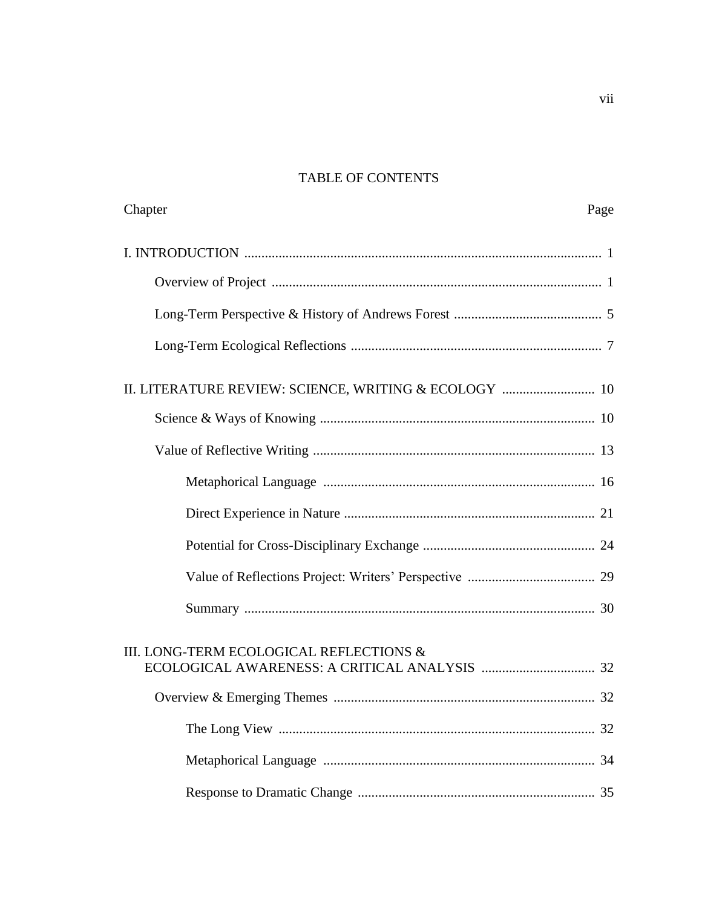# TABLE OF CONTENTS

| Chapter | Page |
|---|---|
| I. INTRODUCTION | 1 |
| Overview of Project | 1 |
| Long-Term Perspective & History of Andrews Forest | 5 |
| Long-Term Ecological Reflections | 7 |
| II. LITERATURE REVIEW: SCIENCE, WRITING & ECOLOGY | 10 |
| Science & Ways of Knowing | 10 |
| Value of Reflective Writing | 13 |
| Metaphorical Language | 16 |
| Direct Experience in Nature | 21 |
| Potential for Cross-Disciplinary Exchange | 24 |
| Value of Reflections Project: Writers' Perspective | 29 |
| Summary | 30 |
| III. LONG-TERM ECOLOGICAL REFLECTIONS & ECOLOGICAL AWARENESS: A CRITICAL ANALYSIS | 32 |
| Overview & Emerging Themes | 32 |
| The Long View | 32 |
| Metaphorical Language | 34 |
| Response to Dramatic Change | 35 |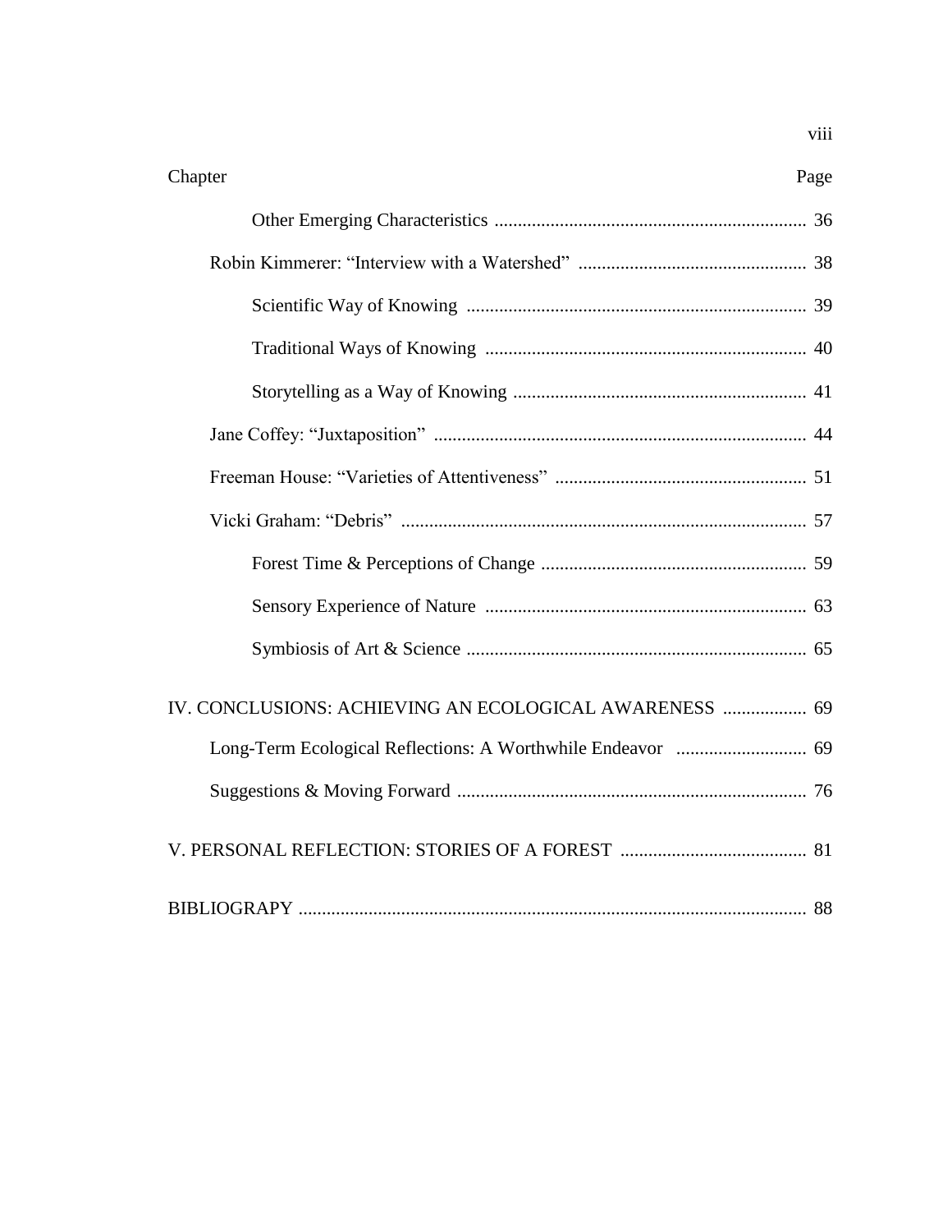| Chapter | Page |
|---|---|
| Other Emerging Characteristics | 36 |
| Robin Kimmerer: "Interview with a Watershed" | 38 |
| Scientific Way of Knowing | 39 |
| Traditional Ways of Knowing | 40 |
| Storytelling as a Way of Knowing | 41 |
| Jane Coffey: "Juxtaposition" | 44 |
| Freeman House: "Varieties of Attentiveness" | 51 |
| Vicki Graham: "Debris" | 57 |
| Forest Time & Perceptions of Change | 59 |
| Sensory Experience of Nature | 63 |
| Symbiosis of Art & Science | 65 |
| IV. CONCLUSIONS: ACHIEVING AN ECOLOGICAL AWARENESS | 69 |
| Long-Term Ecological Reflections: A Worthwhile Endeavor | 69 |
| Suggestions & Moving Forward | 76 |
| V. PERSONAL REFLECTION: STORIES OF A FOREST | 81 |
| BIBLIOGRAPY | 88 |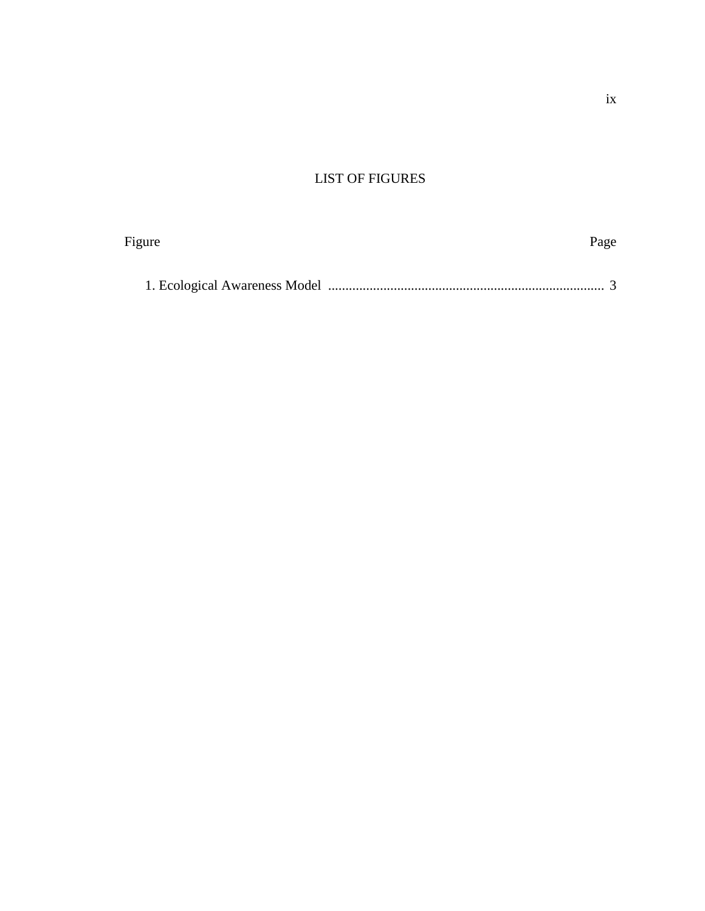# LIST OF FIGURES

| Figure | Page |
| --- | --- |
| 1. Ecological Awareness Model | 3 |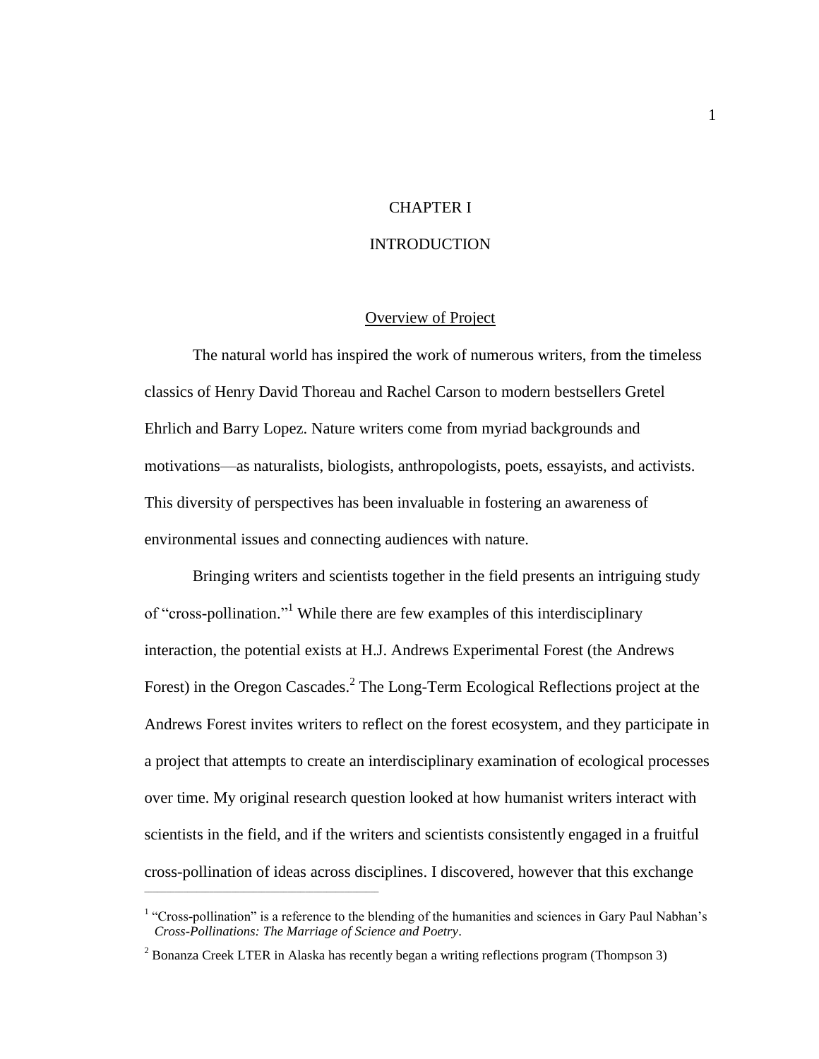# CHAPTER I

# INTRODUCTION

## Overview of Project

The natural world has inspired the work of numerous writers, from the timeless classics of Henry David Thoreau and Rachel Carson to modern bestsellers Gretel Ehrlich and Barry Lopez. Nature writers come from myriad backgrounds and motivations—as naturalists, biologists, anthropologists, poets, essayists, and activists. This diversity of perspectives has been invaluable in fostering an awareness of environmental issues and connecting audiences with nature.

Bringing writers and scientists together in the field presents an intriguing study of "cross-pollination."[1] While there are few examples of this interdisciplinary interaction, the potential exists at H.J. Andrews Experimental Forest (the Andrews Forest) in the Oregon Cascades.[2] The Long-Term Ecological Reflections project at the Andrews Forest invites writers to reflect on the forest ecosystem, and they participate in a project that attempts to create an interdisciplinary examination of ecological processes over time. My original research question looked at how humanist writers interact with scientists in the field, and if the writers and scientists consistently engaged in a fruitful cross-pollination of ideas across disciplines. I discovered, however that this exchange

---

[1] "Cross-pollination" is a reference to the blending of the humanities and sciences in Gary Paul Nabhan's *Cross-Pollinations: The Marriage of Science and Poetry*.

[2] Bonanza Creek LTER in Alaska has recently began a writing reflections program (Thompson 3)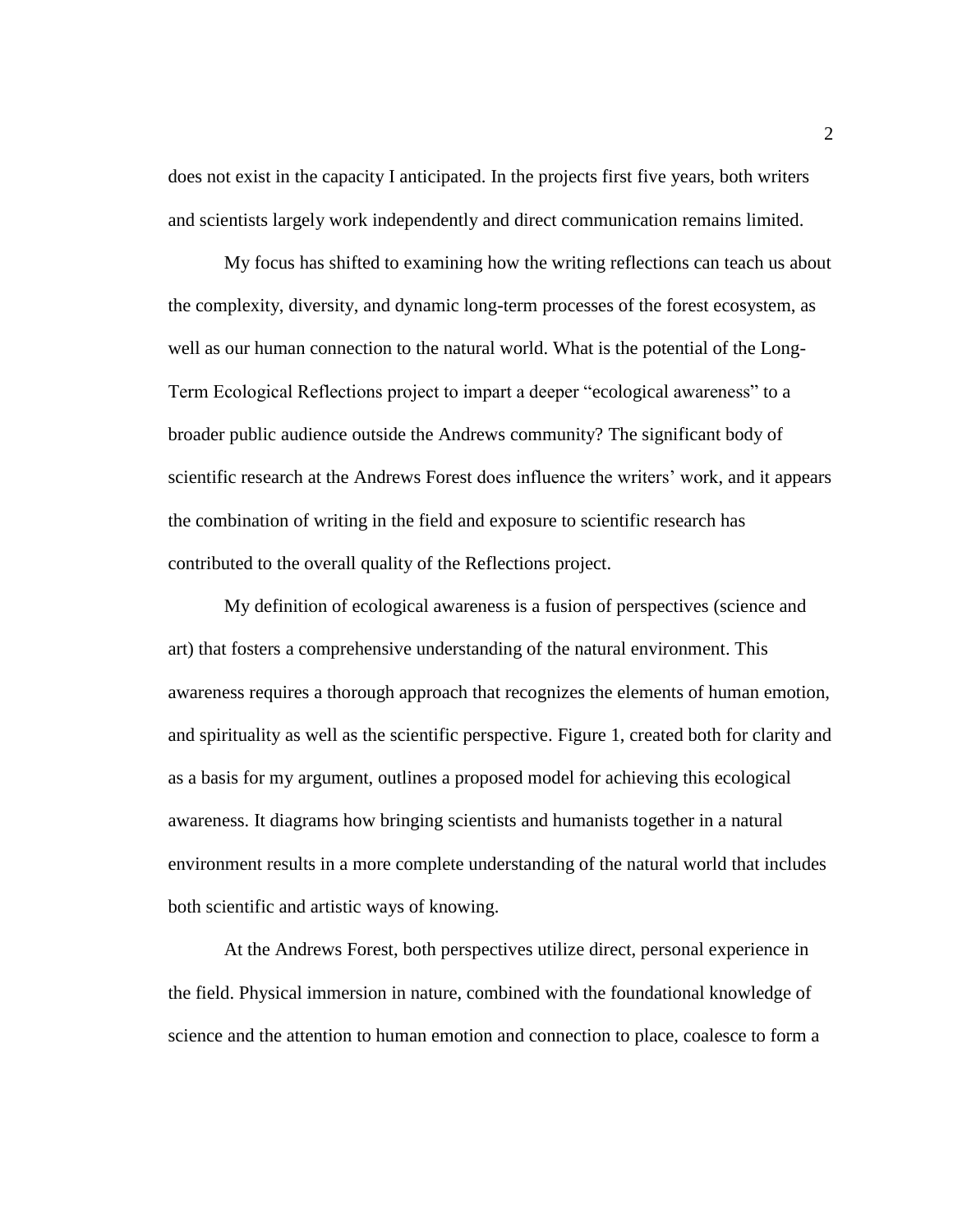does not exist in the capacity I anticipated. In the projects first five years, both writers and scientists largely work independently and direct communication remains limited.

My focus has shifted to examining how the writing reflections can teach us about the complexity, diversity, and dynamic long-term processes of the forest ecosystem, as well as our human connection to the natural world. What is the potential of the Long-Term Ecological Reflections project to impart a deeper "ecological awareness" to a broader public audience outside the Andrews community? The significant body of scientific research at the Andrews Forest does influence the writers' work, and it appears the combination of writing in the field and exposure to scientific research has contributed to the overall quality of the Reflections project.

My definition of ecological awareness is a fusion of perspectives (science and art) that fosters a comprehensive understanding of the natural environment. This awareness requires a thorough approach that recognizes the elements of human emotion, and spirituality as well as the scientific perspective. Figure 1, created both for clarity and as a basis for my argument, outlines a proposed model for achieving this ecological awareness. It diagrams how bringing scientists and humanists together in a natural environment results in a more complete understanding of the natural world that includes both scientific and artistic ways of knowing.

At the Andrews Forest, both perspectives utilize direct, personal experience in the field. Physical immersion in nature, combined with the foundational knowledge of science and the attention to human emotion and connection to place, coalesce to form a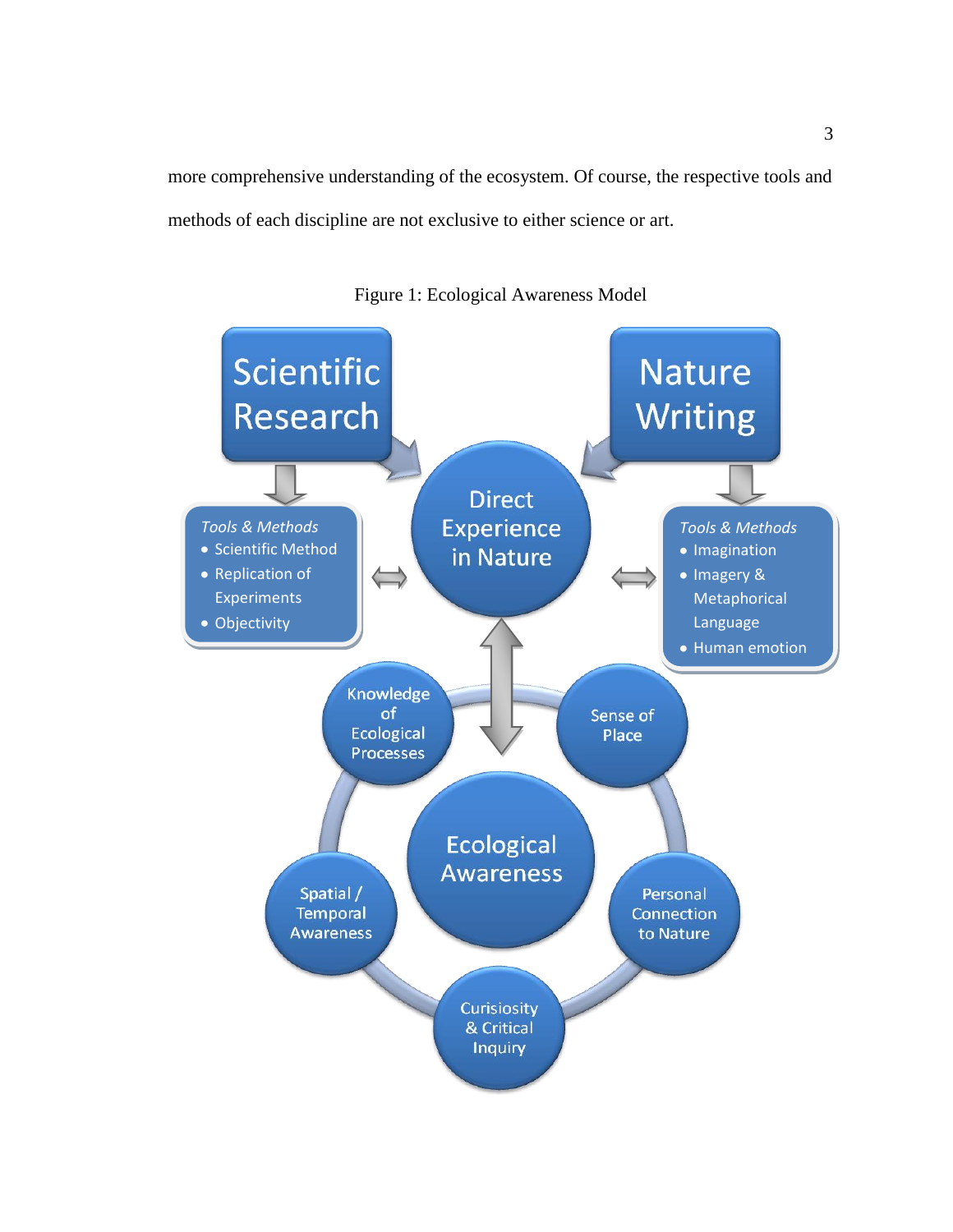more comprehensive understanding of the ecosystem. Of course, the respective tools and methods of each discipline are not exclusive to either science or art.

Figure 1: Ecological Awareness Model

**Scientific Research**

*Tools & Methods*
- Scientific Method
- Replication of Experiments
- Objectivity

**Nature Writing**

*Tools & Methods*
- Imagination
- Imagery & Metaphorical Language
- Human emotion

**Direct Experience in Nature**

**Ecological Awareness**

- Knowledge of Ecological Processes
- Sense of Place
- Personal Connection to Nature
- Curisiosity & Critical Inquiry
- Spatial / Temporal Awareness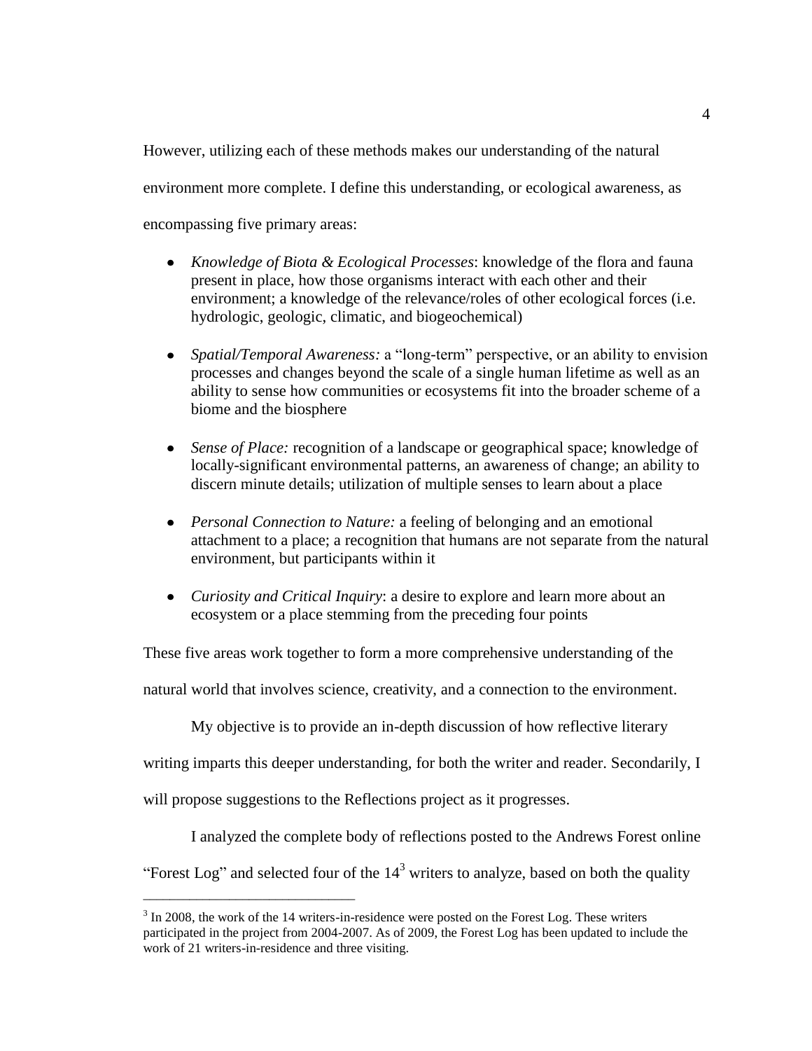However, utilizing each of these methods makes our understanding of the natural environment more complete. I define this understanding, or ecological awareness, as encompassing five primary areas:

- *Knowledge of Biota & Ecological Processes*: knowledge of the flora and fauna present in place, how those organisms interact with each other and their environment; a knowledge of the relevance/roles of other ecological forces (i.e. hydrologic, geologic, climatic, and biogeochemical)

- *Spatial/Temporal Awareness:* a "long-term" perspective, or an ability to envision processes and changes beyond the scale of a single human lifetime as well as an ability to sense how communities or ecosystems fit into the broader scheme of a biome and the biosphere

- *Sense of Place:* recognition of a landscape or geographical space; knowledge of locally-significant environmental patterns, an awareness of change; an ability to discern minute details; utilization of multiple senses to learn about a place

- *Personal Connection to Nature:* a feeling of belonging and an emotional attachment to a place; a recognition that humans are not separate from the natural environment, but participants within it

- *Curiosity and Critical Inquiry*: a desire to explore and learn more about an ecosystem or a place stemming from the preceding four points

These five areas work together to form a more comprehensive understanding of the natural world that involves science, creativity, and a connection to the environment.

My objective is to provide an in-depth discussion of how reflective literary writing imparts this deeper understanding, for both the writer and reader. Secondarily, I will propose suggestions to the Reflections project as it progresses.

I analyzed the complete body of reflections posted to the Andrews Forest online "Forest Log" and selected four of the 14[3] writers to analyze, based on both the quality

---

[3] In 2008, the work of the 14 writers-in-residence were posted on the Forest Log. These writers participated in the project from 2004-2007. As of 2009, the Forest Log has been updated to include the work of 21 writers-in-residence and three visiting.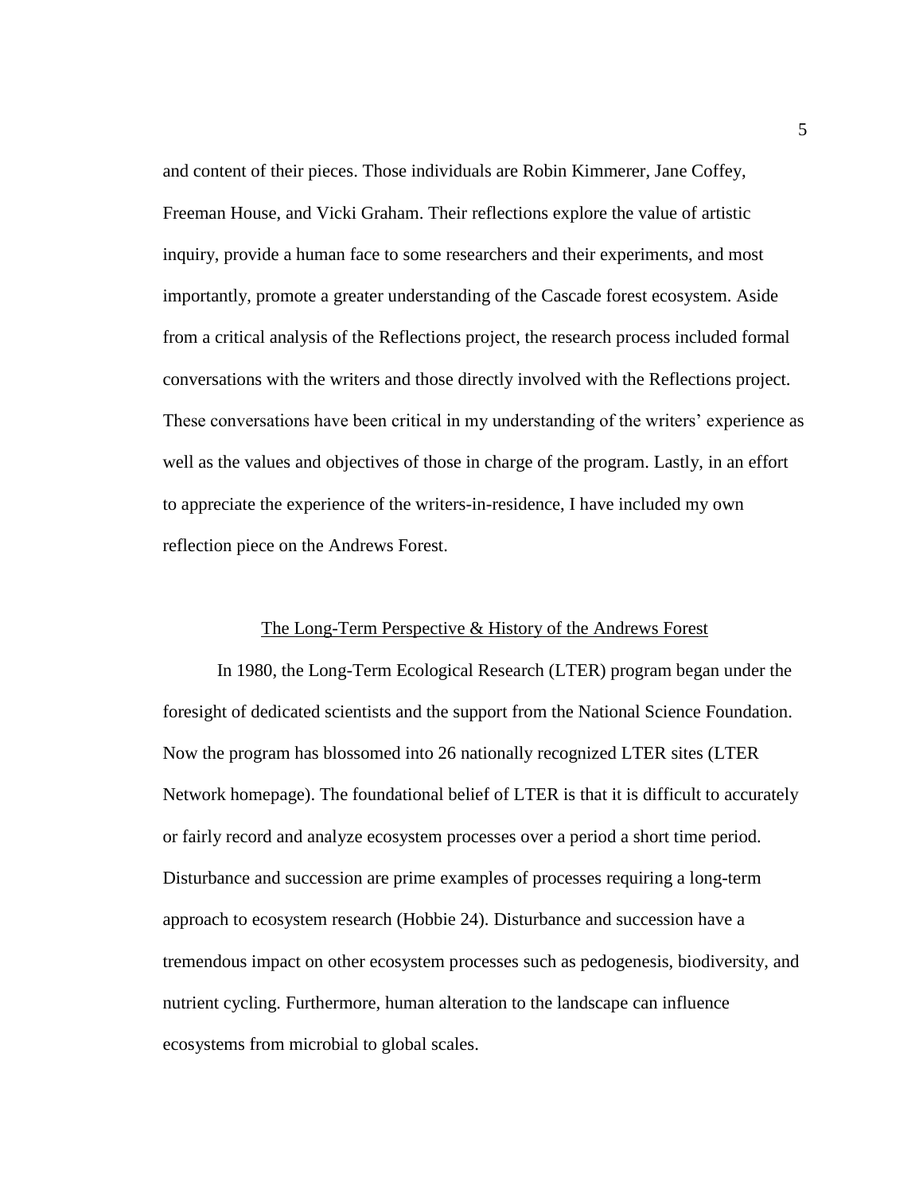and content of their pieces. Those individuals are Robin Kimmerer, Jane Coffey, Freeman House, and Vicki Graham. Their reflections explore the value of artistic inquiry, provide a human face to some researchers and their experiments, and most importantly, promote a greater understanding of the Cascade forest ecosystem. Aside from a critical analysis of the Reflections project, the research process included formal conversations with the writers and those directly involved with the Reflections project. These conversations have been critical in my understanding of the writers' experience as well as the values and objectives of those in charge of the program. Lastly, in an effort to appreciate the experience of the writers-in-residence, I have included my own reflection piece on the Andrews Forest.

## The Long-Term Perspective & History of the Andrews Forest

In 1980, the Long-Term Ecological Research (LTER) program began under the foresight of dedicated scientists and the support from the National Science Foundation. Now the program has blossomed into 26 nationally recognized LTER sites (LTER Network homepage). The foundational belief of LTER is that it is difficult to accurately or fairly record and analyze ecosystem processes over a period a short time period. Disturbance and succession are prime examples of processes requiring a long-term approach to ecosystem research (Hobbie 24). Disturbance and succession have a tremendous impact on other ecosystem processes such as pedogenesis, biodiversity, and nutrient cycling. Furthermore, human alteration to the landscape can influence ecosystems from microbial to global scales.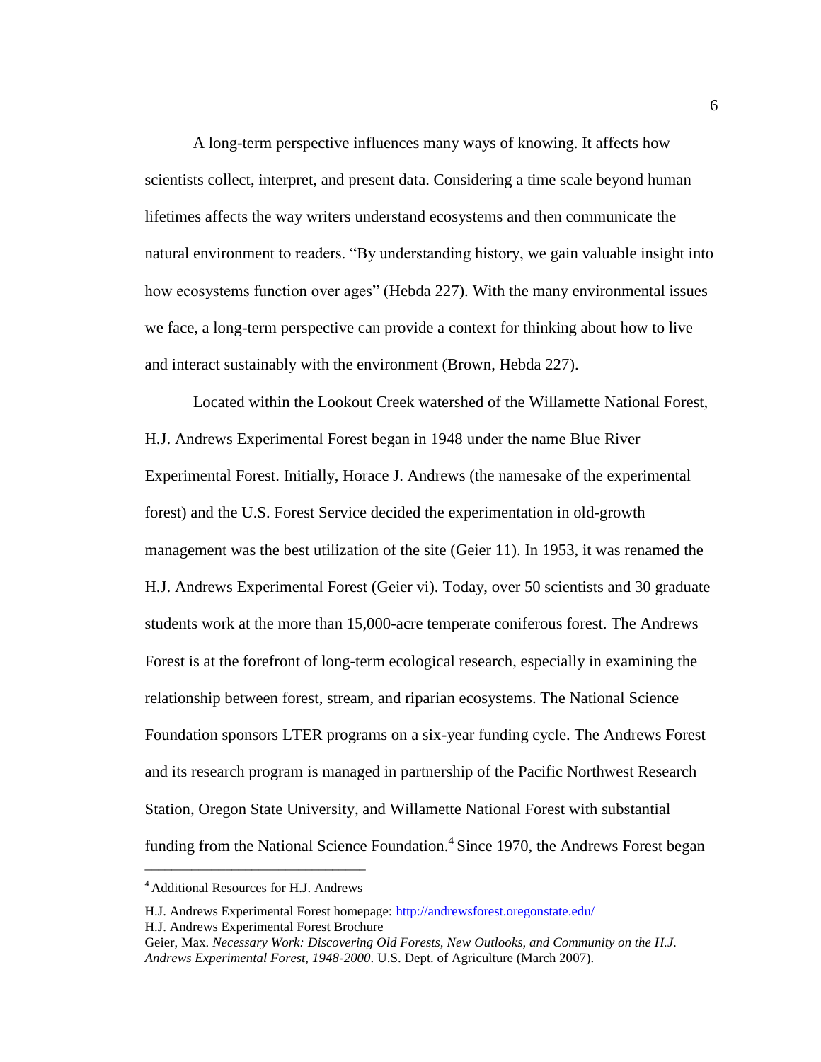A long-term perspective influences many ways of knowing. It affects how scientists collect, interpret, and present data. Considering a time scale beyond human lifetimes affects the way writers understand ecosystems and then communicate the natural environment to readers. "By understanding history, we gain valuable insight into how ecosystems function over ages" (Hebda 227). With the many environmental issues we face, a long-term perspective can provide a context for thinking about how to live and interact sustainably with the environment (Brown, Hebda 227).

Located within the Lookout Creek watershed of the Willamette National Forest, H.J. Andrews Experimental Forest began in 1948 under the name Blue River Experimental Forest. Initially, Horace J. Andrews (the namesake of the experimental forest) and the U.S. Forest Service decided the experimentation in old-growth management was the best utilization of the site (Geier 11). In 1953, it was renamed the H.J. Andrews Experimental Forest (Geier vi). Today, over 50 scientists and 30 graduate students work at the more than 15,000-acre temperate coniferous forest. The Andrews Forest is at the forefront of long-term ecological research, especially in examining the relationship between forest, stream, and riparian ecosystems. The National Science Foundation sponsors LTER programs on a six-year funding cycle. The Andrews Forest and its research program is managed in partnership of the Pacific Northwest Research Station, Oregon State University, and Willamette National Forest with substantial funding from the National Science Foundation.[4] Since 1970, the Andrews Forest began

---

[4] Additional Resources for H.J. Andrews

H.J. Andrews Experimental Forest homepage: [http://andrewsforest.oregonstate.edu/](http://andrewsforest.oregonstate.edu/)
H.J. Andrews Experimental Forest Brochure
Geier, Max. *Necessary Work: Discovering Old Forests, New Outlooks, and Community on the H.J. Andrews Experimental Forest, 1948-2000*. U.S. Dept. of Agriculture (March 2007).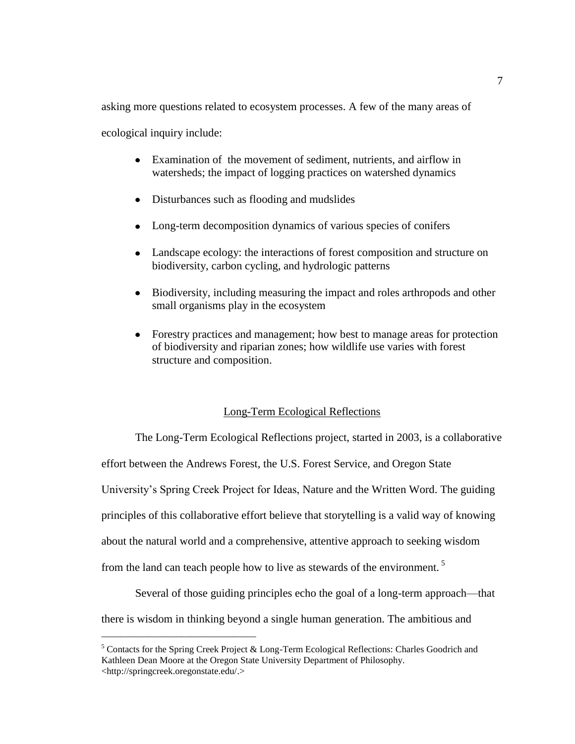asking more questions related to ecosystem processes. A few of the many areas of ecological inquiry include:

- Examination of the movement of sediment, nutrients, and airflow in watersheds; the impact of logging practices on watershed dynamics
- Disturbances such as flooding and mudslides
- Long-term decomposition dynamics of various species of conifers
- Landscape ecology: the interactions of forest composition and structure on biodiversity, carbon cycling, and hydrologic patterns
- Biodiversity, including measuring the impact and roles arthropods and other small organisms play in the ecosystem
- Forestry practices and management; how best to manage areas for protection of biodiversity and riparian zones; how wildlife use varies with forest structure and composition.

## Long-Term Ecological Reflections

The Long-Term Ecological Reflections project, started in 2003, is a collaborative effort between the Andrews Forest, the U.S. Forest Service, and Oregon State University's Spring Creek Project for Ideas, Nature and the Written Word. The guiding principles of this collaborative effort believe that storytelling is a valid way of knowing about the natural world and a comprehensive, attentive approach to seeking wisdom from the land can teach people how to live as stewards of the environment.[5]

Several of those guiding principles echo the goal of a long-term approach—that there is wisdom in thinking beyond a single human generation. The ambitious and

---

[5] Contacts for the Spring Creek Project & Long-Term Ecological Reflections: Charles Goodrich and Kathleen Dean Moore at the Oregon State University Department of Philosophy. <http://springcreek.oregonstate.edu/.>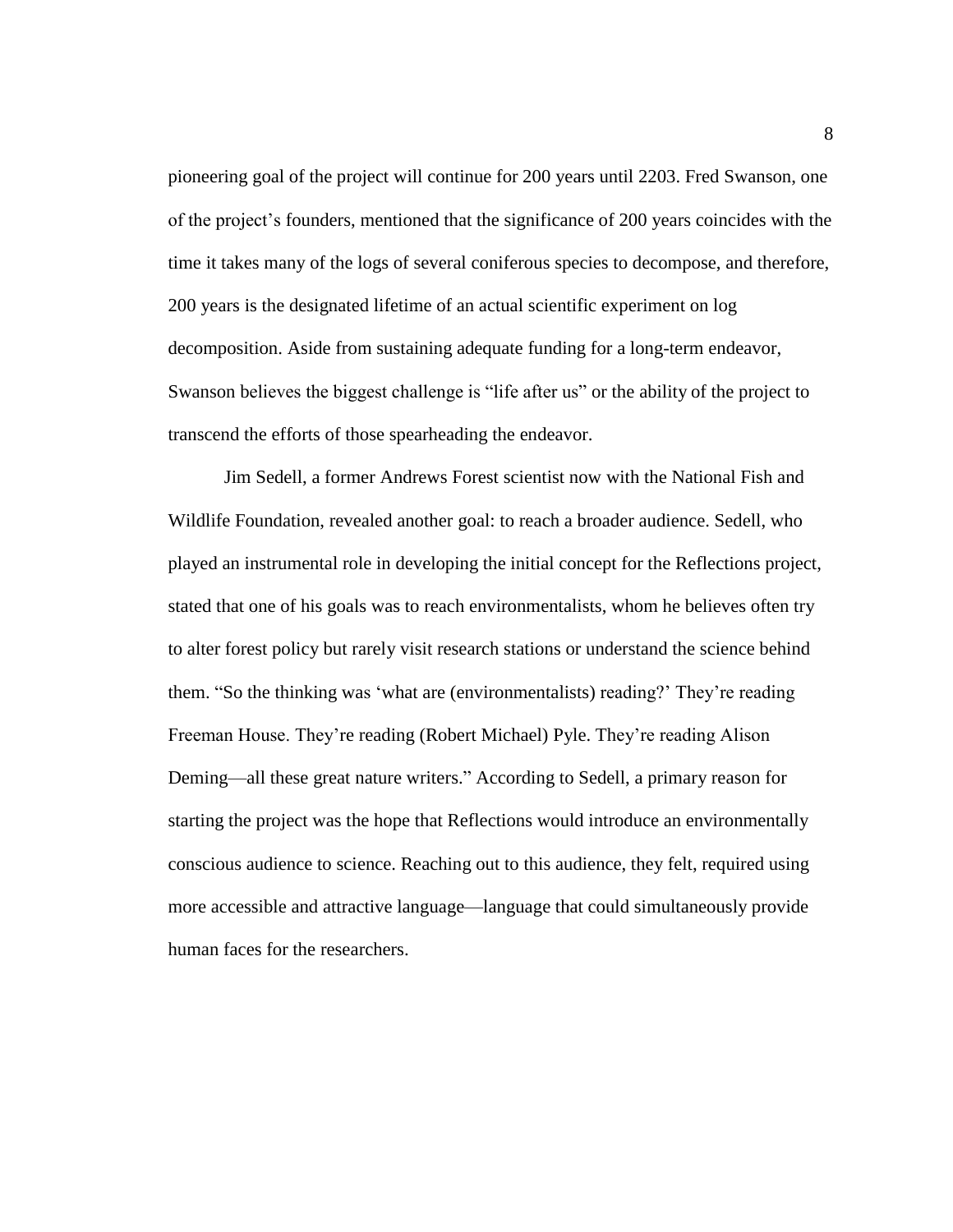pioneering goal of the project will continue for 200 years until 2203. Fred Swanson, one of the project's founders, mentioned that the significance of 200 years coincides with the time it takes many of the logs of several coniferous species to decompose, and therefore, 200 years is the designated lifetime of an actual scientific experiment on log decomposition. Aside from sustaining adequate funding for a long-term endeavor, Swanson believes the biggest challenge is "life after us" or the ability of the project to transcend the efforts of those spearheading the endeavor.

Jim Sedell, a former Andrews Forest scientist now with the National Fish and Wildlife Foundation, revealed another goal: to reach a broader audience. Sedell, who played an instrumental role in developing the initial concept for the Reflections project, stated that one of his goals was to reach environmentalists, whom he believes often try to alter forest policy but rarely visit research stations or understand the science behind them. "So the thinking was 'what are (environmentalists) reading?' They're reading Freeman House. They're reading (Robert Michael) Pyle. They're reading Alison Deming—all these great nature writers." According to Sedell, a primary reason for starting the project was the hope that Reflections would introduce an environmentally conscious audience to science. Reaching out to this audience, they felt, required using more accessible and attractive language—language that could simultaneously provide human faces for the researchers.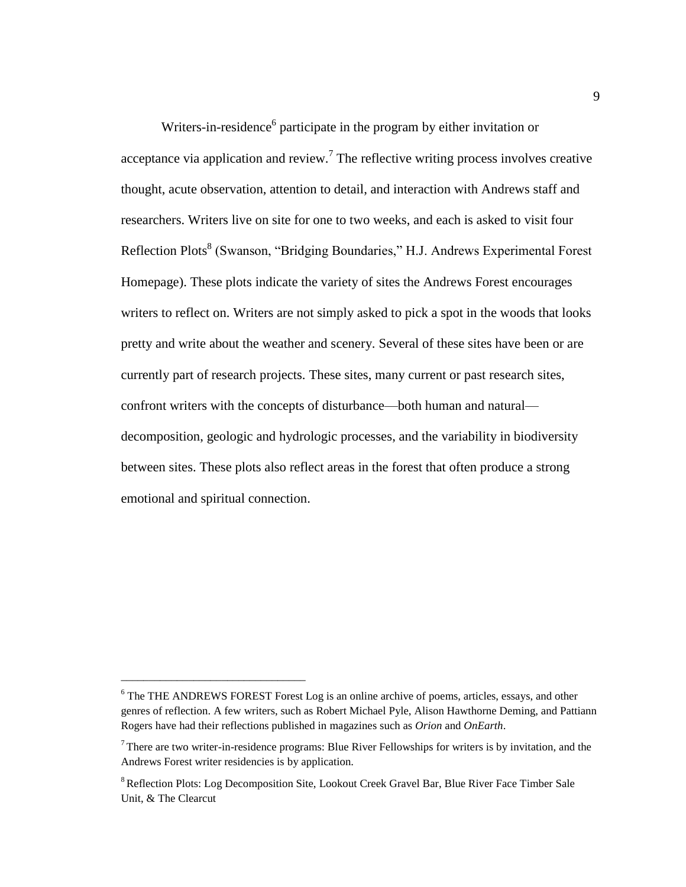Writers-in-residence[6] participate in the program by either invitation or acceptance via application and review.[7] The reflective writing process involves creative thought, acute observation, attention to detail, and interaction with Andrews staff and researchers. Writers live on site for one to two weeks, and each is asked to visit four Reflection Plots[8] (Swanson, "Bridging Boundaries," H.J. Andrews Experimental Forest Homepage). These plots indicate the variety of sites the Andrews Forest encourages writers to reflect on. Writers are not simply asked to pick a spot in the woods that looks pretty and write about the weather and scenery. Several of these sites have been or are currently part of research projects. These sites, many current or past research sites, confront writers with the concepts of disturbance—both human and natural—decomposition, geologic and hydrologic processes, and the variability in biodiversity between sites. These plots also reflect areas in the forest that often produce a strong emotional and spiritual connection.

---

[6] The THE ANDREWS FOREST Forest Log is an online archive of poems, articles, essays, and other genres of reflection. A few writers, such as Robert Michael Pyle, Alison Hawthorne Deming, and Pattiann Rogers have had their reflections published in magazines such as *Orion* and *OnEarth*.

[7] There are two writer-in-residence programs: Blue River Fellowships for writers is by invitation, and the Andrews Forest writer residencies is by application.

[8] Reflection Plots: Log Decomposition Site, Lookout Creek Gravel Bar, Blue River Face Timber Sale Unit, & The Clearcut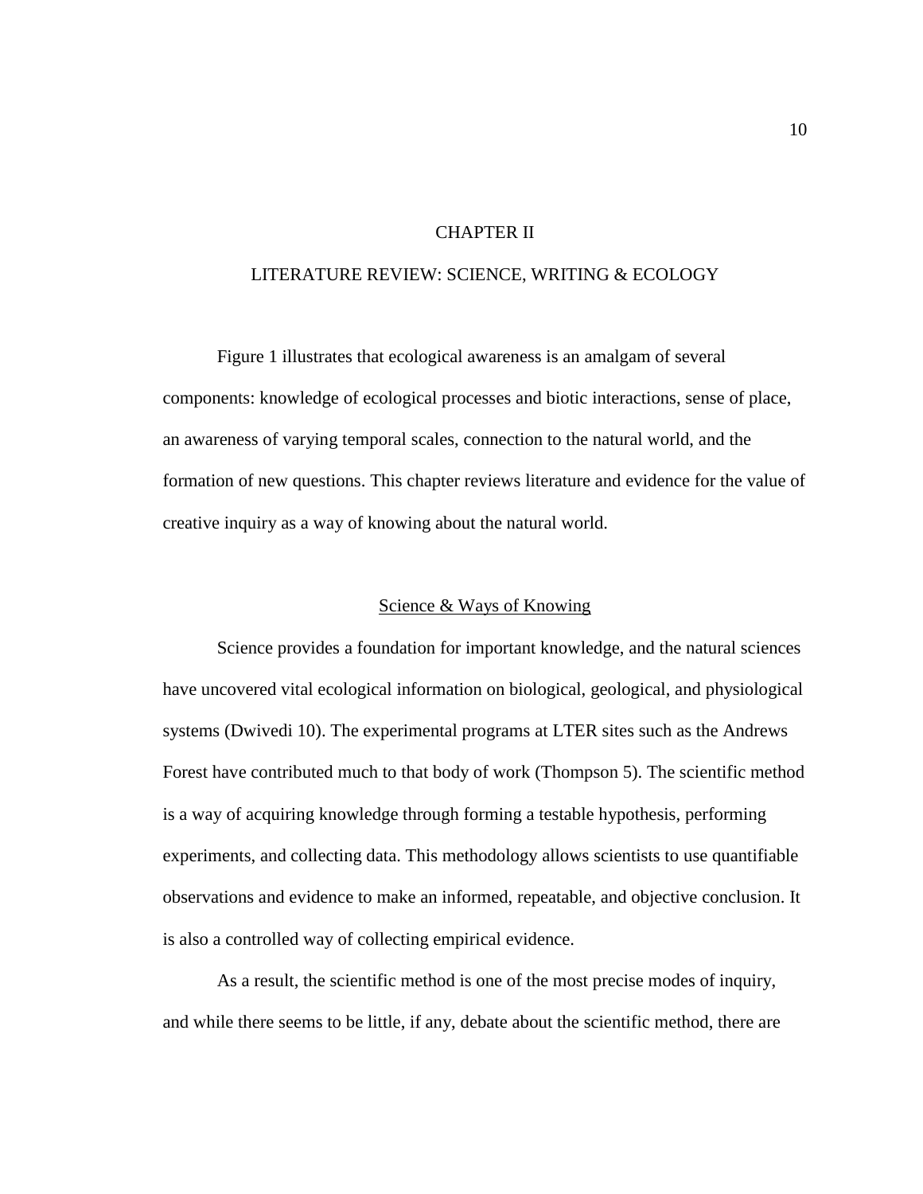# CHAPTER II

# LITERATURE REVIEW: SCIENCE, WRITING & ECOLOGY

Figure 1 illustrates that ecological awareness is an amalgam of several components: knowledge of ecological processes and biotic interactions, sense of place, an awareness of varying temporal scales, connection to the natural world, and the formation of new questions. This chapter reviews literature and evidence for the value of creative inquiry as a way of knowing about the natural world.

## Science & Ways of Knowing

Science provides a foundation for important knowledge, and the natural sciences have uncovered vital ecological information on biological, geological, and physiological systems (Dwivedi 10). The experimental programs at LTER sites such as the Andrews Forest have contributed much to that body of work (Thompson 5). The scientific method is a way of acquiring knowledge through forming a testable hypothesis, performing experiments, and collecting data. This methodology allows scientists to use quantifiable observations and evidence to make an informed, repeatable, and objective conclusion. It is also a controlled way of collecting empirical evidence.

As a result, the scientific method is one of the most precise modes of inquiry, and while there seems to be little, if any, debate about the scientific method, there are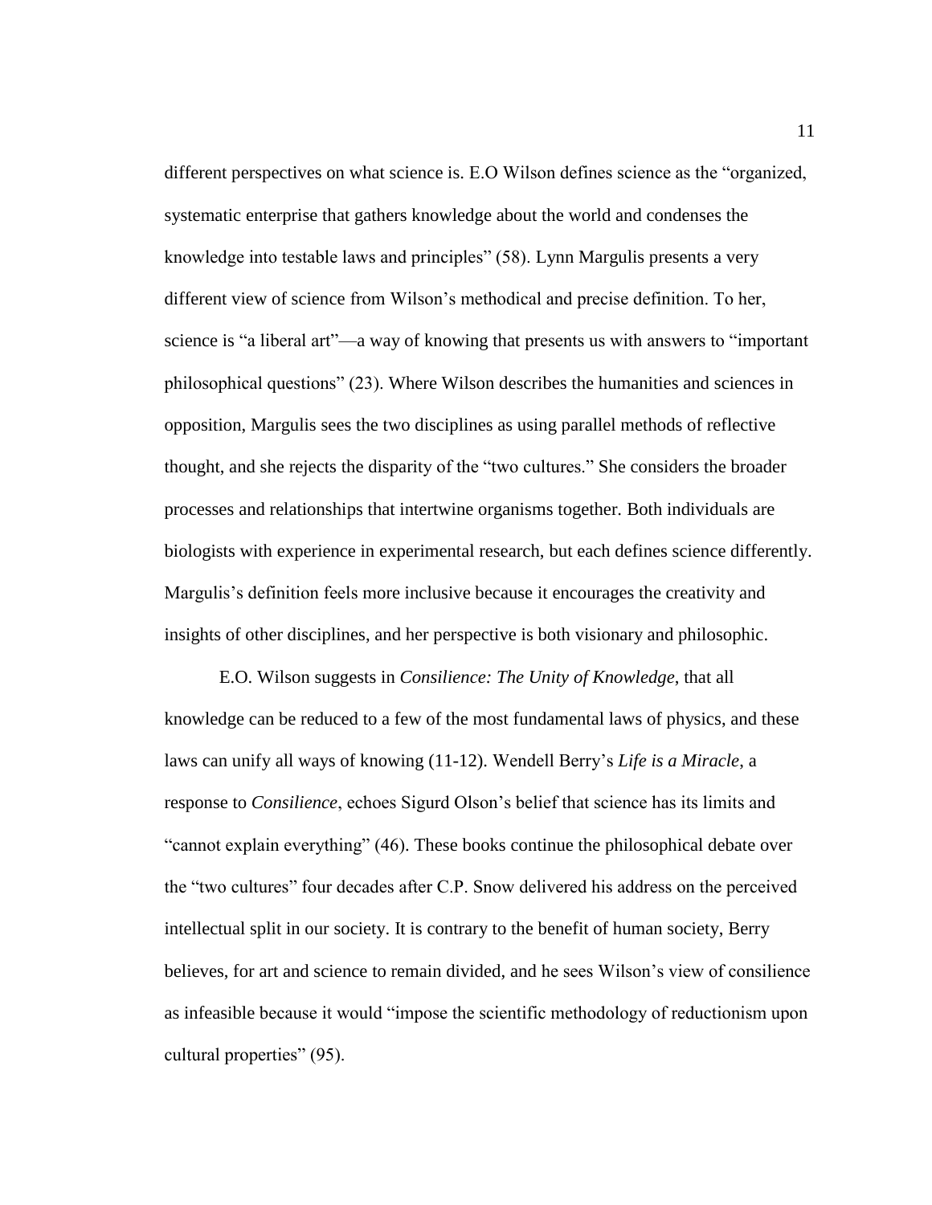different perspectives on what science is. E.O Wilson defines science as the "organized, systematic enterprise that gathers knowledge about the world and condenses the knowledge into testable laws and principles" (58). Lynn Margulis presents a very different view of science from Wilson's methodical and precise definition. To her, science is "a liberal art"—a way of knowing that presents us with answers to "important philosophical questions" (23). Where Wilson describes the humanities and sciences in opposition, Margulis sees the two disciplines as using parallel methods of reflective thought, and she rejects the disparity of the "two cultures." She considers the broader processes and relationships that intertwine organisms together. Both individuals are biologists with experience in experimental research, but each defines science differently. Margulis's definition feels more inclusive because it encourages the creativity and insights of other disciplines, and her perspective is both visionary and philosophic.

E.O. Wilson suggests in *Consilience: The Unity of Knowledge*, that all knowledge can be reduced to a few of the most fundamental laws of physics, and these laws can unify all ways of knowing (11-12). Wendell Berry's *Life is a Miracle*, a response to *Consilience*, echoes Sigurd Olson's belief that science has its limits and "cannot explain everything" (46). These books continue the philosophical debate over the "two cultures" four decades after C.P. Snow delivered his address on the perceived intellectual split in our society. It is contrary to the benefit of human society, Berry believes, for art and science to remain divided, and he sees Wilson's view of consilience as infeasible because it would "impose the scientific methodology of reductionism upon cultural properties" (95).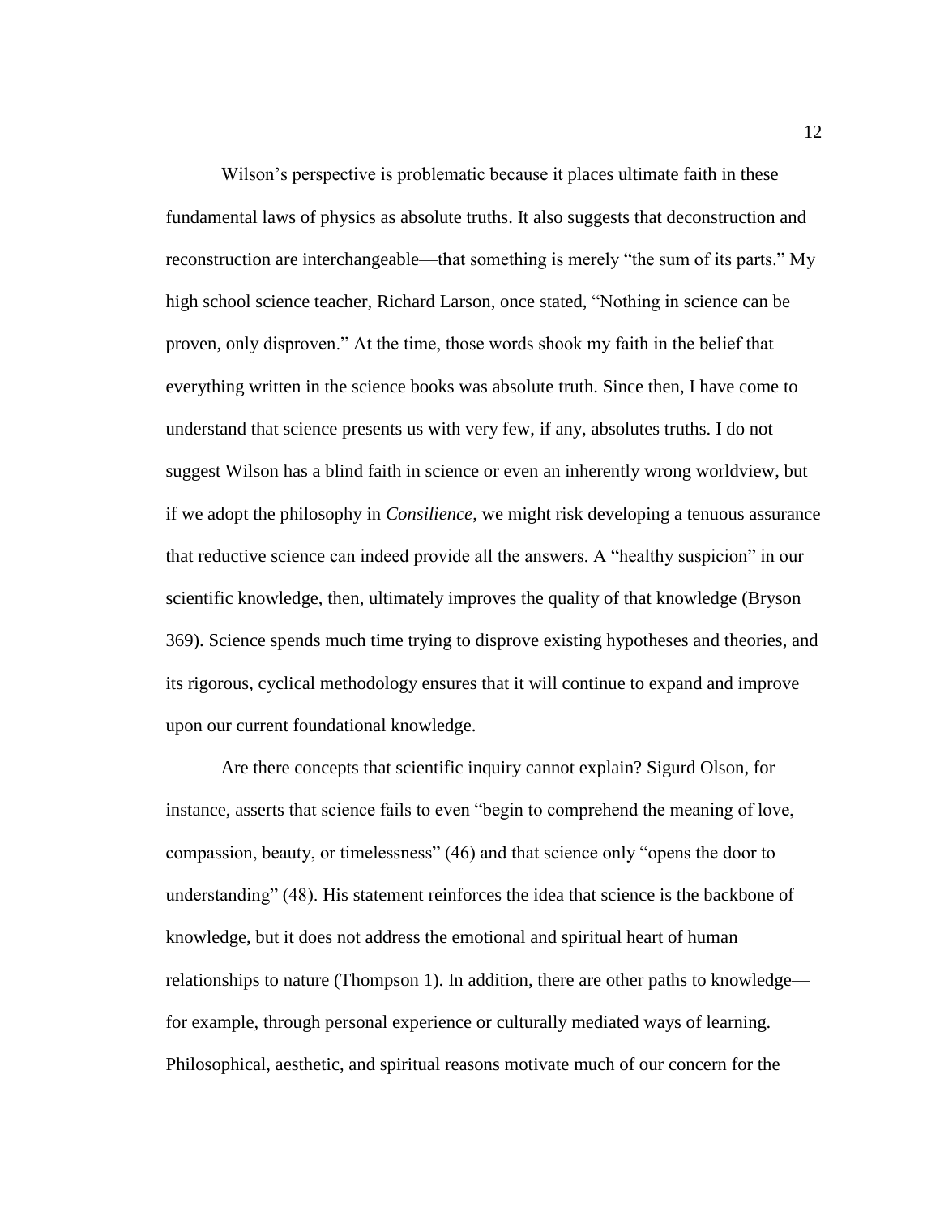Wilson's perspective is problematic because it places ultimate faith in these fundamental laws of physics as absolute truths. It also suggests that deconstruction and reconstruction are interchangeable—that something is merely "the sum of its parts." My high school science teacher, Richard Larson, once stated, "Nothing in science can be proven, only disproven." At the time, those words shook my faith in the belief that everything written in the science books was absolute truth. Since then, I have come to understand that science presents us with very few, if any, absolutes truths. I do not suggest Wilson has a blind faith in science or even an inherently wrong worldview, but if we adopt the philosophy in *Consilience*, we might risk developing a tenuous assurance that reductive science can indeed provide all the answers. A "healthy suspicion" in our scientific knowledge, then, ultimately improves the quality of that knowledge (Bryson 369). Science spends much time trying to disprove existing hypotheses and theories, and its rigorous, cyclical methodology ensures that it will continue to expand and improve upon our current foundational knowledge.

Are there concepts that scientific inquiry cannot explain? Sigurd Olson, for instance, asserts that science fails to even "begin to comprehend the meaning of love, compassion, beauty, or timelessness" (46) and that science only "opens the door to understanding" (48). His statement reinforces the idea that science is the backbone of knowledge, but it does not address the emotional and spiritual heart of human relationships to nature (Thompson 1). In addition, there are other paths to knowledge—for example, through personal experience or culturally mediated ways of learning. Philosophical, aesthetic, and spiritual reasons motivate much of our concern for the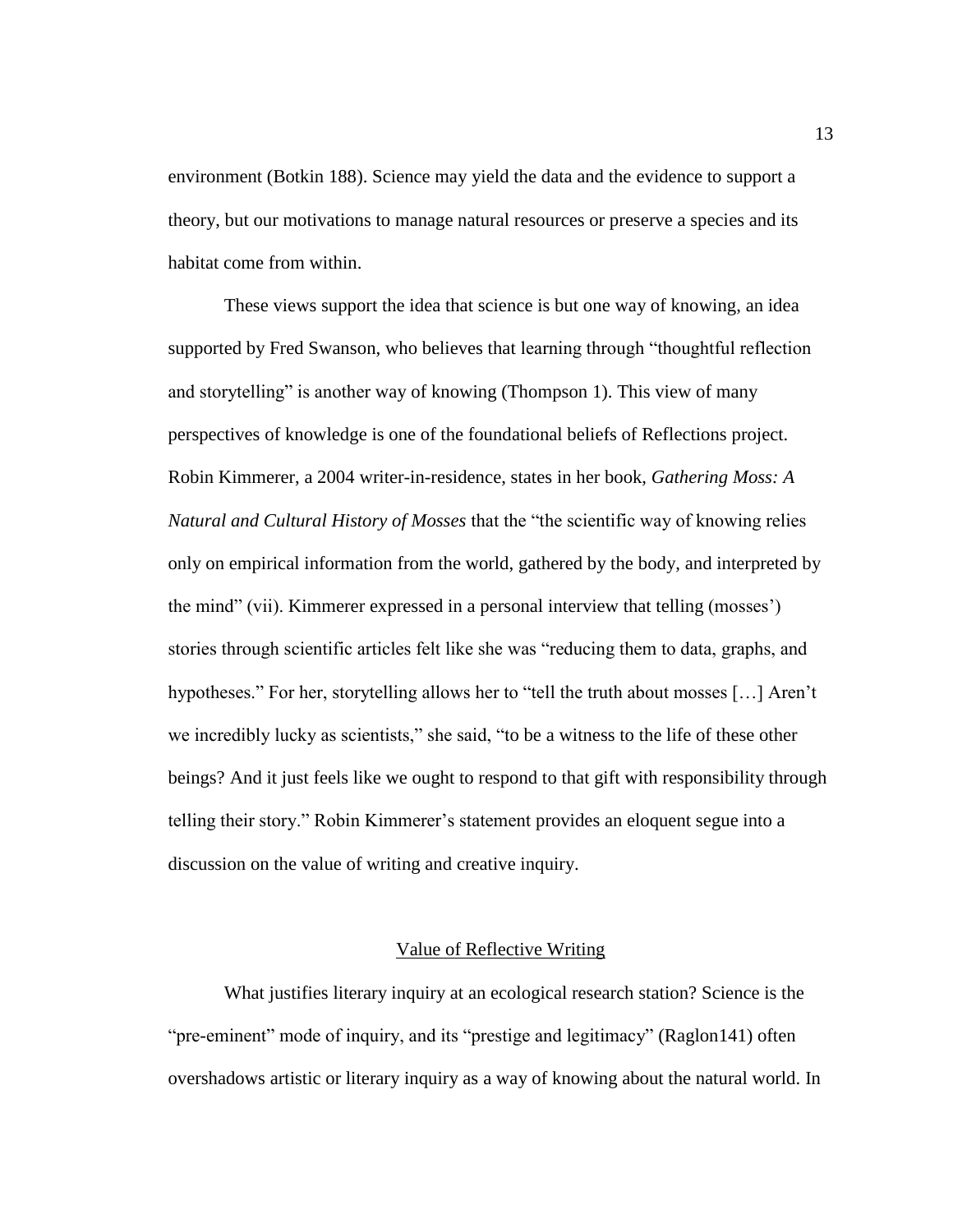environment (Botkin 188). Science may yield the data and the evidence to support a theory, but our motivations to manage natural resources or preserve a species and its habitat come from within.

These views support the idea that science is but one way of knowing, an idea supported by Fred Swanson, who believes that learning through "thoughtful reflection and storytelling" is another way of knowing (Thompson 1). This view of many perspectives of knowledge is one of the foundational beliefs of Reflections project. Robin Kimmerer, a 2004 writer-in-residence, states in her book, *Gathering Moss: A Natural and Cultural History of Mosses* that the "the scientific way of knowing relies only on empirical information from the world, gathered by the body, and interpreted by the mind" (vii). Kimmerer expressed in a personal interview that telling (mosses') stories through scientific articles felt like she was "reducing them to data, graphs, and hypotheses." For her, storytelling allows her to "tell the truth about mosses […] Aren't we incredibly lucky as scientists," she said, "to be a witness to the life of these other beings? And it just feels like we ought to respond to that gift with responsibility through telling their story." Robin Kimmerer's statement provides an eloquent segue into a discussion on the value of writing and creative inquiry.

## Value of Reflective Writing

What justifies literary inquiry at an ecological research station? Science is the "pre-eminent" mode of inquiry, and its "prestige and legitimacy" (Raglon141) often overshadows artistic or literary inquiry as a way of knowing about the natural world. In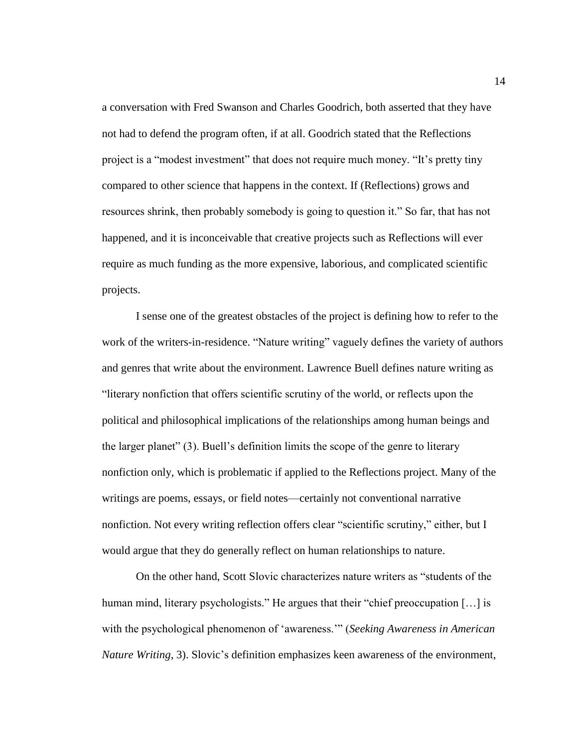a conversation with Fred Swanson and Charles Goodrich, both asserted that they have not had to defend the program often, if at all. Goodrich stated that the Reflections project is a "modest investment" that does not require much money. "It's pretty tiny compared to other science that happens in the context. If (Reflections) grows and resources shrink, then probably somebody is going to question it." So far, that has not happened, and it is inconceivable that creative projects such as Reflections will ever require as much funding as the more expensive, laborious, and complicated scientific projects.

I sense one of the greatest obstacles of the project is defining how to refer to the work of the writers-in-residence. "Nature writing" vaguely defines the variety of authors and genres that write about the environment. Lawrence Buell defines nature writing as "literary nonfiction that offers scientific scrutiny of the world, or reflects upon the political and philosophical implications of the relationships among human beings and the larger planet" (3). Buell's definition limits the scope of the genre to literary nonfiction only, which is problematic if applied to the Reflections project. Many of the writings are poems, essays, or field notes—certainly not conventional narrative nonfiction. Not every writing reflection offers clear "scientific scrutiny," either, but I would argue that they do generally reflect on human relationships to nature.

On the other hand, Scott Slovic characterizes nature writers as "students of the human mind, literary psychologists." He argues that their "chief preoccupation […] is with the psychological phenomenon of 'awareness.'" (*Seeking Awareness in American Nature Writing*, 3). Slovic's definition emphasizes keen awareness of the environment,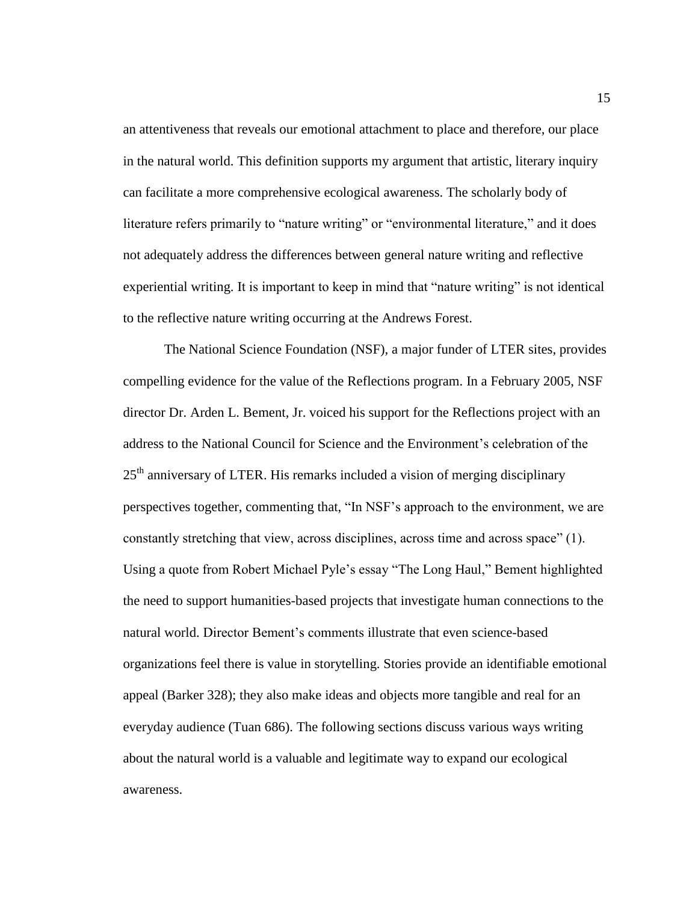an attentiveness that reveals our emotional attachment to place and therefore, our place in the natural world. This definition supports my argument that artistic, literary inquiry can facilitate a more comprehensive ecological awareness. The scholarly body of literature refers primarily to "nature writing" or "environmental literature," and it does not adequately address the differences between general nature writing and reflective experiential writing. It is important to keep in mind that "nature writing" is not identical to the reflective nature writing occurring at the Andrews Forest.

The National Science Foundation (NSF), a major funder of LTER sites, provides compelling evidence for the value of the Reflections program. In a February 2005, NSF director Dr. Arden L. Bement, Jr. voiced his support for the Reflections project with an address to the National Council for Science and the Environment's celebration of the 25th anniversary of LTER. His remarks included a vision of merging disciplinary perspectives together, commenting that, "In NSF's approach to the environment, we are constantly stretching that view, across disciplines, across time and across space" (1). Using a quote from Robert Michael Pyle's essay "The Long Haul," Bement highlighted the need to support humanities-based projects that investigate human connections to the natural world. Director Bement's comments illustrate that even science-based organizations feel there is value in storytelling. Stories provide an identifiable emotional appeal (Barker 328); they also make ideas and objects more tangible and real for an everyday audience (Tuan 686). The following sections discuss various ways writing about the natural world is a valuable and legitimate way to expand our ecological awareness.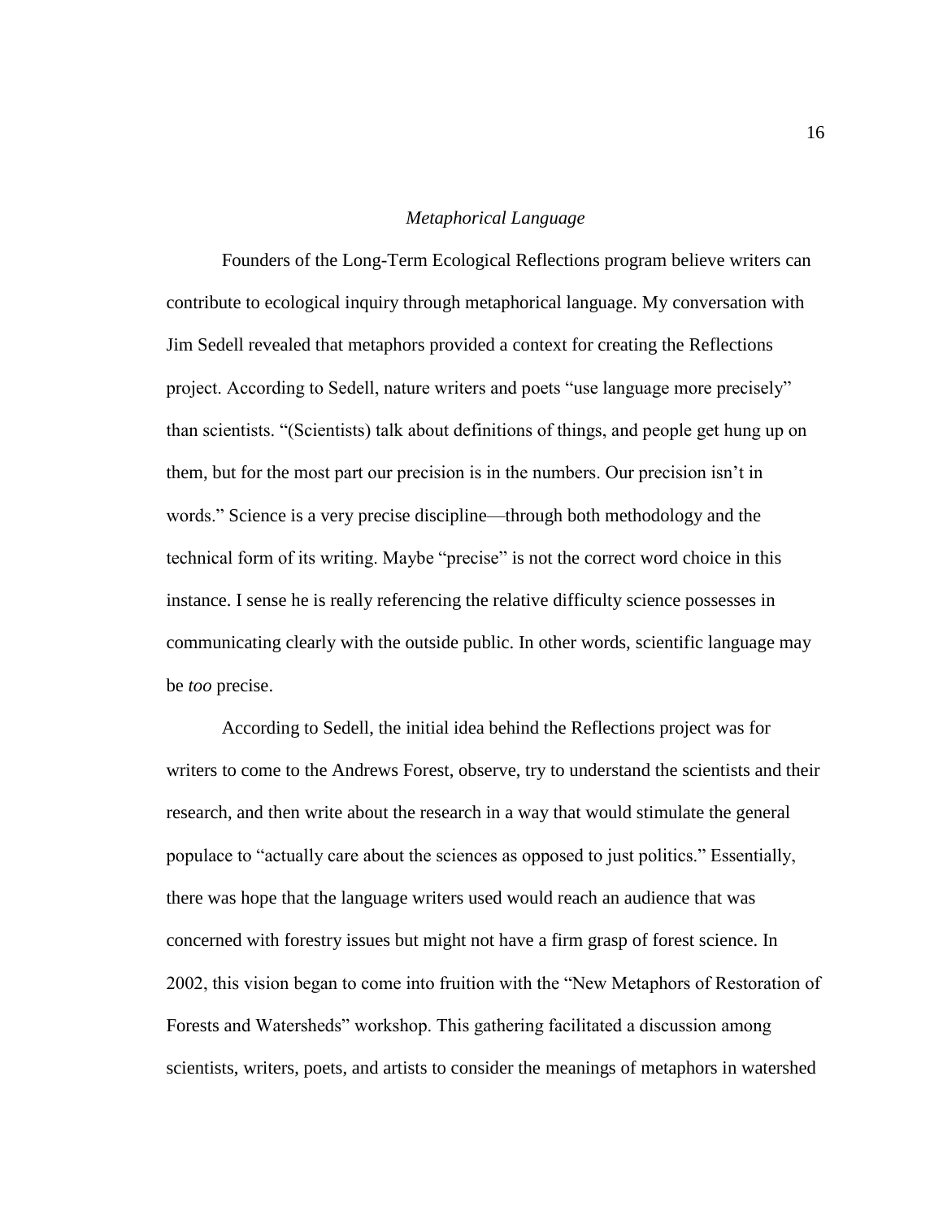### *Metaphorical Language*

Founders of the Long-Term Ecological Reflections program believe writers can contribute to ecological inquiry through metaphorical language. My conversation with Jim Sedell revealed that metaphors provided a context for creating the Reflections project. According to Sedell, nature writers and poets "use language more precisely" than scientists. "(Scientists) talk about definitions of things, and people get hung up on them, but for the most part our precision is in the numbers. Our precision isn't in words." Science is a very precise discipline—through both methodology and the technical form of its writing. Maybe "precise" is not the correct word choice in this instance. I sense he is really referencing the relative difficulty science possesses in communicating clearly with the outside public. In other words, scientific language may be *too* precise.

According to Sedell, the initial idea behind the Reflections project was for writers to come to the Andrews Forest, observe, try to understand the scientists and their research, and then write about the research in a way that would stimulate the general populace to "actually care about the sciences as opposed to just politics." Essentially, there was hope that the language writers used would reach an audience that was concerned with forestry issues but might not have a firm grasp of forest science. In 2002, this vision began to come into fruition with the "New Metaphors of Restoration of Forests and Watersheds" workshop. This gathering facilitated a discussion among scientists, writers, poets, and artists to consider the meanings of metaphors in watershed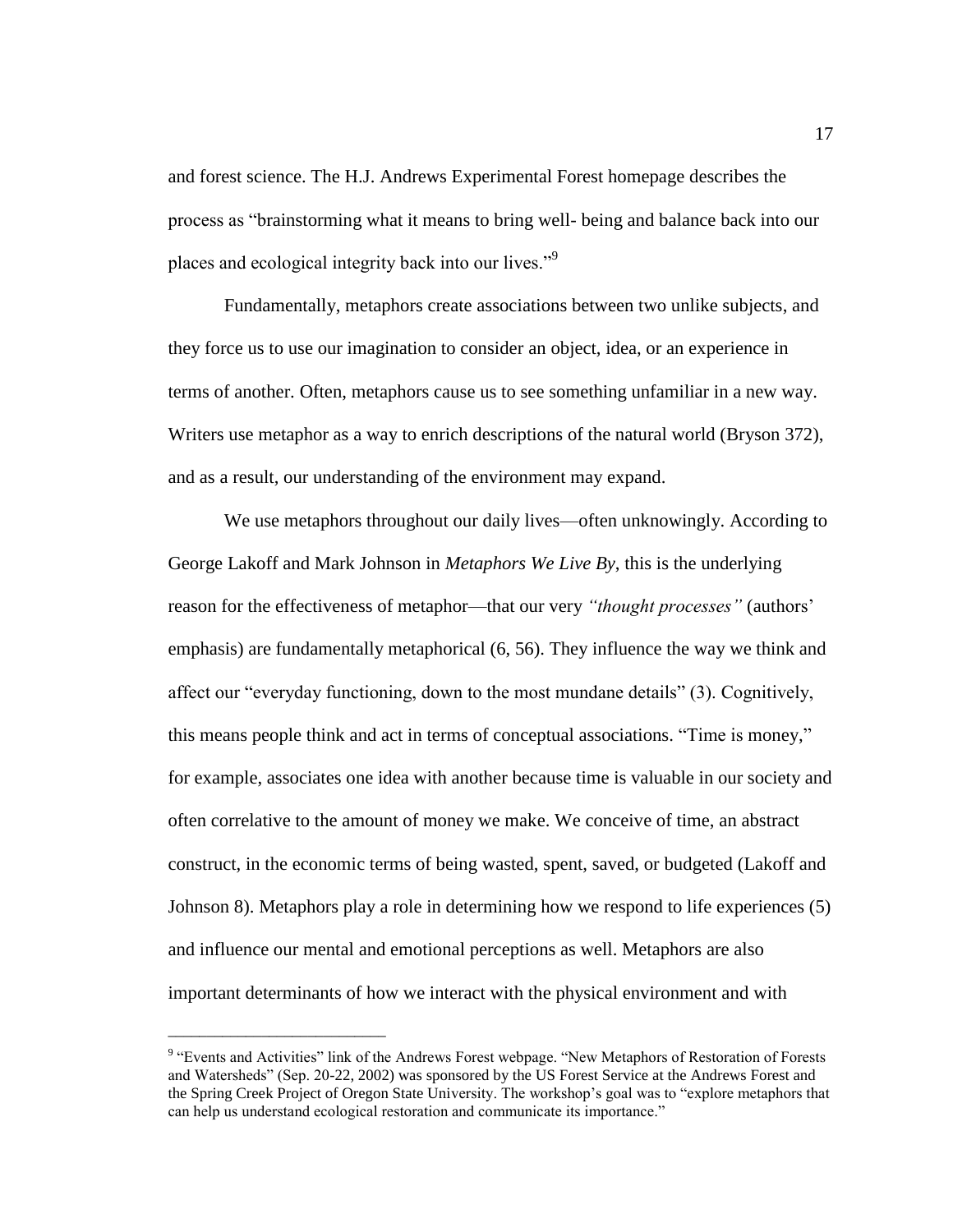and forest science. The H.J. Andrews Experimental Forest homepage describes the process as "brainstorming what it means to bring well- being and balance back into our places and ecological integrity back into our lives."[9]

Fundamentally, metaphors create associations between two unlike subjects, and they force us to use our imagination to consider an object, idea, or an experience in terms of another. Often, metaphors cause us to see something unfamiliar in a new way. Writers use metaphor as a way to enrich descriptions of the natural world (Bryson 372), and as a result, our understanding of the environment may expand.

We use metaphors throughout our daily lives—often unknowingly. According to George Lakoff and Mark Johnson in *Metaphors We Live By*, this is the underlying reason for the effectiveness of metaphor—that our very *"thought processes"* (authors' emphasis) are fundamentally metaphorical (6, 56). They influence the way we think and affect our "everyday functioning, down to the most mundane details" (3). Cognitively, this means people think and act in terms of conceptual associations. "Time is money," for example, associates one idea with another because time is valuable in our society and often correlative to the amount of money we make. We conceive of time, an abstract construct, in the economic terms of being wasted, spent, saved, or budgeted (Lakoff and Johnson 8). Metaphors play a role in determining how we respond to life experiences (5) and influence our mental and emotional perceptions as well. Metaphors are also important determinants of how we interact with the physical environment and with

---

[9] "Events and Activities" link of the Andrews Forest webpage. "New Metaphors of Restoration of Forests and Watersheds" (Sep. 20-22, 2002) was sponsored by the US Forest Service at the Andrews Forest and the Spring Creek Project of Oregon State University. The workshop's goal was to "explore metaphors that can help us understand ecological restoration and communicate its importance."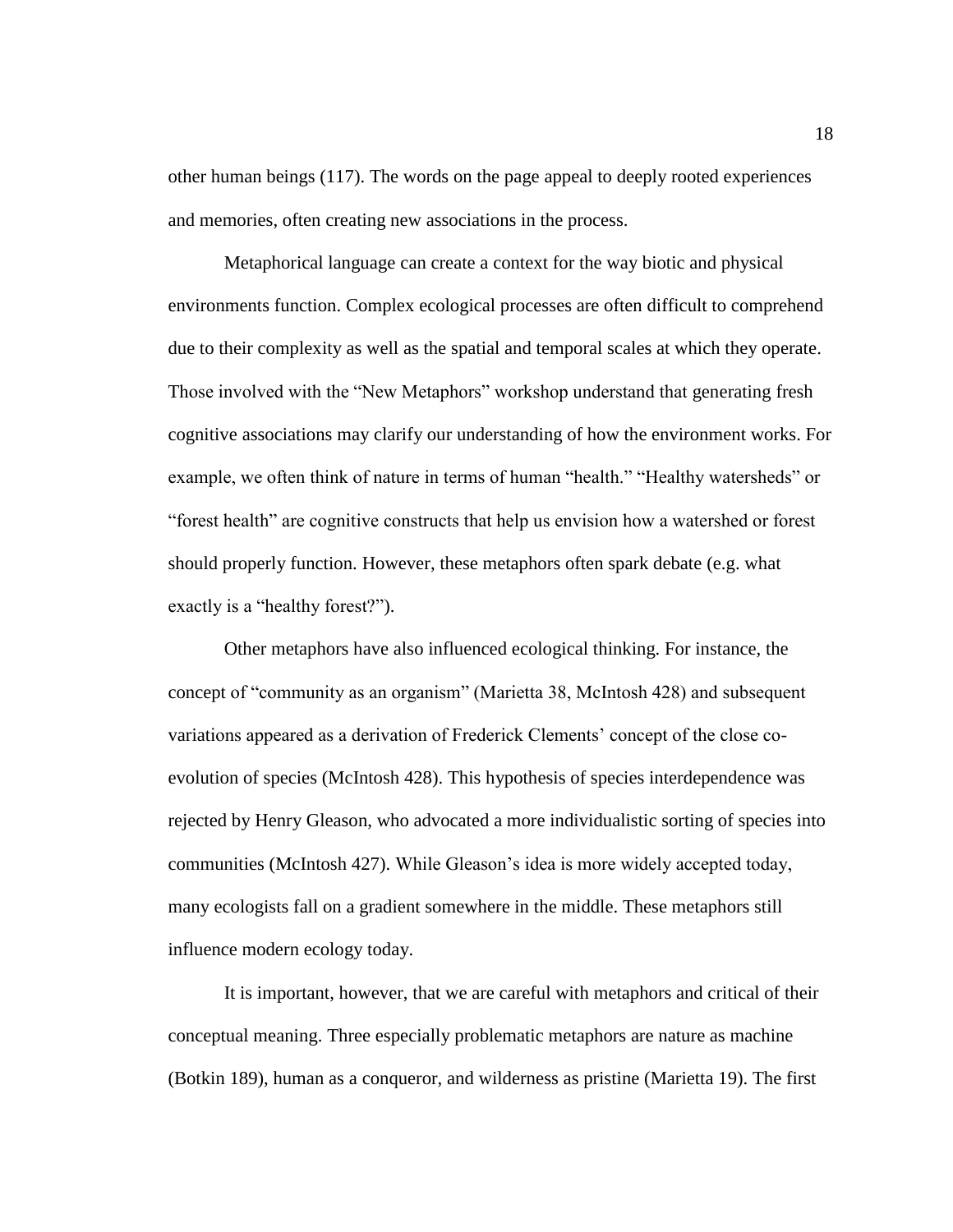other human beings (117). The words on the page appeal to deeply rooted experiences and memories, often creating new associations in the process.

Metaphorical language can create a context for the way biotic and physical environments function. Complex ecological processes are often difficult to comprehend due to their complexity as well as the spatial and temporal scales at which they operate. Those involved with the "New Metaphors" workshop understand that generating fresh cognitive associations may clarify our understanding of how the environment works. For example, we often think of nature in terms of human "health." "Healthy watersheds" or "forest health" are cognitive constructs that help us envision how a watershed or forest should properly function. However, these metaphors often spark debate (e.g. what exactly is a "healthy forest?").

Other metaphors have also influenced ecological thinking. For instance, the concept of "community as an organism" (Marietta 38, McIntosh 428) and subsequent variations appeared as a derivation of Frederick Clements' concept of the close co-evolution of species (McIntosh 428). This hypothesis of species interdependence was rejected by Henry Gleason, who advocated a more individualistic sorting of species into communities (McIntosh 427). While Gleason's idea is more widely accepted today, many ecologists fall on a gradient somewhere in the middle. These metaphors still influence modern ecology today.

It is important, however, that we are careful with metaphors and critical of their conceptual meaning. Three especially problematic metaphors are nature as machine (Botkin 189), human as a conqueror, and wilderness as pristine (Marietta 19). The first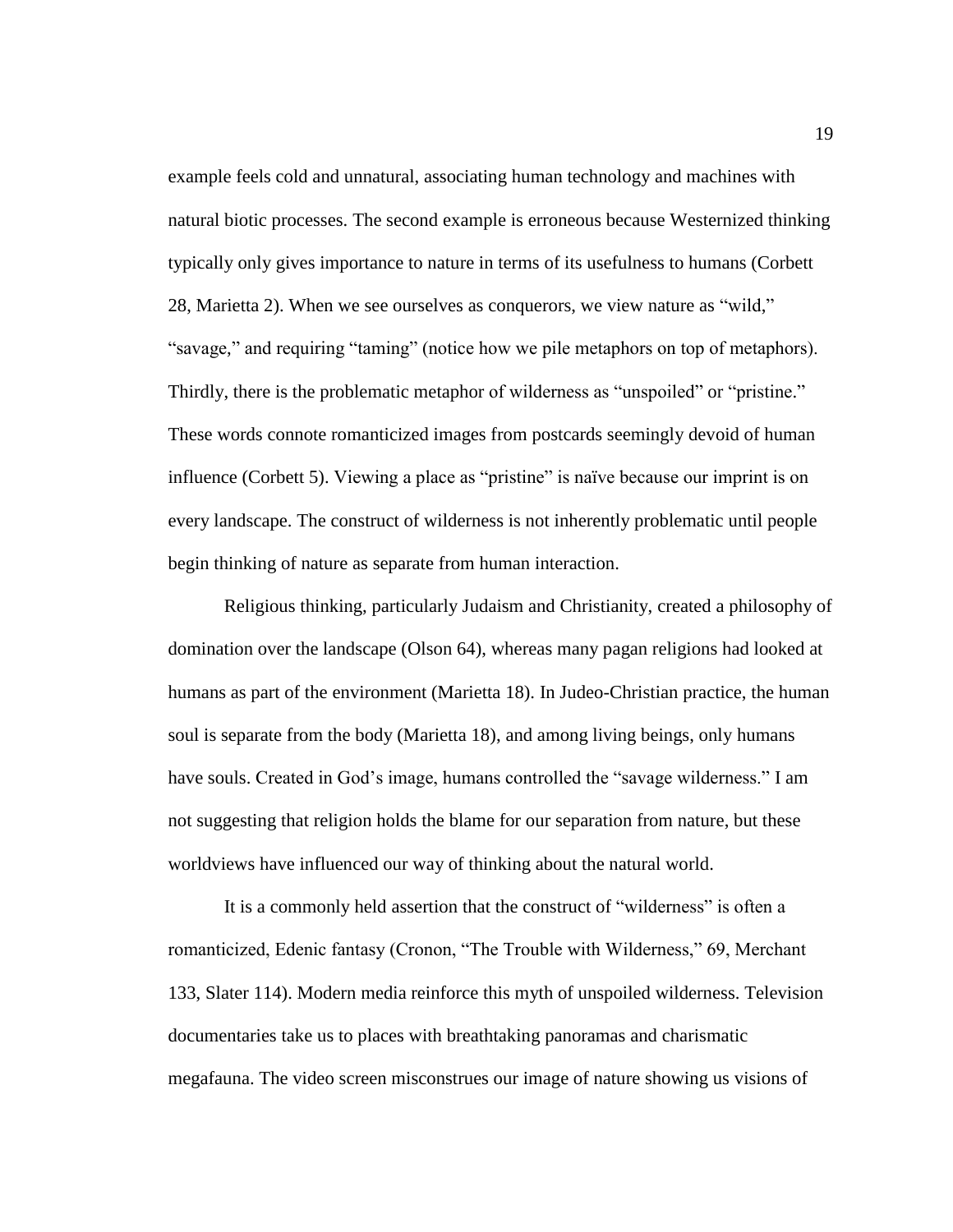example feels cold and unnatural, associating human technology and machines with natural biotic processes. The second example is erroneous because Westernized thinking typically only gives importance to nature in terms of its usefulness to humans (Corbett 28, Marietta 2). When we see ourselves as conquerors, we view nature as "wild," "savage," and requiring "taming" (notice how we pile metaphors on top of metaphors). Thirdly, there is the problematic metaphor of wilderness as "unspoiled" or "pristine." These words connote romanticized images from postcards seemingly devoid of human influence (Corbett 5). Viewing a place as "pristine" is naïve because our imprint is on every landscape. The construct of wilderness is not inherently problematic until people begin thinking of nature as separate from human interaction.

Religious thinking, particularly Judaism and Christianity, created a philosophy of domination over the landscape (Olson 64), whereas many pagan religions had looked at humans as part of the environment (Marietta 18). In Judeo-Christian practice, the human soul is separate from the body (Marietta 18), and among living beings, only humans have souls. Created in God's image, humans controlled the "savage wilderness." I am not suggesting that religion holds the blame for our separation from nature, but these worldviews have influenced our way of thinking about the natural world.

It is a commonly held assertion that the construct of "wilderness" is often a romanticized, Edenic fantasy (Cronon, "The Trouble with Wilderness," 69, Merchant 133, Slater 114). Modern media reinforce this myth of unspoiled wilderness. Television documentaries take us to places with breathtaking panoramas and charismatic megafauna. The video screen misconstrues our image of nature showing us visions of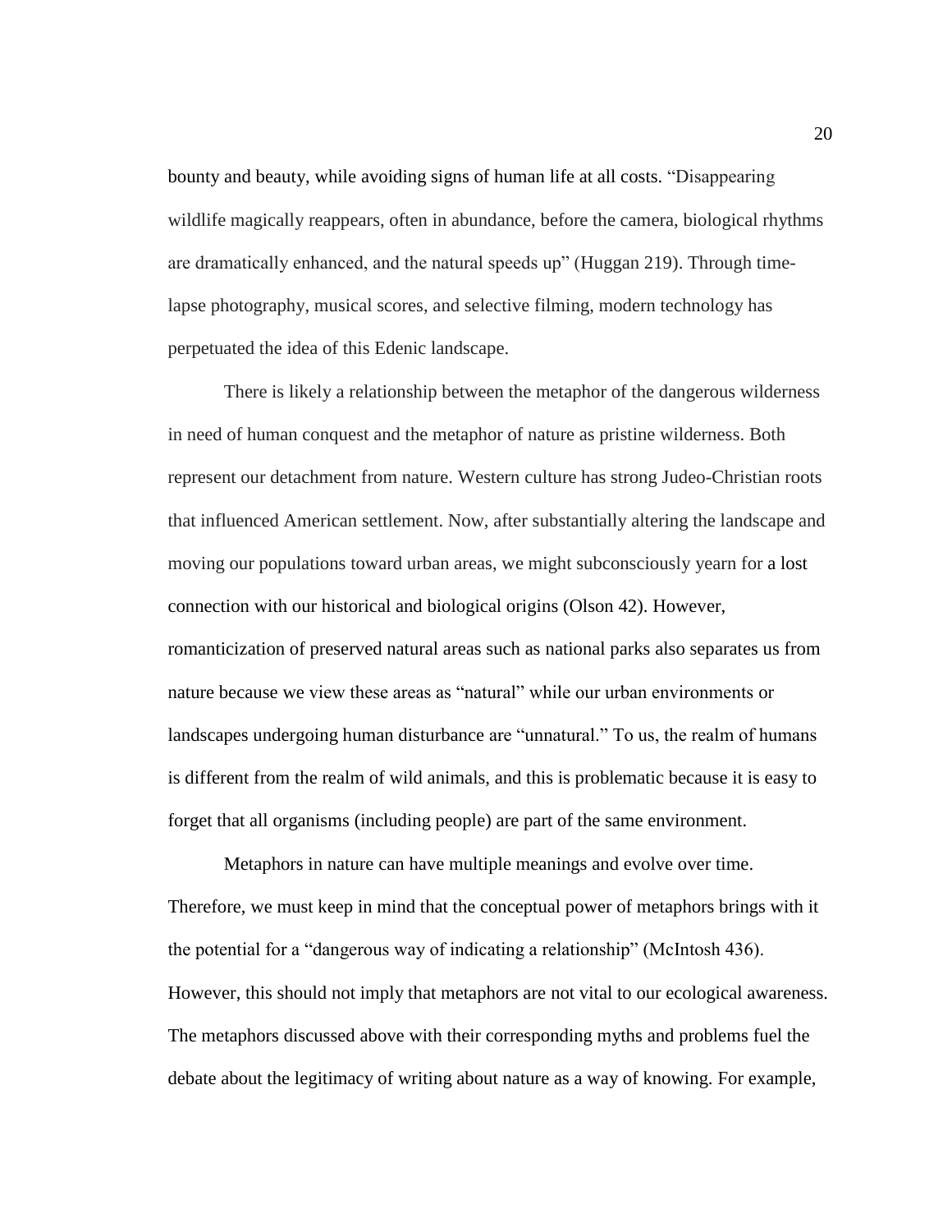bounty and beauty, while avoiding signs of human life at all costs. "Disappearing wildlife magically reappears, often in abundance, before the camera, biological rhythms are dramatically enhanced, and the natural speeds up" (Huggan 219). Through time-lapse photography, musical scores, and selective filming, modern technology has perpetuated the idea of this Edenic landscape.

There is likely a relationship between the metaphor of the dangerous wilderness in need of human conquest and the metaphor of nature as pristine wilderness. Both represent our detachment from nature. Western culture has strong Judeo-Christian roots that influenced American settlement. Now, after substantially altering the landscape and moving our populations toward urban areas, we might subconsciously yearn for a lost connection with our historical and biological origins (Olson 42). However, romanticization of preserved natural areas such as national parks also separates us from nature because we view these areas as "natural" while our urban environments or landscapes undergoing human disturbance are "unnatural." To us, the realm of humans is different from the realm of wild animals, and this is problematic because it is easy to forget that all organisms (including people) are part of the same environment.

Metaphors in nature can have multiple meanings and evolve over time. Therefore, we must keep in mind that the conceptual power of metaphors brings with it the potential for a "dangerous way of indicating a relationship" (McIntosh 436). However, this should not imply that metaphors are not vital to our ecological awareness. The metaphors discussed above with their corresponding myths and problems fuel the debate about the legitimacy of writing about nature as a way of knowing. For example,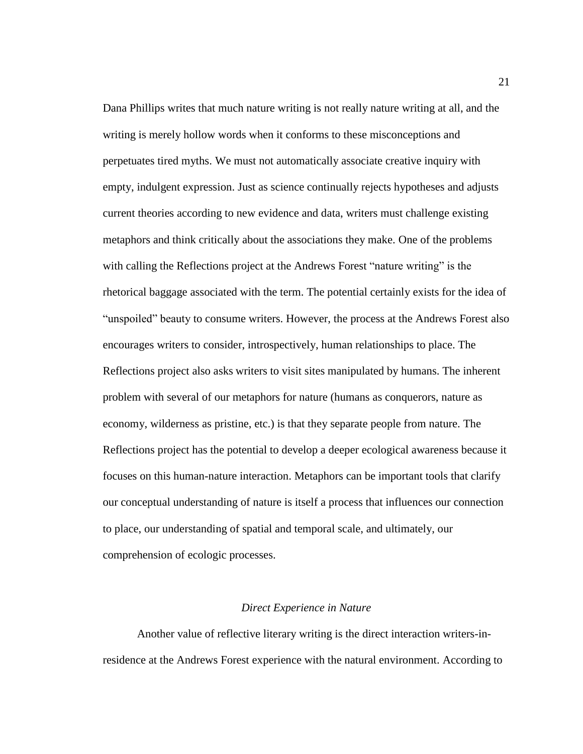Dana Phillips writes that much nature writing is not really nature writing at all, and the writing is merely hollow words when it conforms to these misconceptions and perpetuates tired myths. We must not automatically associate creative inquiry with empty, indulgent expression. Just as science continually rejects hypotheses and adjusts current theories according to new evidence and data, writers must challenge existing metaphors and think critically about the associations they make. One of the problems with calling the Reflections project at the Andrews Forest "nature writing" is the rhetorical baggage associated with the term. The potential certainly exists for the idea of "unspoiled" beauty to consume writers. However, the process at the Andrews Forest also encourages writers to consider, introspectively, human relationships to place. The Reflections project also asks writers to visit sites manipulated by humans. The inherent problem with several of our metaphors for nature (humans as conquerors, nature as economy, wilderness as pristine, etc.) is that they separate people from nature. The Reflections project has the potential to develop a deeper ecological awareness because it focuses on this human-nature interaction. Metaphors can be important tools that clarify our conceptual understanding of nature is itself a process that influences our connection to place, our understanding of spatial and temporal scale, and ultimately, our comprehension of ecologic processes.

### *Direct Experience in Nature*

Another value of reflective literary writing is the direct interaction writers-in-residence at the Andrews Forest experience with the natural environment. According to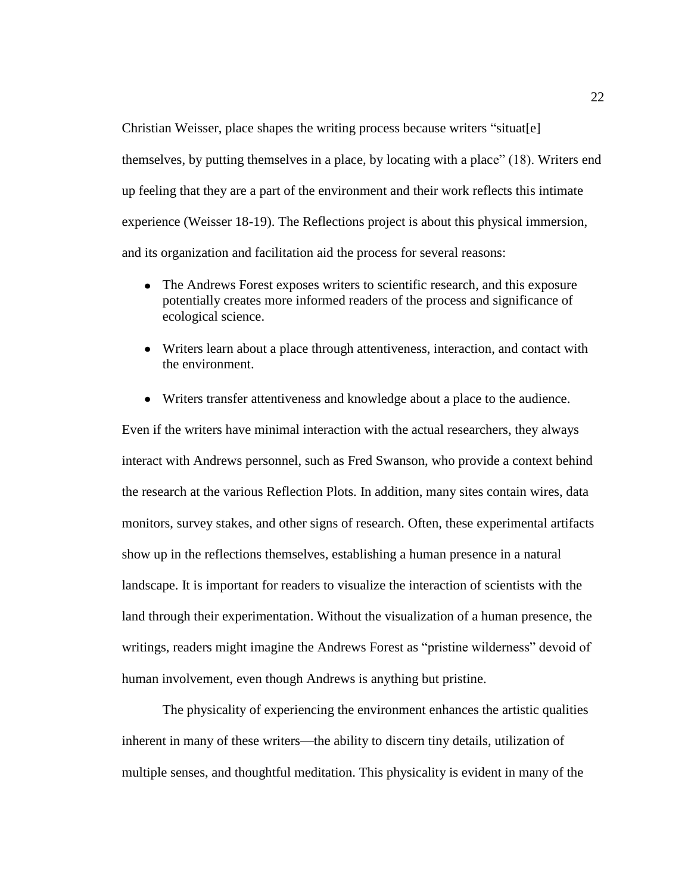Christian Weisser, place shapes the writing process because writers "situat[e] themselves, by putting themselves in a place, by locating with a place" (18). Writers end up feeling that they are a part of the environment and their work reflects this intimate experience (Weisser 18-19). The Reflections project is about this physical immersion, and its organization and facilitation aid the process for several reasons:

- The Andrews Forest exposes writers to scientific research, and this exposure potentially creates more informed readers of the process and significance of ecological science.
- Writers learn about a place through attentiveness, interaction, and contact with the environment.
- Writers transfer attentiveness and knowledge about a place to the audience.

Even if the writers have minimal interaction with the actual researchers, they always interact with Andrews personnel, such as Fred Swanson, who provide a context behind the research at the various Reflection Plots. In addition, many sites contain wires, data monitors, survey stakes, and other signs of research. Often, these experimental artifacts show up in the reflections themselves, establishing a human presence in a natural landscape. It is important for readers to visualize the interaction of scientists with the land through their experimentation. Without the visualization of a human presence, the writings, readers might imagine the Andrews Forest as "pristine wilderness" devoid of human involvement, even though Andrews is anything but pristine.

The physicality of experiencing the environment enhances the artistic qualities inherent in many of these writers—the ability to discern tiny details, utilization of multiple senses, and thoughtful meditation. This physicality is evident in many of the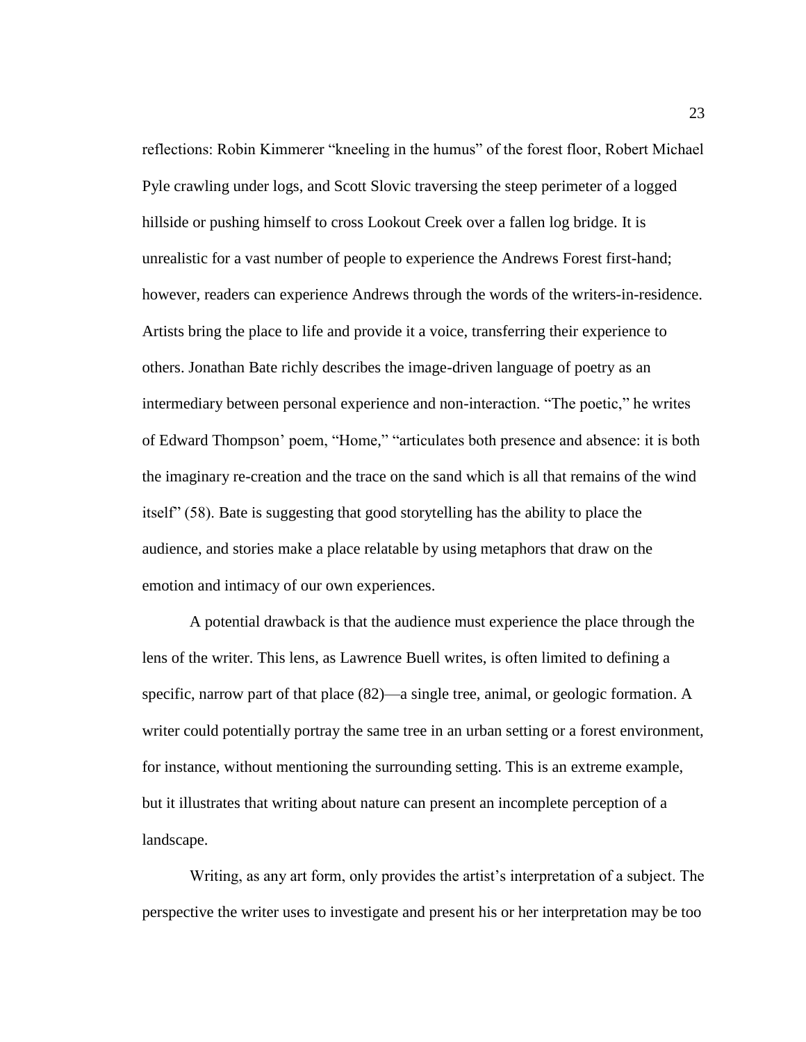reflections: Robin Kimmerer "kneeling in the humus" of the forest floor, Robert Michael Pyle crawling under logs, and Scott Slovic traversing the steep perimeter of a logged hillside or pushing himself to cross Lookout Creek over a fallen log bridge. It is unrealistic for a vast number of people to experience the Andrews Forest first-hand; however, readers can experience Andrews through the words of the writers-in-residence. Artists bring the place to life and provide it a voice, transferring their experience to others. Jonathan Bate richly describes the image-driven language of poetry as an intermediary between personal experience and non-interaction. "The poetic," he writes of Edward Thompson' poem, "Home," "articulates both presence and absence: it is both the imaginary re-creation and the trace on the sand which is all that remains of the wind itself" (58). Bate is suggesting that good storytelling has the ability to place the audience, and stories make a place relatable by using metaphors that draw on the emotion and intimacy of our own experiences.

A potential drawback is that the audience must experience the place through the lens of the writer. This lens, as Lawrence Buell writes, is often limited to defining a specific, narrow part of that place (82)—a single tree, animal, or geologic formation. A writer could potentially portray the same tree in an urban setting or a forest environment, for instance, without mentioning the surrounding setting. This is an extreme example, but it illustrates that writing about nature can present an incomplete perception of a landscape.

Writing, as any art form, only provides the artist's interpretation of a subject. The perspective the writer uses to investigate and present his or her interpretation may be too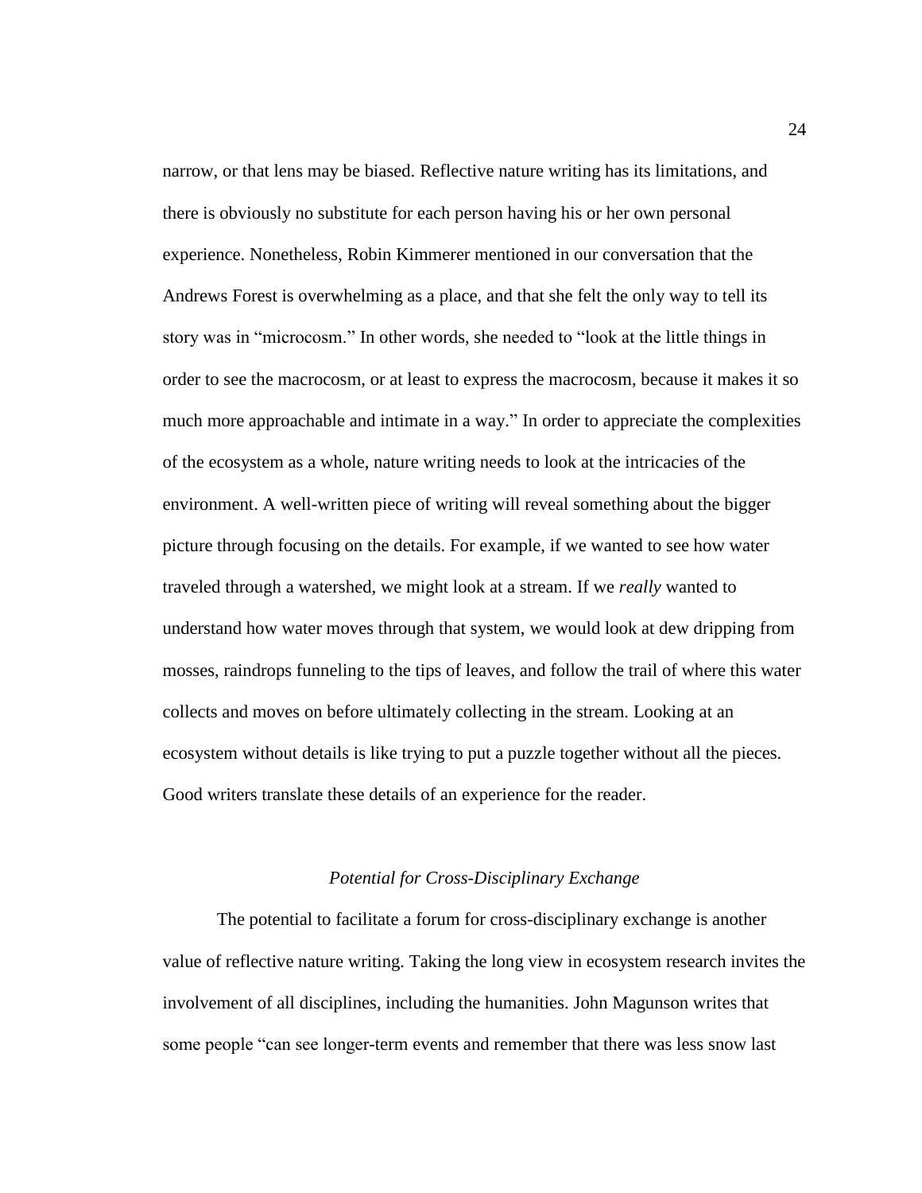narrow, or that lens may be biased. Reflective nature writing has its limitations, and there is obviously no substitute for each person having his or her own personal experience. Nonetheless, Robin Kimmerer mentioned in our conversation that the Andrews Forest is overwhelming as a place, and that she felt the only way to tell its story was in "microcosm." In other words, she needed to "look at the little things in order to see the macrocosm, or at least to express the macrocosm, because it makes it so much more approachable and intimate in a way." In order to appreciate the complexities of the ecosystem as a whole, nature writing needs to look at the intricacies of the environment. A well-written piece of writing will reveal something about the bigger picture through focusing on the details. For example, if we wanted to see how water traveled through a watershed, we might look at a stream. If we *really* wanted to understand how water moves through that system, we would look at dew dripping from mosses, raindrops funneling to the tips of leaves, and follow the trail of where this water collects and moves on before ultimately collecting in the stream. Looking at an ecosystem without details is like trying to put a puzzle together without all the pieces. Good writers translate these details of an experience for the reader.

### *Potential for Cross-Disciplinary Exchange*

The potential to facilitate a forum for cross-disciplinary exchange is another value of reflective nature writing. Taking the long view in ecosystem research invites the involvement of all disciplines, including the humanities. John Magunson writes that some people "can see longer-term events and remember that there was less snow last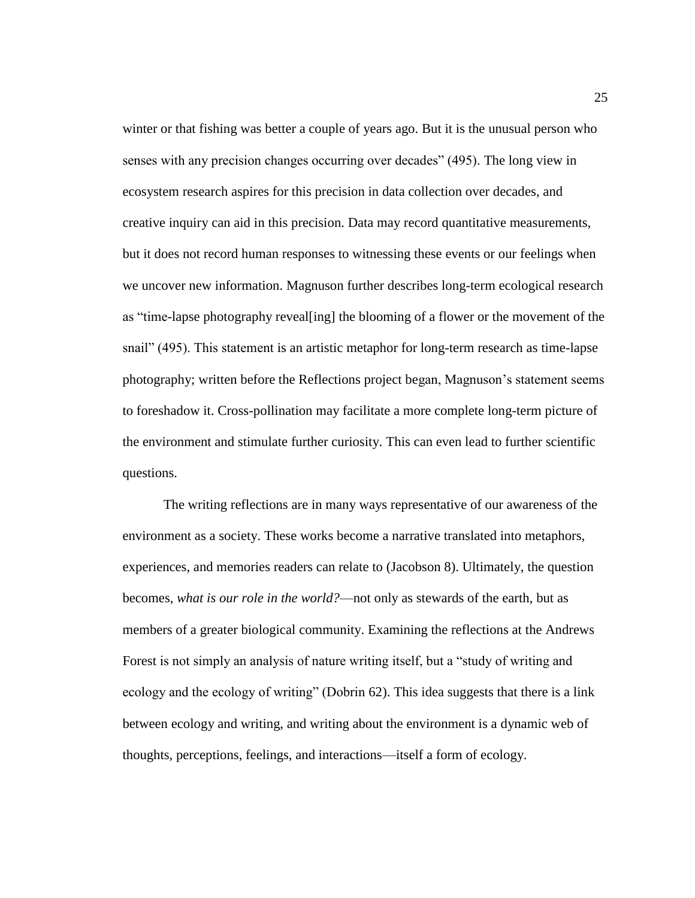winter or that fishing was better a couple of years ago. But it is the unusual person who senses with any precision changes occurring over decades" (495). The long view in ecosystem research aspires for this precision in data collection over decades, and creative inquiry can aid in this precision. Data may record quantitative measurements, but it does not record human responses to witnessing these events or our feelings when we uncover new information. Magnuson further describes long-term ecological research as "time-lapse photography reveal[ing] the blooming of a flower or the movement of the snail" (495). This statement is an artistic metaphor for long-term research as time-lapse photography; written before the Reflections project began, Magnuson's statement seems to foreshadow it. Cross-pollination may facilitate a more complete long-term picture of the environment and stimulate further curiosity. This can even lead to further scientific questions.

The writing reflections are in many ways representative of our awareness of the environment as a society. These works become a narrative translated into metaphors, experiences, and memories readers can relate to (Jacobson 8). Ultimately, the question becomes, *what is our role in the world?*—not only as stewards of the earth, but as members of a greater biological community. Examining the reflections at the Andrews Forest is not simply an analysis of nature writing itself, but a "study of writing and ecology and the ecology of writing" (Dobrin 62). This idea suggests that there is a link between ecology and writing, and writing about the environment is a dynamic web of thoughts, perceptions, feelings, and interactions—itself a form of ecology.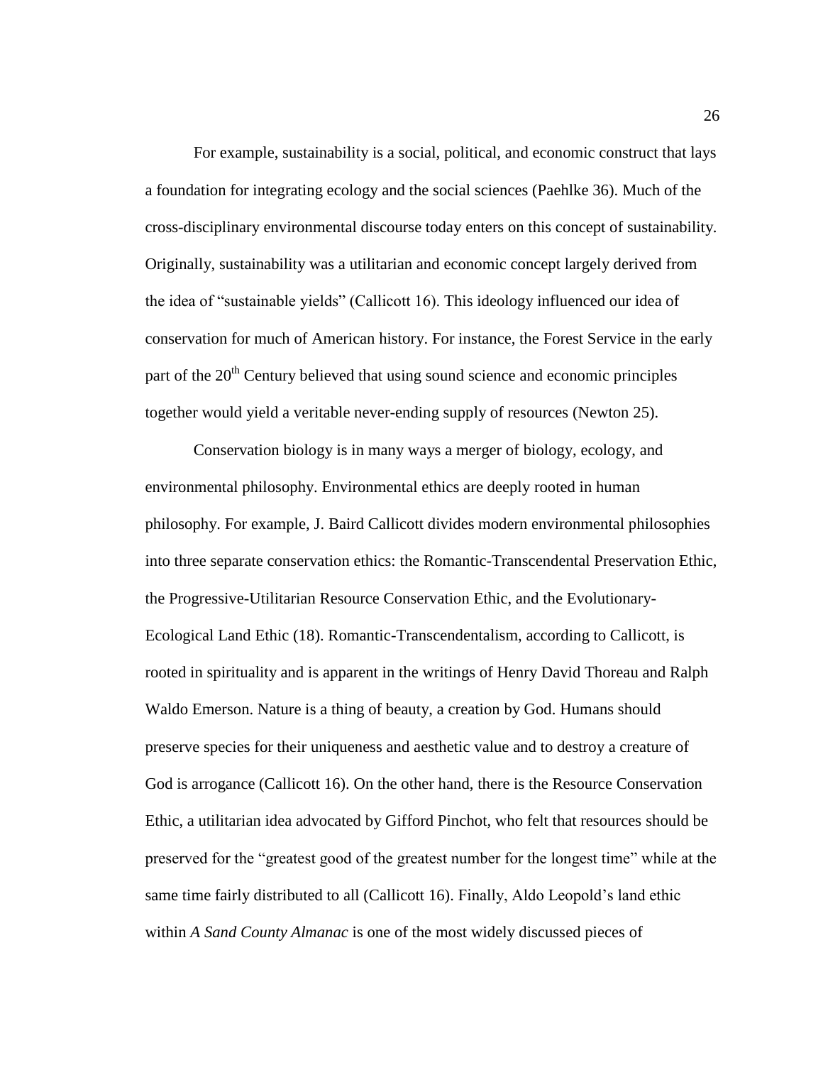For example, sustainability is a social, political, and economic construct that lays a foundation for integrating ecology and the social sciences (Paehlke 36). Much of the cross-disciplinary environmental discourse today enters on this concept of sustainability. Originally, sustainability was a utilitarian and economic concept largely derived from the idea of "sustainable yields" (Callicott 16). This ideology influenced our idea of conservation for much of American history. For instance, the Forest Service in the early part of the 20th Century believed that using sound science and economic principles together would yield a veritable never-ending supply of resources (Newton 25).

Conservation biology is in many ways a merger of biology, ecology, and environmental philosophy. Environmental ethics are deeply rooted in human philosophy. For example, J. Baird Callicott divides modern environmental philosophies into three separate conservation ethics: the Romantic-Transcendental Preservation Ethic, the Progressive-Utilitarian Resource Conservation Ethic, and the Evolutionary-Ecological Land Ethic (18). Romantic-Transcendentalism, according to Callicott, is rooted in spirituality and is apparent in the writings of Henry David Thoreau and Ralph Waldo Emerson. Nature is a thing of beauty, a creation by God. Humans should preserve species for their uniqueness and aesthetic value and to destroy a creature of God is arrogance (Callicott 16). On the other hand, there is the Resource Conservation Ethic, a utilitarian idea advocated by Gifford Pinchot, who felt that resources should be preserved for the "greatest good of the greatest number for the longest time" while at the same time fairly distributed to all (Callicott 16). Finally, Aldo Leopold's land ethic within *A Sand County Almanac* is one of the most widely discussed pieces of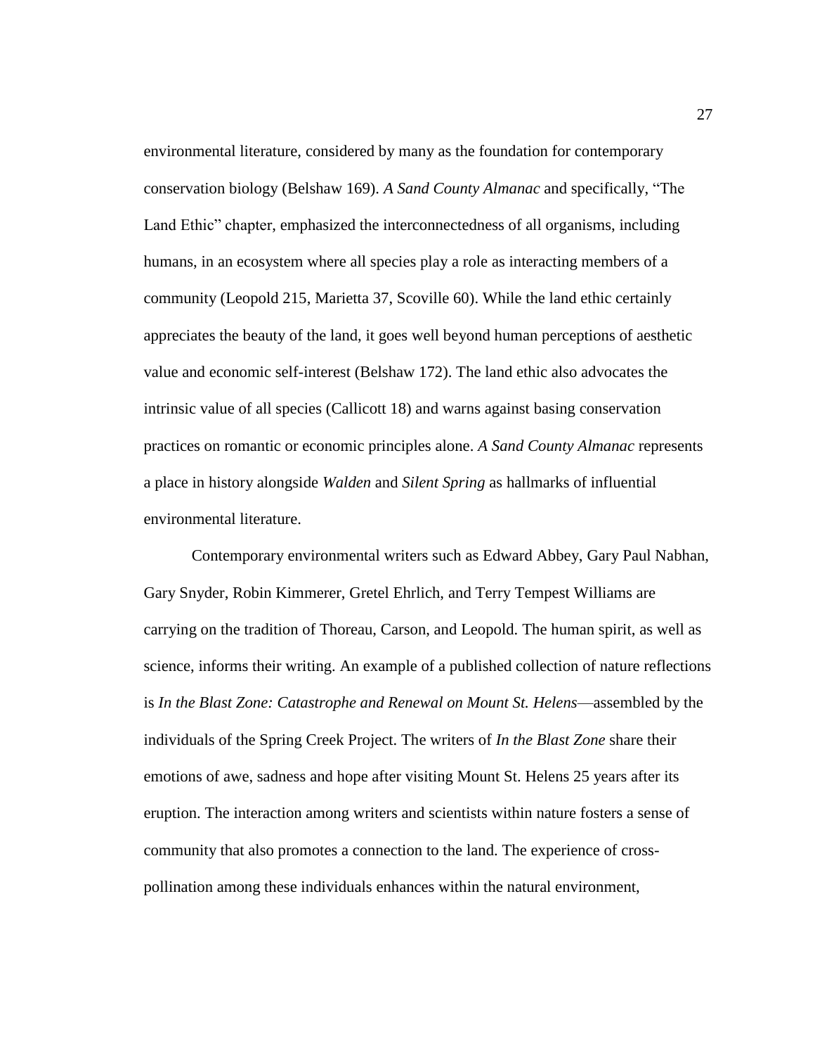environmental literature, considered by many as the foundation for contemporary conservation biology (Belshaw 169). *A Sand County Almanac* and specifically, "The Land Ethic" chapter, emphasized the interconnectedness of all organisms, including humans, in an ecosystem where all species play a role as interacting members of a community (Leopold 215, Marietta 37, Scoville 60). While the land ethic certainly appreciates the beauty of the land, it goes well beyond human perceptions of aesthetic value and economic self-interest (Belshaw 172). The land ethic also advocates the intrinsic value of all species (Callicott 18) and warns against basing conservation practices on romantic or economic principles alone. *A Sand County Almanac* represents a place in history alongside *Walden* and *Silent Spring* as hallmarks of influential environmental literature.

Contemporary environmental writers such as Edward Abbey, Gary Paul Nabhan, Gary Snyder, Robin Kimmerer, Gretel Ehrlich, and Terry Tempest Williams are carrying on the tradition of Thoreau, Carson, and Leopold. The human spirit, as well as science, informs their writing. An example of a published collection of nature reflections is *In the Blast Zone: Catastrophe and Renewal on Mount St. Helens*—assembled by the individuals of the Spring Creek Project. The writers of *In the Blast Zone* share their emotions of awe, sadness and hope after visiting Mount St. Helens 25 years after its eruption. The interaction among writers and scientists within nature fosters a sense of community that also promotes a connection to the land. The experience of cross-pollination among these individuals enhances within the natural environment,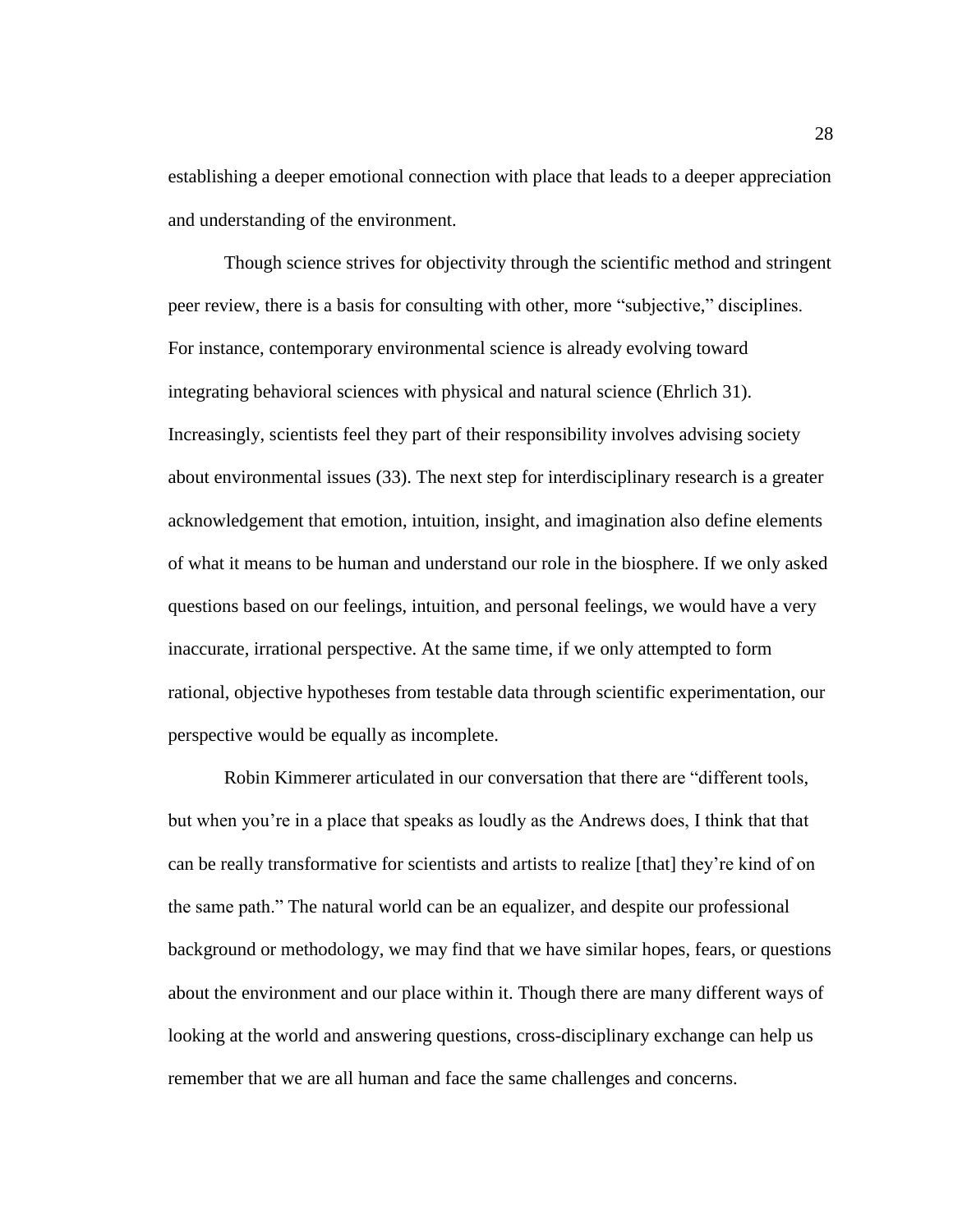establishing a deeper emotional connection with place that leads to a deeper appreciation and understanding of the environment.

Though science strives for objectivity through the scientific method and stringent peer review, there is a basis for consulting with other, more "subjective," disciplines. For instance, contemporary environmental science is already evolving toward integrating behavioral sciences with physical and natural science (Ehrlich 31). Increasingly, scientists feel they part of their responsibility involves advising society about environmental issues (33). The next step for interdisciplinary research is a greater acknowledgement that emotion, intuition, insight, and imagination also define elements of what it means to be human and understand our role in the biosphere. If we only asked questions based on our feelings, intuition, and personal feelings, we would have a very inaccurate, irrational perspective. At the same time, if we only attempted to form rational, objective hypotheses from testable data through scientific experimentation, our perspective would be equally as incomplete.

Robin Kimmerer articulated in our conversation that there are "different tools, but when you're in a place that speaks as loudly as the Andrews does, I think that that can be really transformative for scientists and artists to realize [that] they're kind of on the same path." The natural world can be an equalizer, and despite our professional background or methodology, we may find that we have similar hopes, fears, or questions about the environment and our place within it. Though there are many different ways of looking at the world and answering questions, cross-disciplinary exchange can help us remember that we are all human and face the same challenges and concerns.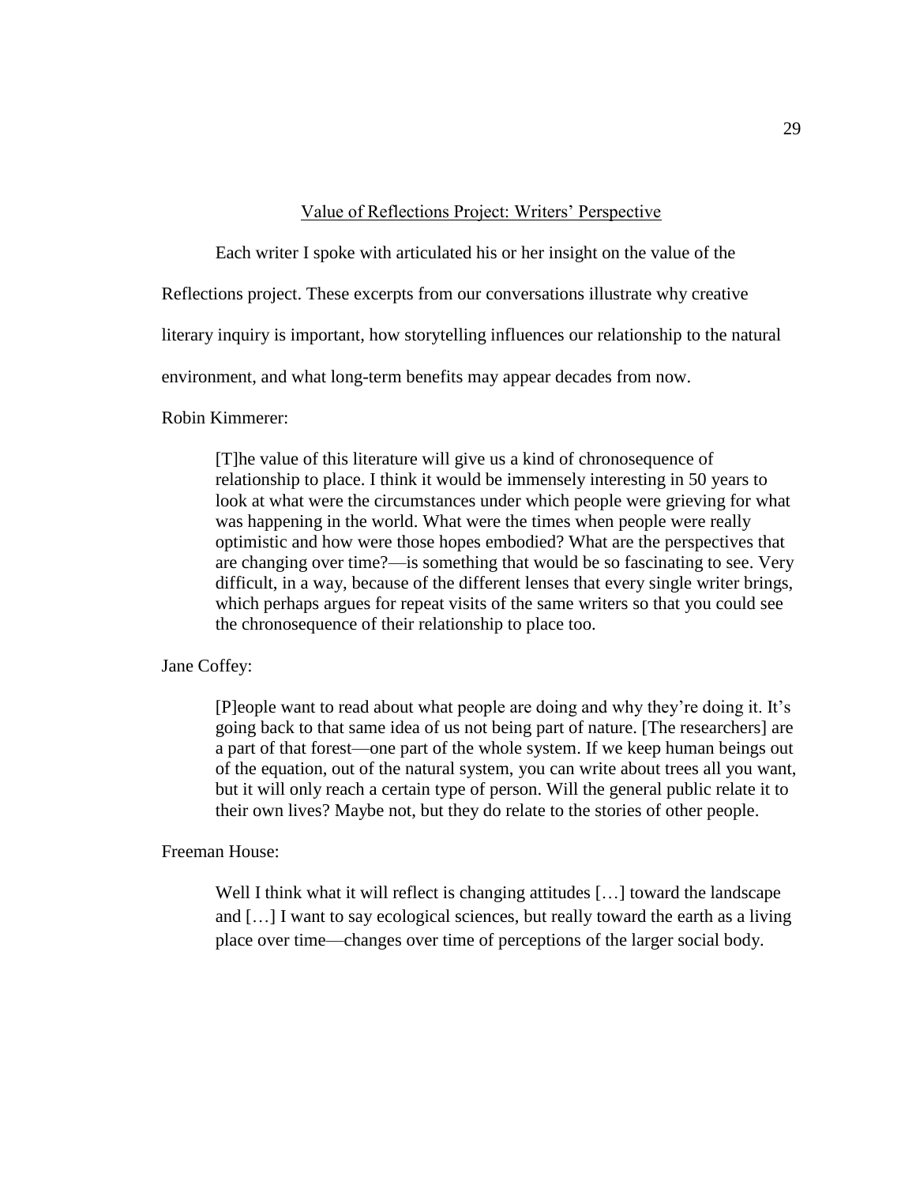## Value of Reflections Project: Writers' Perspective

Each writer I spoke with articulated his or her insight on the value of the Reflections project. These excerpts from our conversations illustrate why creative literary inquiry is important, how storytelling influences our relationship to the natural environment, and what long-term benefits may appear decades from now.

Robin Kimmerer:

> [T]he value of this literature will give us a kind of chronosequence of relationship to place. I think it would be immensely interesting in 50 years to look at what were the circumstances under which people were grieving for what was happening in the world. What were the times when people were really optimistic and how were those hopes embodied? What are the perspectives that are changing over time?—is something that would be so fascinating to see. Very difficult, in a way, because of the different lenses that every single writer brings, which perhaps argues for repeat visits of the same writers so that you could see the chronosequence of their relationship to place too.

Jane Coffey:

> [P]eople want to read about what people are doing and why they're doing it. It's going back to that same idea of us not being part of nature. [The researchers] are a part of that forest—one part of the whole system. If we keep human beings out of the equation, out of the natural system, you can write about trees all you want, but it will only reach a certain type of person. Will the general public relate it to their own lives? Maybe not, but they do relate to the stories of other people.

Freeman House:

> Well I think what it will reflect is changing attitudes […] toward the landscape and […] I want to say ecological sciences, but really toward the earth as a living place over time—changes over time of perceptions of the larger social body.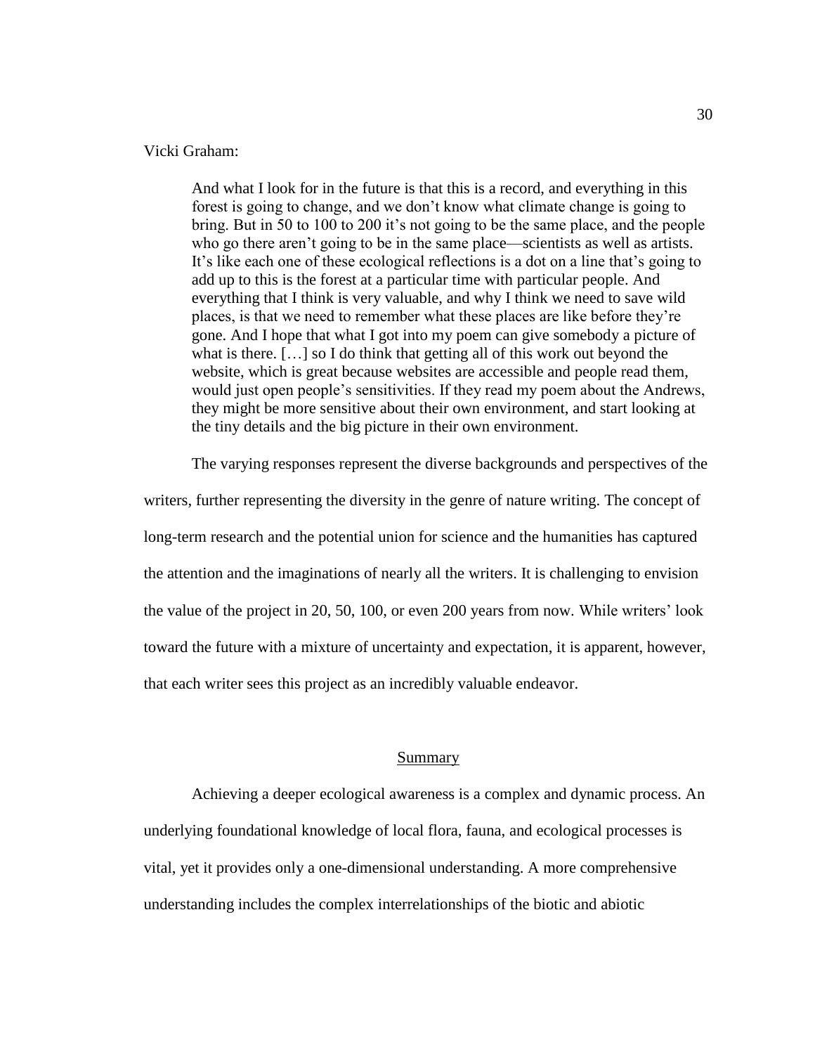Vicki Graham:

> And what I look for in the future is that this is a record, and everything in this forest is going to change, and we don't know what climate change is going to bring. But in 50 to 100 to 200 it's not going to be the same place, and the people who go there aren't going to be in the same place—scientists as well as artists. It's like each one of these ecological reflections is a dot on a line that's going to add up to this is the forest at a particular time with particular people. And everything that I think is very valuable, and why I think we need to save wild places, is that we need to remember what these places are like before they're gone. And I hope that what I got into my poem can give somebody a picture of what is there. […] so I do think that getting all of this work out beyond the website, which is great because websites are accessible and people read them, would just open people's sensitivities. If they read my poem about the Andrews, they might be more sensitive about their own environment, and start looking at the tiny details and the big picture in their own environment.

The varying responses represent the diverse backgrounds and perspectives of the writers, further representing the diversity in the genre of nature writing. The concept of long-term research and the potential union for science and the humanities has captured the attention and the imaginations of nearly all the writers. It is challenging to envision the value of the project in 20, 50, 100, or even 200 years from now. While writers' look toward the future with a mixture of uncertainty and expectation, it is apparent, however, that each writer sees this project as an incredibly valuable endeavor.

## Summary

Achieving a deeper ecological awareness is a complex and dynamic process. An underlying foundational knowledge of local flora, fauna, and ecological processes is vital, yet it provides only a one-dimensional understanding. A more comprehensive understanding includes the complex interrelationships of the biotic and abiotic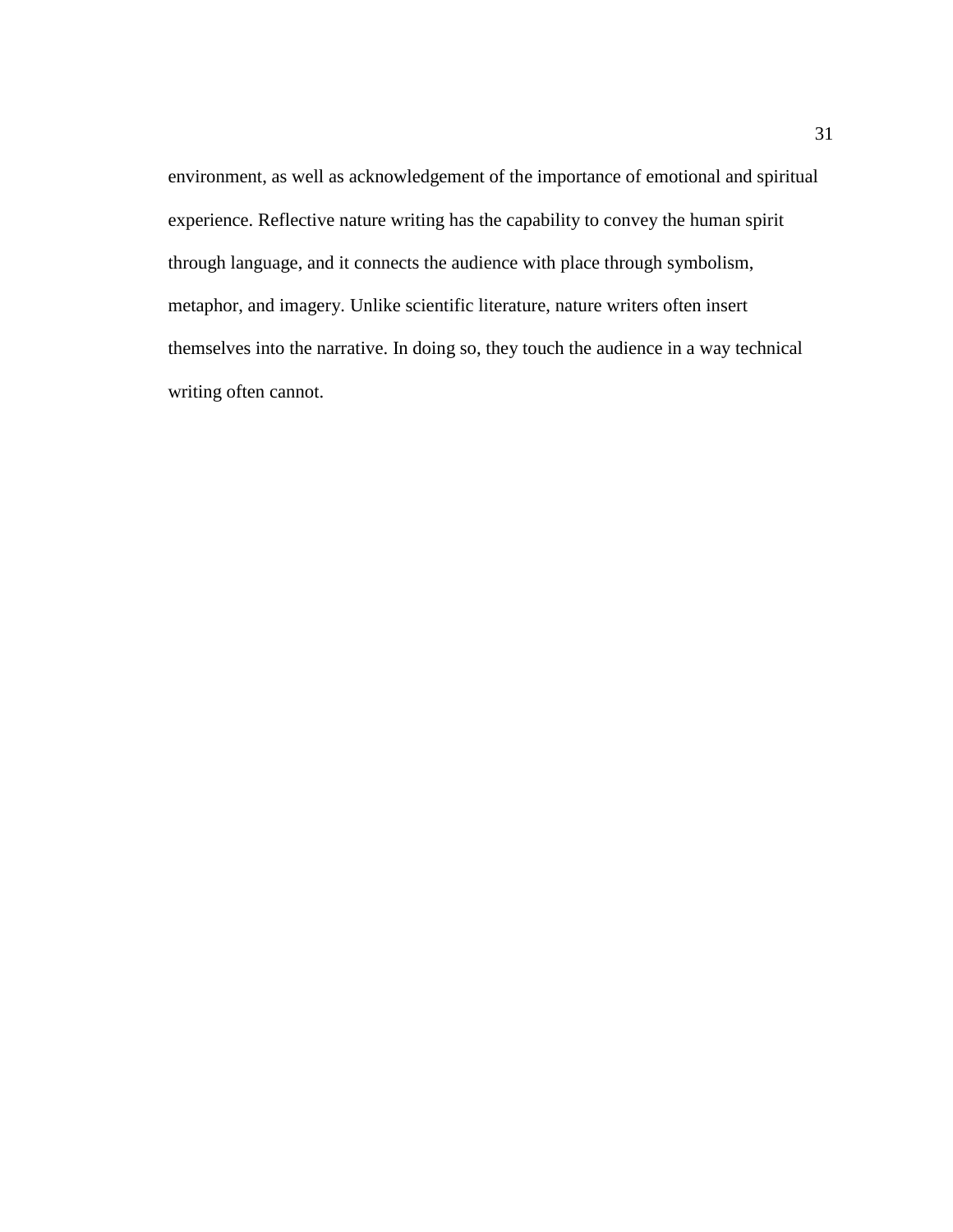environment, as well as acknowledgement of the importance of emotional and spiritual experience. Reflective nature writing has the capability to convey the human spirit through language, and it connects the audience with place through symbolism, metaphor, and imagery. Unlike scientific literature, nature writers often insert themselves into the narrative. In doing so, they touch the audience in a way technical writing often cannot.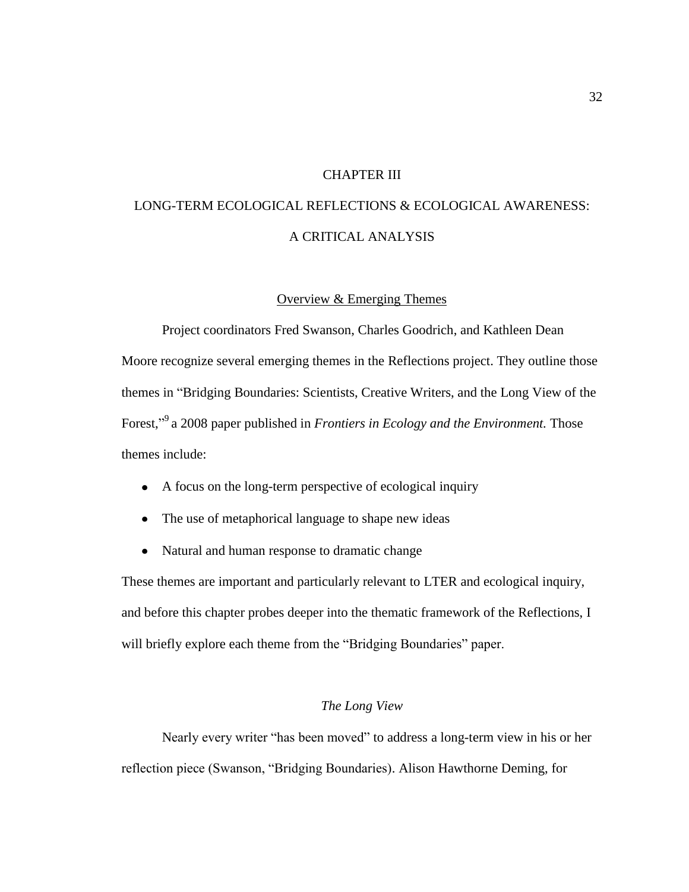# CHAPTER III

# LONG-TERM ECOLOGICAL REFLECTIONS & ECOLOGICAL AWARENESS: A CRITICAL ANALYSIS

## Overview & Emerging Themes

Project coordinators Fred Swanson, Charles Goodrich, and Kathleen Dean Moore recognize several emerging themes in the Reflections project. They outline those themes in "Bridging Boundaries: Scientists, Creative Writers, and the Long View of the Forest,"[9] a 2008 paper published in *Frontiers in Ecology and the Environment.* Those themes include:

- A focus on the long-term perspective of ecological inquiry
- The use of metaphorical language to shape new ideas
- Natural and human response to dramatic change

These themes are important and particularly relevant to LTER and ecological inquiry, and before this chapter probes deeper into the thematic framework of the Reflections, I will briefly explore each theme from the "Bridging Boundaries" paper.

### *The Long View*

Nearly every writer "has been moved" to address a long-term view in his or her reflection piece (Swanson, "Bridging Boundaries). Alison Hawthorne Deming, for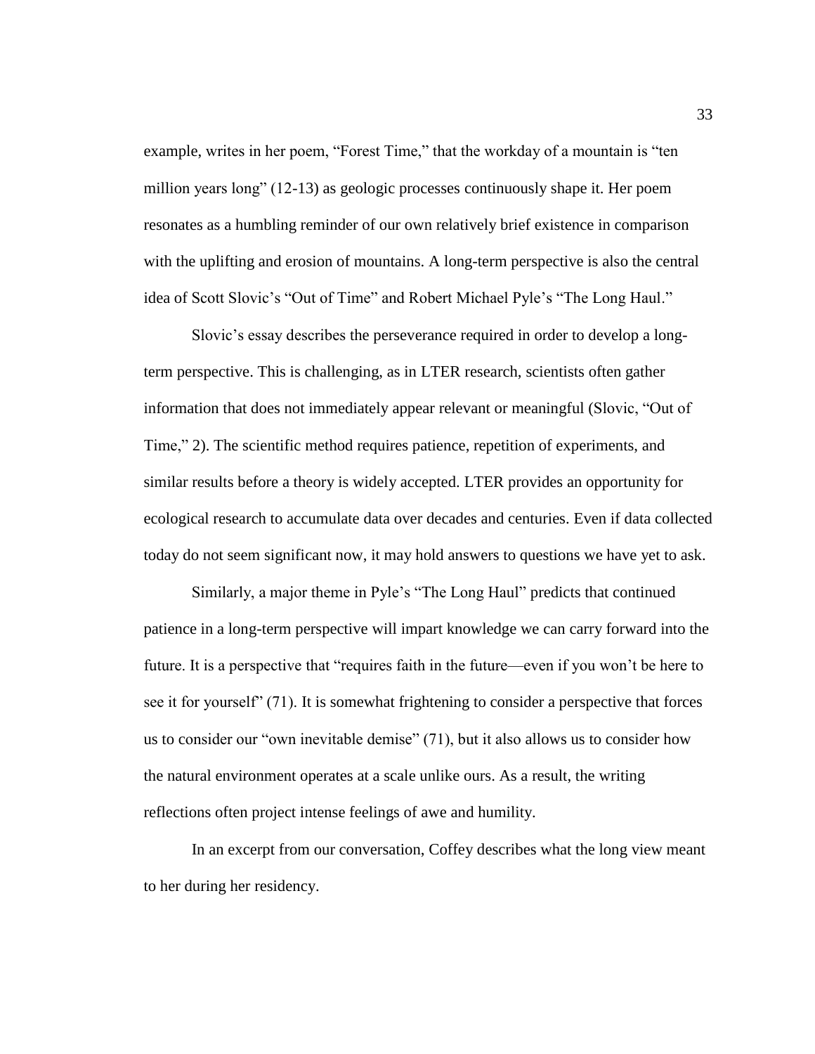example, writes in her poem, "Forest Time," that the workday of a mountain is "ten million years long" (12-13) as geologic processes continuously shape it. Her poem resonates as a humbling reminder of our own relatively brief existence in comparison with the uplifting and erosion of mountains. A long-term perspective is also the central idea of Scott Slovic's "Out of Time" and Robert Michael Pyle's "The Long Haul."

Slovic's essay describes the perseverance required in order to develop a long-term perspective. This is challenging, as in LTER research, scientists often gather information that does not immediately appear relevant or meaningful (Slovic, "Out of Time," 2). The scientific method requires patience, repetition of experiments, and similar results before a theory is widely accepted. LTER provides an opportunity for ecological research to accumulate data over decades and centuries. Even if data collected today do not seem significant now, it may hold answers to questions we have yet to ask.

Similarly, a major theme in Pyle's "The Long Haul" predicts that continued patience in a long-term perspective will impart knowledge we can carry forward into the future. It is a perspective that "requires faith in the future—even if you won't be here to see it for yourself" (71). It is somewhat frightening to consider a perspective that forces us to consider our "own inevitable demise" (71), but it also allows us to consider how the natural environment operates at a scale unlike ours. As a result, the writing reflections often project intense feelings of awe and humility.

In an excerpt from our conversation, Coffey describes what the long view meant to her during her residency.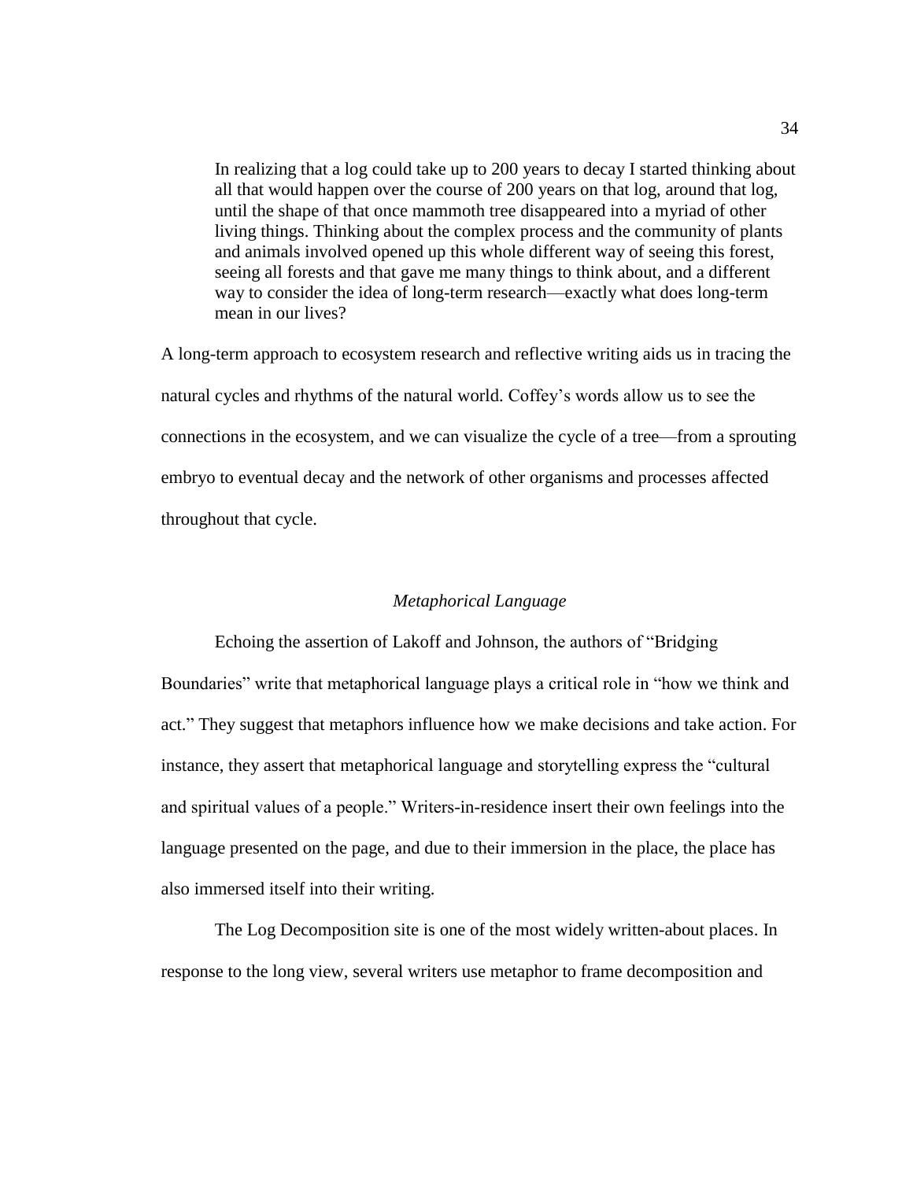> In realizing that a log could take up to 200 years to decay I started thinking about all that would happen over the course of 200 years on that log, around that log, until the shape of that once mammoth tree disappeared into a myriad of other living things. Thinking about the complex process and the community of plants and animals involved opened up this whole different way of seeing this forest, seeing all forests and that gave me many things to think about, and a different way to consider the idea of long-term research—exactly what does long-term mean in our lives?

A long-term approach to ecosystem research and reflective writing aids us in tracing the natural cycles and rhythms of the natural world. Coffey's words allow us to see the connections in the ecosystem, and we can visualize the cycle of a tree—from a sprouting embryo to eventual decay and the network of other organisms and processes affected throughout that cycle.

### *Metaphorical Language*

Echoing the assertion of Lakoff and Johnson, the authors of "Bridging Boundaries" write that metaphorical language plays a critical role in "how we think and act." They suggest that metaphors influence how we make decisions and take action. For instance, they assert that metaphorical language and storytelling express the "cultural and spiritual values of a people." Writers-in-residence insert their own feelings into the language presented on the page, and due to their immersion in the place, the place has also immersed itself into their writing.

The Log Decomposition site is one of the most widely written-about places. In response to the long view, several writers use metaphor to frame decomposition and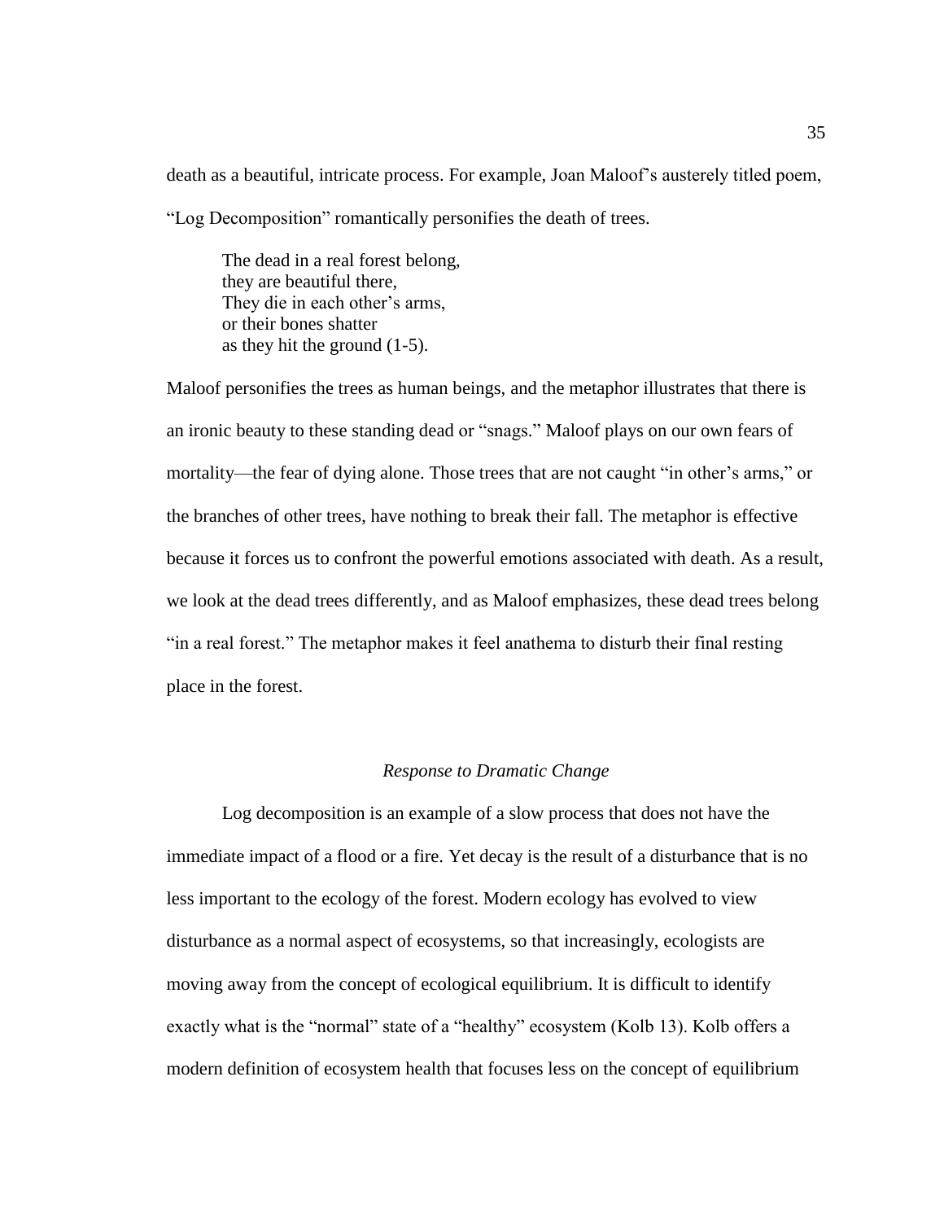death as a beautiful, intricate process. For example, Joan Maloof's austerely titled poem, "Log Decomposition" romantically personifies the death of trees.

> The dead in a real forest belong,
> they are beautiful there,
> They die in each other's arms,
> or their bones shatter
> as they hit the ground (1-5).

Maloof personifies the trees as human beings, and the metaphor illustrates that there is an ironic beauty to these standing dead or "snags." Maloof plays on our own fears of mortality—the fear of dying alone. Those trees that are not caught "in other's arms," or the branches of other trees, have nothing to break their fall. The metaphor is effective because it forces us to confront the powerful emotions associated with death. As a result, we look at the dead trees differently, and as Maloof emphasizes, these dead trees belong "in a real forest." The metaphor makes it feel anathema to disturb their final resting place in the forest.

### *Response to Dramatic Change*

Log decomposition is an example of a slow process that does not have the immediate impact of a flood or a fire. Yet decay is the result of a disturbance that is no less important to the ecology of the forest. Modern ecology has evolved to view disturbance as a normal aspect of ecosystems, so that increasingly, ecologists are moving away from the concept of ecological equilibrium. It is difficult to identify exactly what is the "normal" state of a "healthy" ecosystem (Kolb 13). Kolb offers a modern definition of ecosystem health that focuses less on the concept of equilibrium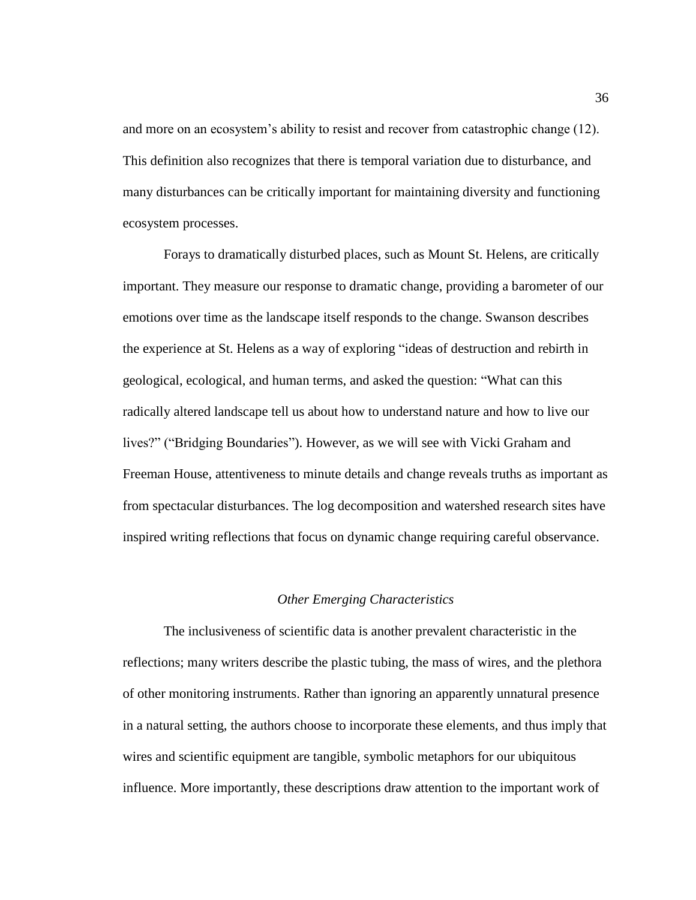and more on an ecosystem's ability to resist and recover from catastrophic change (12). This definition also recognizes that there is temporal variation due to disturbance, and many disturbances can be critically important for maintaining diversity and functioning ecosystem processes.

Forays to dramatically disturbed places, such as Mount St. Helens, are critically important. They measure our response to dramatic change, providing a barometer of our emotions over time as the landscape itself responds to the change. Swanson describes the experience at St. Helens as a way of exploring "ideas of destruction and rebirth in geological, ecological, and human terms, and asked the question: "What can this radically altered landscape tell us about how to understand nature and how to live our lives?" ("Bridging Boundaries"). However, as we will see with Vicki Graham and Freeman House, attentiveness to minute details and change reveals truths as important as from spectacular disturbances. The log decomposition and watershed research sites have inspired writing reflections that focus on dynamic change requiring careful observance.

### *Other Emerging Characteristics*

The inclusiveness of scientific data is another prevalent characteristic in the reflections; many writers describe the plastic tubing, the mass of wires, and the plethora of other monitoring instruments. Rather than ignoring an apparently unnatural presence in a natural setting, the authors choose to incorporate these elements, and thus imply that wires and scientific equipment are tangible, symbolic metaphors for our ubiquitous influence. More importantly, these descriptions draw attention to the important work of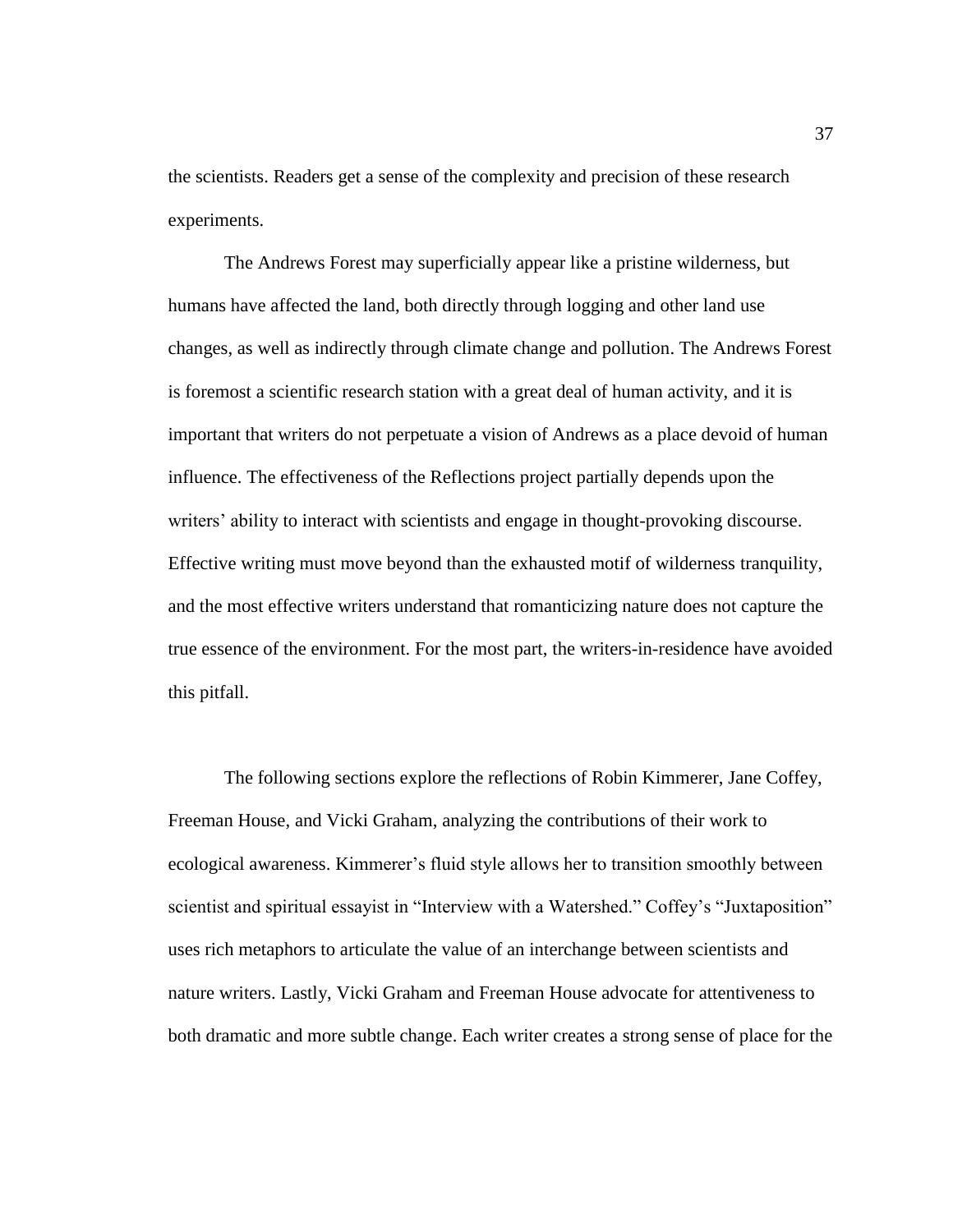the scientists. Readers get a sense of the complexity and precision of these research experiments.

The Andrews Forest may superficially appear like a pristine wilderness, but humans have affected the land, both directly through logging and other land use changes, as well as indirectly through climate change and pollution. The Andrews Forest is foremost a scientific research station with a great deal of human activity, and it is important that writers do not perpetuate a vision of Andrews as a place devoid of human influence. The effectiveness of the Reflections project partially depends upon the writers' ability to interact with scientists and engage in thought-provoking discourse. Effective writing must move beyond than the exhausted motif of wilderness tranquility, and the most effective writers understand that romanticizing nature does not capture the true essence of the environment. For the most part, the writers-in-residence have avoided this pitfall.

The following sections explore the reflections of Robin Kimmerer, Jane Coffey, Freeman House, and Vicki Graham, analyzing the contributions of their work to ecological awareness. Kimmerer's fluid style allows her to transition smoothly between scientist and spiritual essayist in "Interview with a Watershed." Coffey's "Juxtaposition" uses rich metaphors to articulate the value of an interchange between scientists and nature writers. Lastly, Vicki Graham and Freeman House advocate for attentiveness to both dramatic and more subtle change. Each writer creates a strong sense of place for the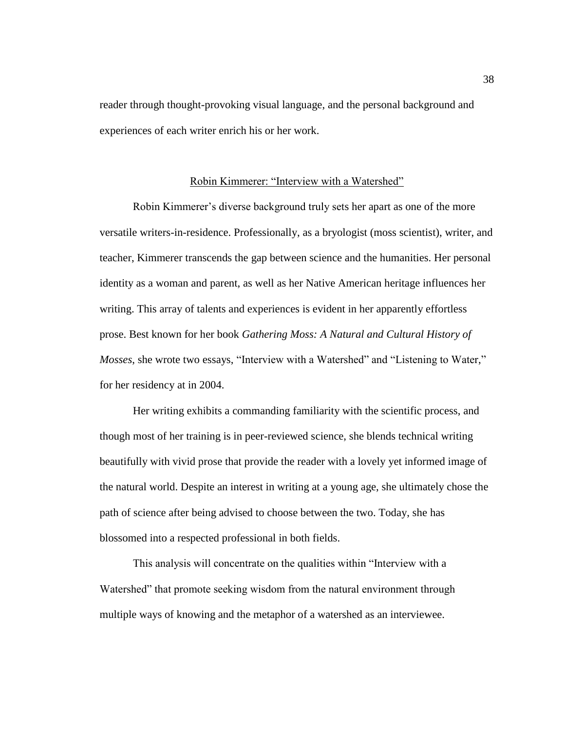reader through thought-provoking visual language, and the personal background and experiences of each writer enrich his or her work.

## <u>Robin Kimmerer: "Interview with a Watershed"</u>

Robin Kimmerer's diverse background truly sets her apart as one of the more versatile writers-in-residence. Professionally, as a bryologist (moss scientist), writer, and teacher, Kimmerer transcends the gap between science and the humanities. Her personal identity as a woman and parent, as well as her Native American heritage influences her writing. This array of talents and experiences is evident in her apparently effortless prose. Best known for her book *Gathering Moss: A Natural and Cultural History of Mosses*, she wrote two essays, "Interview with a Watershed" and "Listening to Water," for her residency at in 2004.

Her writing exhibits a commanding familiarity with the scientific process, and though most of her training is in peer-reviewed science, she blends technical writing beautifully with vivid prose that provide the reader with a lovely yet informed image of the natural world. Despite an interest in writing at a young age, she ultimately chose the path of science after being advised to choose between the two. Today, she has blossomed into a respected professional in both fields.

This analysis will concentrate on the qualities within "Interview with a Watershed" that promote seeking wisdom from the natural environment through multiple ways of knowing and the metaphor of a watershed as an interviewee.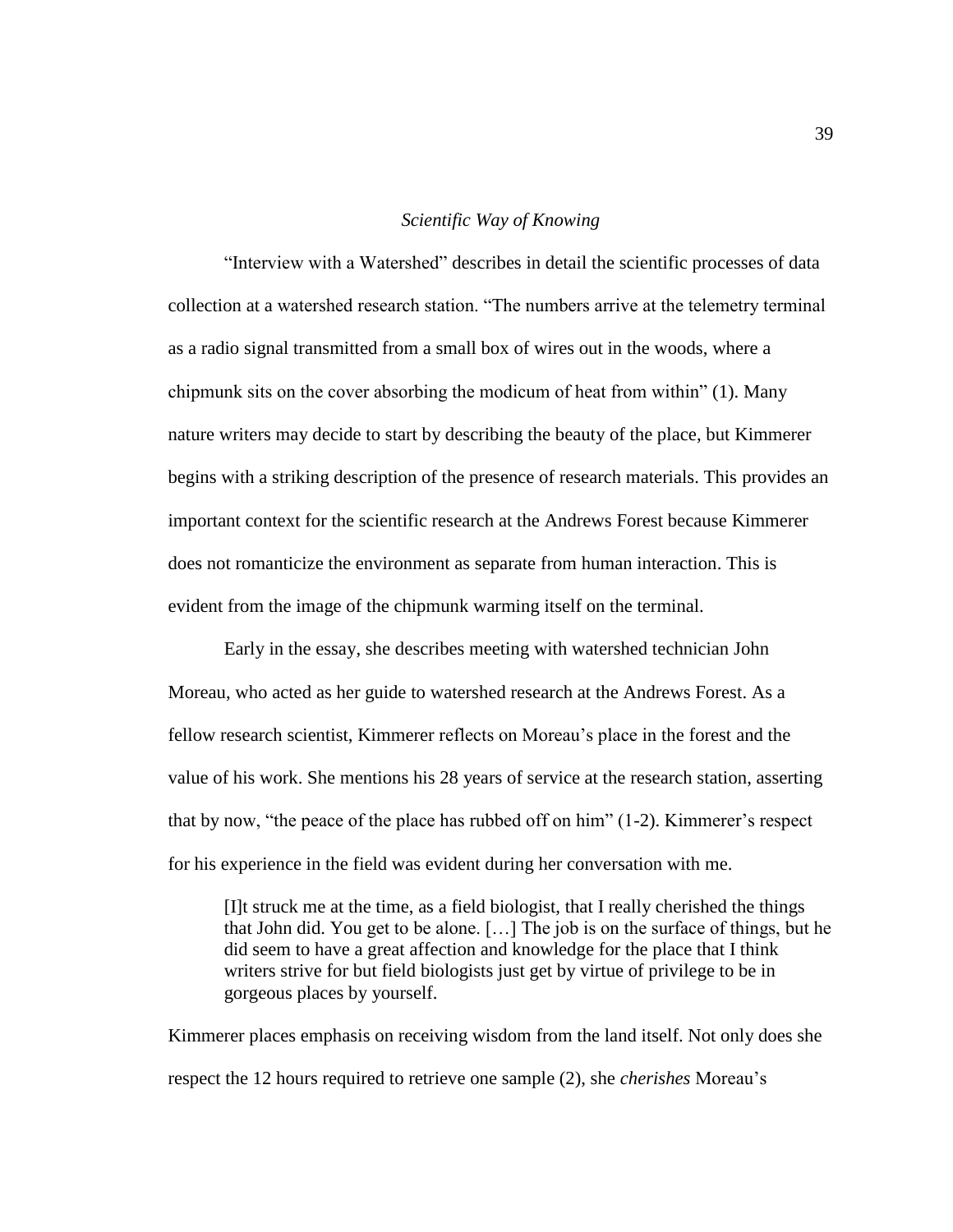### *Scientific Way of Knowing*

"Interview with a Watershed" describes in detail the scientific processes of data collection at a watershed research station. "The numbers arrive at the telemetry terminal as a radio signal transmitted from a small box of wires out in the woods, where a chipmunk sits on the cover absorbing the modicum of heat from within" (1). Many nature writers may decide to start by describing the beauty of the place, but Kimmerer begins with a striking description of the presence of research materials. This provides an important context for the scientific research at the Andrews Forest because Kimmerer does not romanticize the environment as separate from human interaction. This is evident from the image of the chipmunk warming itself on the terminal.

Early in the essay, she describes meeting with watershed technician John Moreau, who acted as her guide to watershed research at the Andrews Forest. As a fellow research scientist, Kimmerer reflects on Moreau's place in the forest and the value of his work. She mentions his 28 years of service at the research station, asserting that by now, "the peace of the place has rubbed off on him" (1-2). Kimmerer's respect for his experience in the field was evident during her conversation with me.

> [I]t struck me at the time, as a field biologist, that I really cherished the things that John did. You get to be alone. […] The job is on the surface of things, but he did seem to have a great affection and knowledge for the place that I think writers strive for but field biologists just get by virtue of privilege to be in gorgeous places by yourself.

Kimmerer places emphasis on receiving wisdom from the land itself. Not only does she respect the 12 hours required to retrieve one sample (2), she *cherishes* Moreau's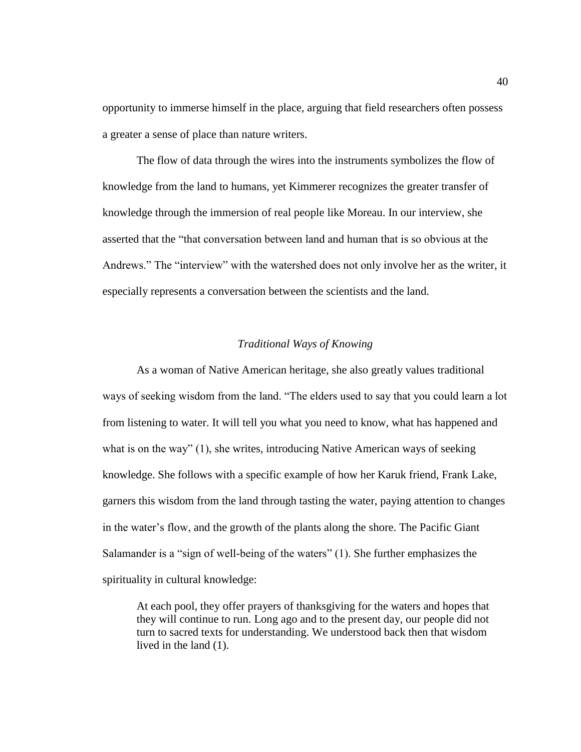opportunity to immerse himself in the place, arguing that field researchers often possess a greater a sense of place than nature writers.

The flow of data through the wires into the instruments symbolizes the flow of knowledge from the land to humans, yet Kimmerer recognizes the greater transfer of knowledge through the immersion of real people like Moreau. In our interview, she asserted that the "that conversation between land and human that is so obvious at the Andrews." The "interview" with the watershed does not only involve her as the writer, it especially represents a conversation between the scientists and the land.

### *Traditional Ways of Knowing*

As a woman of Native American heritage, she also greatly values traditional ways of seeking wisdom from the land. "The elders used to say that you could learn a lot from listening to water. It will tell you what you need to know, what has happened and what is on the way" (1), she writes, introducing Native American ways of seeking knowledge. She follows with a specific example of how her Karuk friend, Frank Lake, garners this wisdom from the land through tasting the water, paying attention to changes in the water's flow, and the growth of the plants along the shore. The Pacific Giant Salamander is a "sign of well-being of the waters" (1). She further emphasizes the spirituality in cultural knowledge:

> At each pool, they offer prayers of thanksgiving for the waters and hopes that they will continue to run. Long ago and to the present day, our people did not turn to sacred texts for understanding. We understood back then that wisdom lived in the land (1).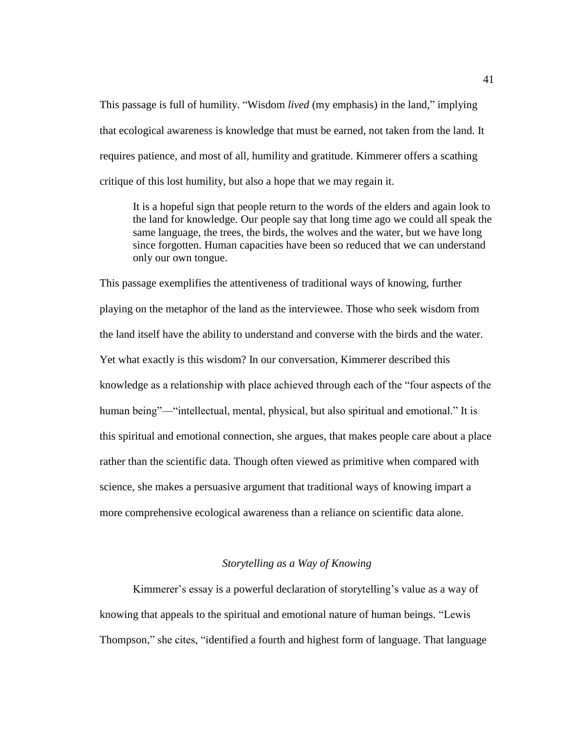This passage is full of humility. "Wisdom *lived* (my emphasis) in the land," implying that ecological awareness is knowledge that must be earned, not taken from the land. It requires patience, and most of all, humility and gratitude. Kimmerer offers a scathing critique of this lost humility, but also a hope that we may regain it.

> It is a hopeful sign that people return to the words of the elders and again look to the land for knowledge. Our people say that long time ago we could all speak the same language, the trees, the birds, the wolves and the water, but we have long since forgotten. Human capacities have been so reduced that we can understand only our own tongue.

This passage exemplifies the attentiveness of traditional ways of knowing, further playing on the metaphor of the land as the interviewee. Those who seek wisdom from the land itself have the ability to understand and converse with the birds and the water. Yet what exactly is this wisdom? In our conversation, Kimmerer described this knowledge as a relationship with place achieved through each of the "four aspects of the human being"—"intellectual, mental, physical, but also spiritual and emotional." It is this spiritual and emotional connection, she argues, that makes people care about a place rather than the scientific data. Though often viewed as primitive when compared with science, she makes a persuasive argument that traditional ways of knowing impart a more comprehensive ecological awareness than a reliance on scientific data alone.

### *Storytelling as a Way of Knowing*

Kimmerer's essay is a powerful declaration of storytelling's value as a way of knowing that appeals to the spiritual and emotional nature of human beings. "Lewis Thompson," she cites, "identified a fourth and highest form of language. That language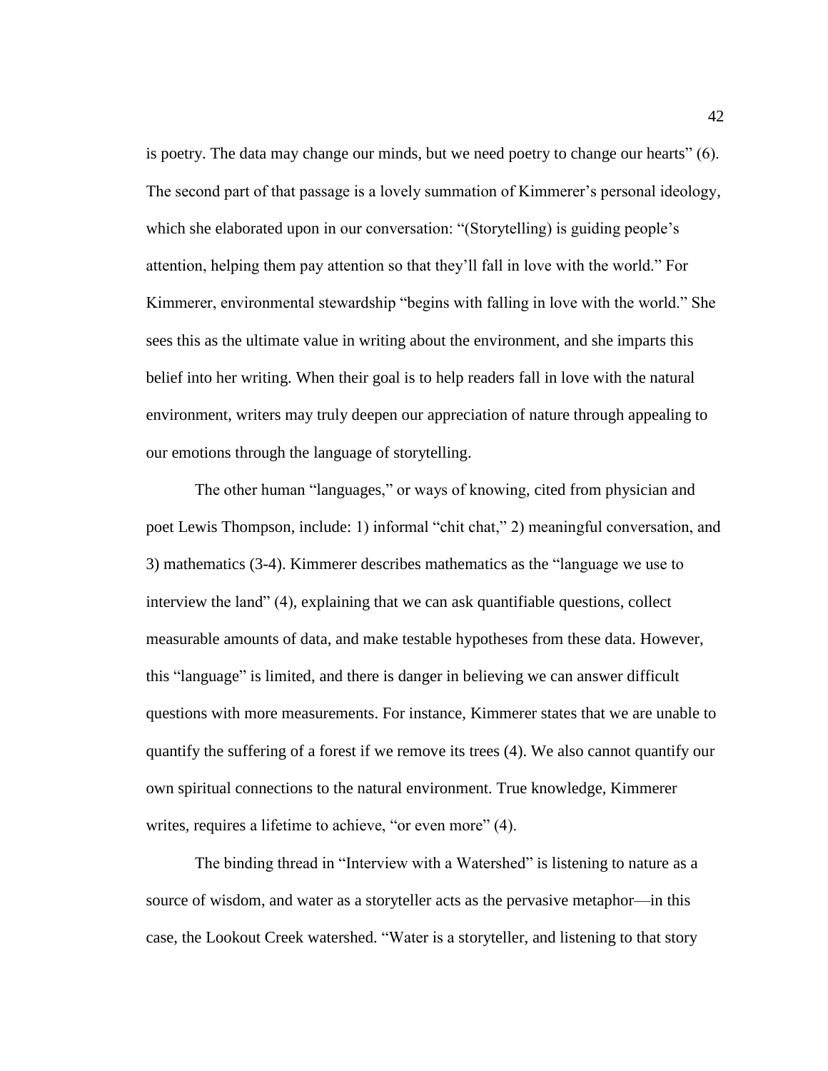is poetry. The data may change our minds, but we need poetry to change our hearts" (6). The second part of that passage is a lovely summation of Kimmerer's personal ideology, which she elaborated upon in our conversation: "(Storytelling) is guiding people's attention, helping them pay attention so that they'll fall in love with the world." For Kimmerer, environmental stewardship "begins with falling in love with the world." She sees this as the ultimate value in writing about the environment, and she imparts this belief into her writing. When their goal is to help readers fall in love with the natural environment, writers may truly deepen our appreciation of nature through appealing to our emotions through the language of storytelling.

The other human "languages," or ways of knowing, cited from physician and poet Lewis Thompson, include: 1) informal "chit chat," 2) meaningful conversation, and 3) mathematics (3-4). Kimmerer describes mathematics as the "language we use to interview the land" (4), explaining that we can ask quantifiable questions, collect measurable amounts of data, and make testable hypotheses from these data. However, this "language" is limited, and there is danger in believing we can answer difficult questions with more measurements. For instance, Kimmerer states that we are unable to quantify the suffering of a forest if we remove its trees (4). We also cannot quantify our own spiritual connections to the natural environment. True knowledge, Kimmerer writes, requires a lifetime to achieve, "or even more" (4).

The binding thread in "Interview with a Watershed" is listening to nature as a source of wisdom, and water as a storyteller acts as the pervasive metaphor—in this case, the Lookout Creek watershed. "Water is a storyteller, and listening to that story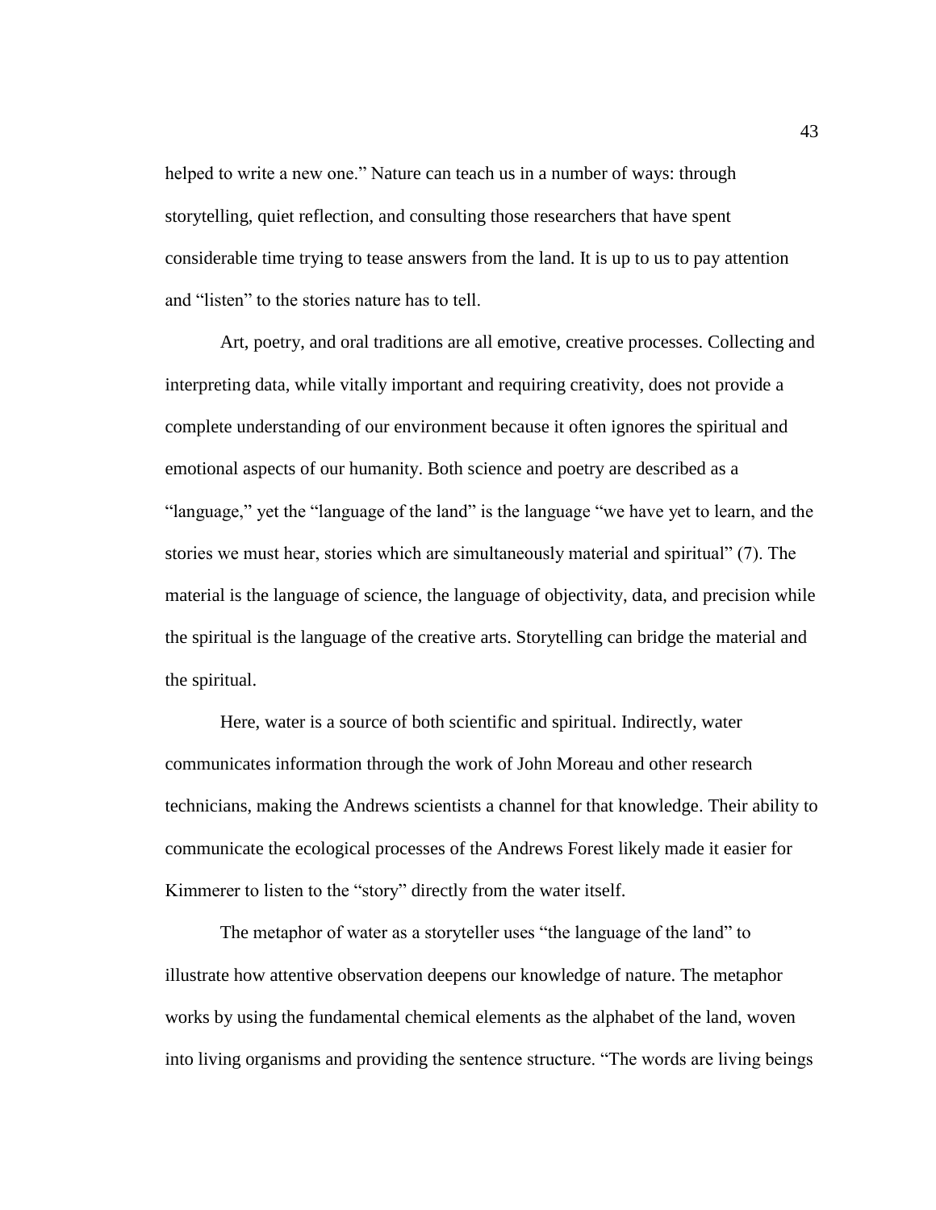helped to write a new one." Nature can teach us in a number of ways: through storytelling, quiet reflection, and consulting those researchers that have spent considerable time trying to tease answers from the land. It is up to us to pay attention and "listen" to the stories nature has to tell.

Art, poetry, and oral traditions are all emotive, creative processes. Collecting and interpreting data, while vitally important and requiring creativity, does not provide a complete understanding of our environment because it often ignores the spiritual and emotional aspects of our humanity. Both science and poetry are described as a "language," yet the "language of the land" is the language "we have yet to learn, and the stories we must hear, stories which are simultaneously material and spiritual" (7). The material is the language of science, the language of objectivity, data, and precision while the spiritual is the language of the creative arts. Storytelling can bridge the material and the spiritual.

Here, water is a source of both scientific and spiritual. Indirectly, water communicates information through the work of John Moreau and other research technicians, making the Andrews scientists a channel for that knowledge. Their ability to communicate the ecological processes of the Andrews Forest likely made it easier for Kimmerer to listen to the "story" directly from the water itself.

The metaphor of water as a storyteller uses "the language of the land" to illustrate how attentive observation deepens our knowledge of nature. The metaphor works by using the fundamental chemical elements as the alphabet of the land, woven into living organisms and providing the sentence structure. "The words are living beings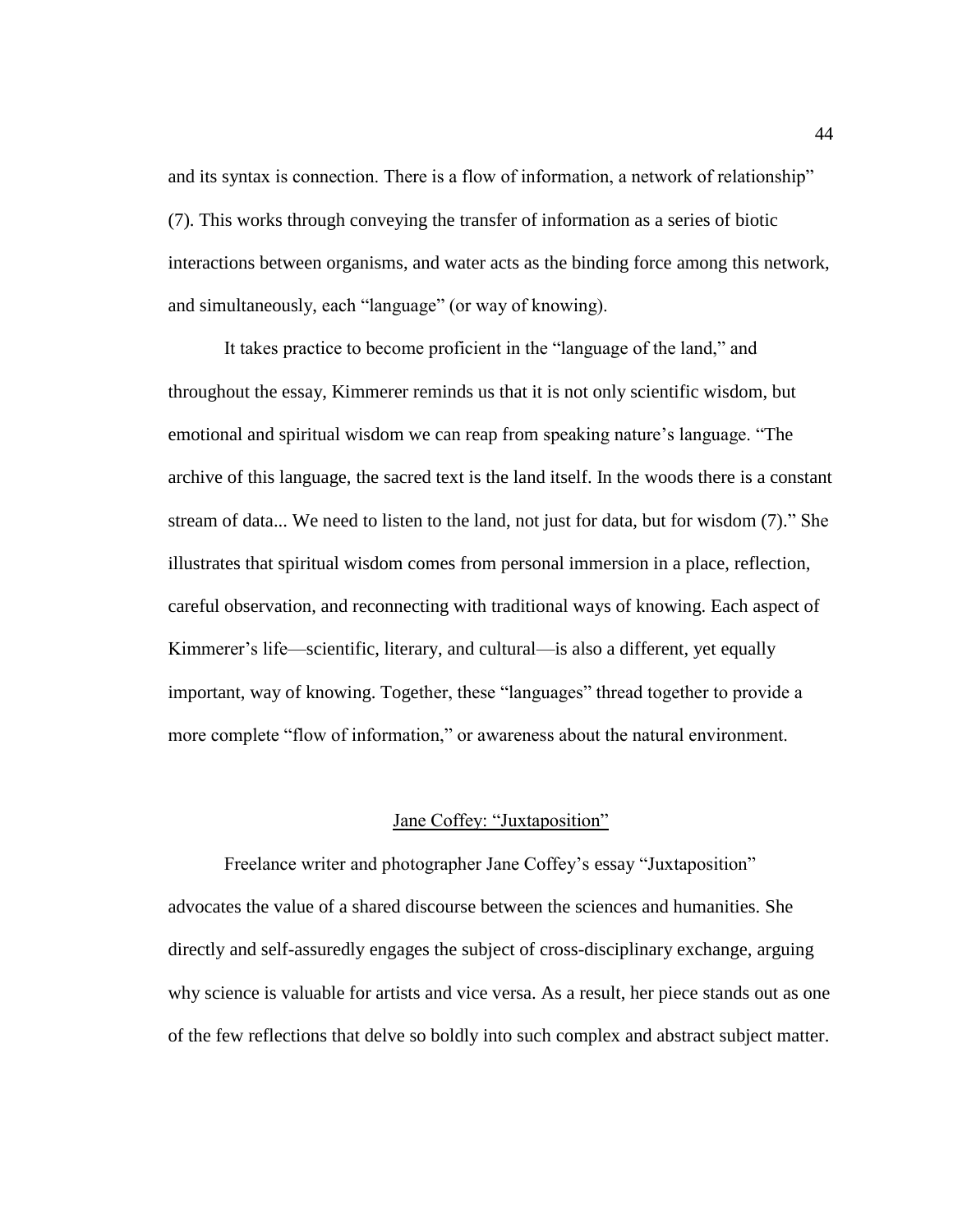and its syntax is connection. There is a flow of information, a network of relationship" (7). This works through conveying the transfer of information as a series of biotic interactions between organisms, and water acts as the binding force among this network, and simultaneously, each "language" (or way of knowing).

It takes practice to become proficient in the "language of the land," and throughout the essay, Kimmerer reminds us that it is not only scientific wisdom, but emotional and spiritual wisdom we can reap from speaking nature's language. "The archive of this language, the sacred text is the land itself. In the woods there is a constant stream of data... We need to listen to the land, not just for data, but for wisdom (7)." She illustrates that spiritual wisdom comes from personal immersion in a place, reflection, careful observation, and reconnecting with traditional ways of knowing. Each aspect of Kimmerer's life—scientific, literary, and cultural—is also a different, yet equally important, way of knowing. Together, these "languages" thread together to provide a more complete "flow of information," or awareness about the natural environment.

## Jane Coffey: "Juxtaposition"

Freelance writer and photographer Jane Coffey's essay "Juxtaposition" advocates the value of a shared discourse between the sciences and humanities. She directly and self-assuredly engages the subject of cross-disciplinary exchange, arguing why science is valuable for artists and vice versa. As a result, her piece stands out as one of the few reflections that delve so boldly into such complex and abstract subject matter.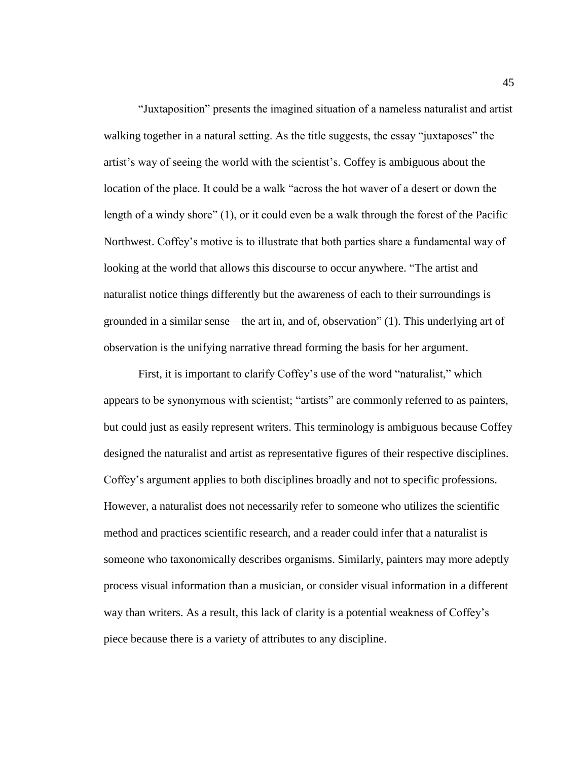"Juxtaposition" presents the imagined situation of a nameless naturalist and artist walking together in a natural setting. As the title suggests, the essay "juxtaposes" the artist's way of seeing the world with the scientist's. Coffey is ambiguous about the location of the place. It could be a walk "across the hot waver of a desert or down the length of a windy shore" (1), or it could even be a walk through the forest of the Pacific Northwest. Coffey's motive is to illustrate that both parties share a fundamental way of looking at the world that allows this discourse to occur anywhere. "The artist and naturalist notice things differently but the awareness of each to their surroundings is grounded in a similar sense—the art in, and of, observation" (1). This underlying art of observation is the unifying narrative thread forming the basis for her argument.

First, it is important to clarify Coffey's use of the word "naturalist," which appears to be synonymous with scientist; "artists" are commonly referred to as painters, but could just as easily represent writers. This terminology is ambiguous because Coffey designed the naturalist and artist as representative figures of their respective disciplines. Coffey's argument applies to both disciplines broadly and not to specific professions. However, a naturalist does not necessarily refer to someone who utilizes the scientific method and practices scientific research, and a reader could infer that a naturalist is someone who taxonomically describes organisms. Similarly, painters may more adeptly process visual information than a musician, or consider visual information in a different way than writers. As a result, this lack of clarity is a potential weakness of Coffey's piece because there is a variety of attributes to any discipline.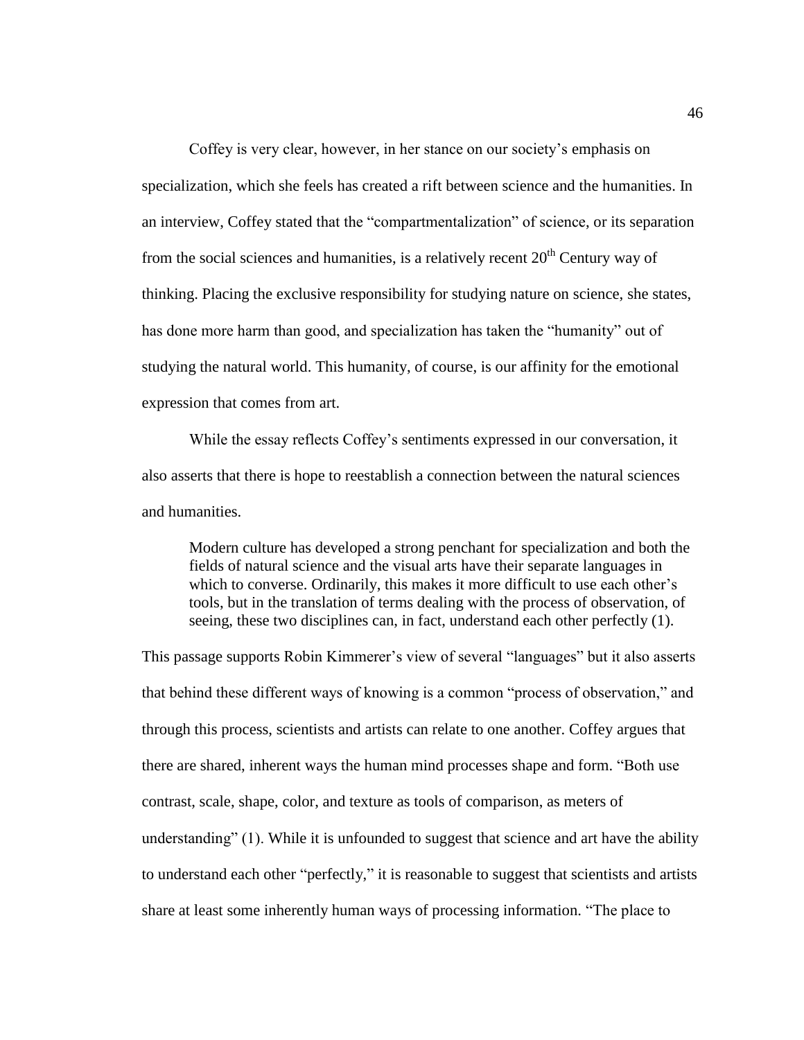Coffey is very clear, however, in her stance on our society's emphasis on specialization, which she feels has created a rift between science and the humanities. In an interview, Coffey stated that the "compartmentalization" of science, or its separation from the social sciences and humanities, is a relatively recent 20th Century way of thinking. Placing the exclusive responsibility for studying nature on science, she states, has done more harm than good, and specialization has taken the "humanity" out of studying the natural world. This humanity, of course, is our affinity for the emotional expression that comes from art.

While the essay reflects Coffey's sentiments expressed in our conversation, it also asserts that there is hope to reestablish a connection between the natural sciences and humanities.

> Modern culture has developed a strong penchant for specialization and both the fields of natural science and the visual arts have their separate languages in which to converse. Ordinarily, this makes it more difficult to use each other's tools, but in the translation of terms dealing with the process of observation, of seeing, these two disciplines can, in fact, understand each other perfectly (1).

This passage supports Robin Kimmerer's view of several "languages" but it also asserts that behind these different ways of knowing is a common "process of observation," and through this process, scientists and artists can relate to one another. Coffey argues that there are shared, inherent ways the human mind processes shape and form. "Both use contrast, scale, shape, color, and texture as tools of comparison, as meters of understanding" (1). While it is unfounded to suggest that science and art have the ability to understand each other "perfectly," it is reasonable to suggest that scientists and artists share at least some inherently human ways of processing information. "The place to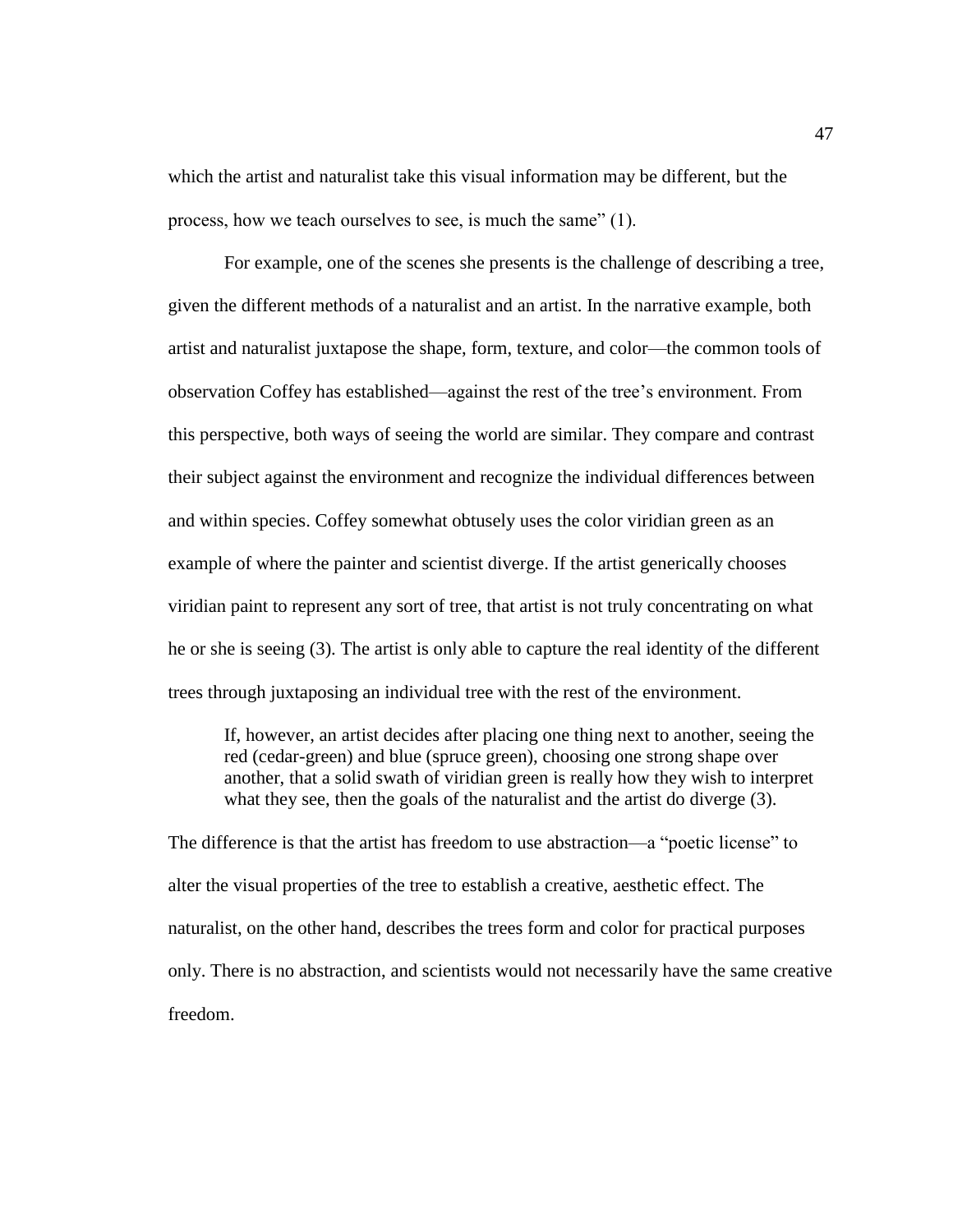which the artist and naturalist take this visual information may be different, but the process, how we teach ourselves to see, is much the same" (1).

For example, one of the scenes she presents is the challenge of describing a tree, given the different methods of a naturalist and an artist. In the narrative example, both artist and naturalist juxtapose the shape, form, texture, and color—the common tools of observation Coffey has established—against the rest of the tree's environment. From this perspective, both ways of seeing the world are similar. They compare and contrast their subject against the environment and recognize the individual differences between and within species. Coffey somewhat obtusely uses the color viridian green as an example of where the painter and scientist diverge. If the artist generically chooses viridian paint to represent any sort of tree, that artist is not truly concentrating on what he or she is seeing (3). The artist is only able to capture the real identity of the different trees through juxtaposing an individual tree with the rest of the environment.

> If, however, an artist decides after placing one thing next to another, seeing the red (cedar-green) and blue (spruce green), choosing one strong shape over another, that a solid swath of viridian green is really how they wish to interpret what they see, then the goals of the naturalist and the artist do diverge (3).

The difference is that the artist has freedom to use abstraction—a "poetic license" to alter the visual properties of the tree to establish a creative, aesthetic effect. The naturalist, on the other hand, describes the trees form and color for practical purposes only. There is no abstraction, and scientists would not necessarily have the same creative freedom.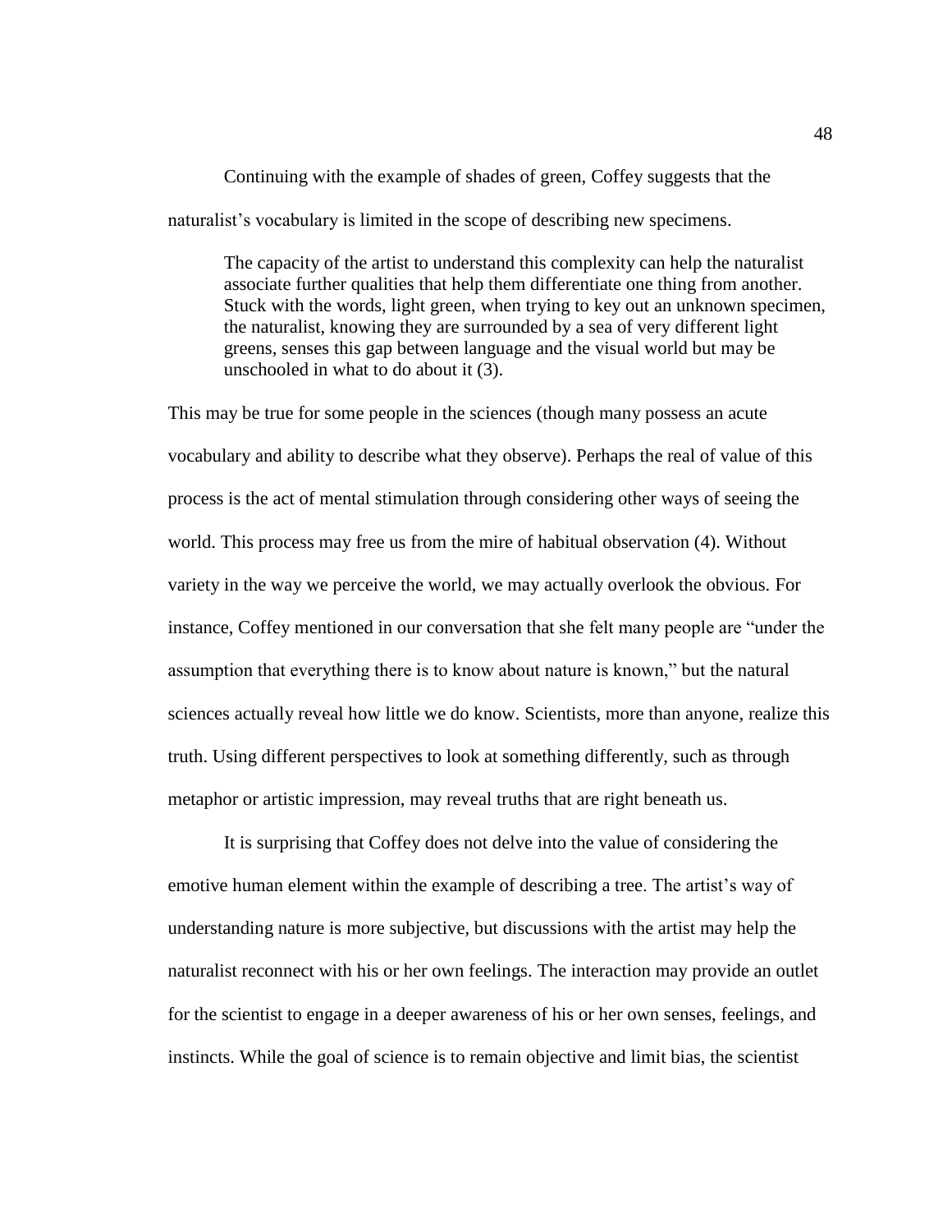Continuing with the example of shades of green, Coffey suggests that the naturalist's vocabulary is limited in the scope of describing new specimens.

> The capacity of the artist to understand this complexity can help the naturalist associate further qualities that help them differentiate one thing from another. Stuck with the words, light green, when trying to key out an unknown specimen, the naturalist, knowing they are surrounded by a sea of very different light greens, senses this gap between language and the visual world but may be unschooled in what to do about it (3).

This may be true for some people in the sciences (though many possess an acute vocabulary and ability to describe what they observe). Perhaps the real of value of this process is the act of mental stimulation through considering other ways of seeing the world. This process may free us from the mire of habitual observation (4). Without variety in the way we perceive the world, we may actually overlook the obvious. For instance, Coffey mentioned in our conversation that she felt many people are "under the assumption that everything there is to know about nature is known," but the natural sciences actually reveal how little we do know. Scientists, more than anyone, realize this truth. Using different perspectives to look at something differently, such as through metaphor or artistic impression, may reveal truths that are right beneath us.

It is surprising that Coffey does not delve into the value of considering the emotive human element within the example of describing a tree. The artist's way of understanding nature is more subjective, but discussions with the artist may help the naturalist reconnect with his or her own feelings. The interaction may provide an outlet for the scientist to engage in a deeper awareness of his or her own senses, feelings, and instincts. While the goal of science is to remain objective and limit bias, the scientist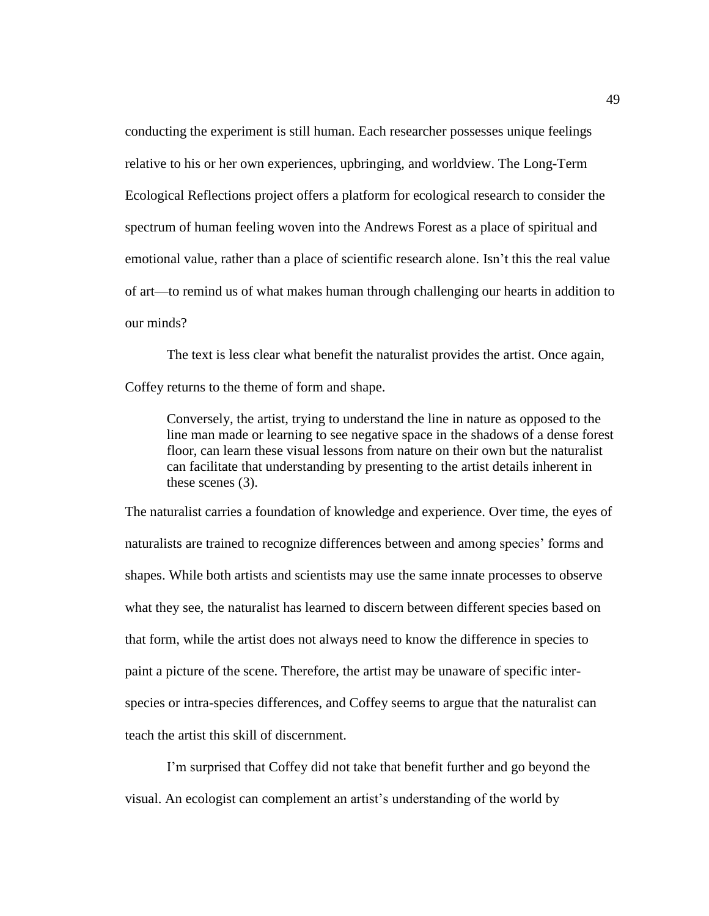conducting the experiment is still human. Each researcher possesses unique feelings relative to his or her own experiences, upbringing, and worldview. The Long-Term Ecological Reflections project offers a platform for ecological research to consider the spectrum of human feeling woven into the Andrews Forest as a place of spiritual and emotional value, rather than a place of scientific research alone. Isn't this the real value of art—to remind us of what makes human through challenging our hearts in addition to our minds?

The text is less clear what benefit the naturalist provides the artist. Once again, Coffey returns to the theme of form and shape.

> Conversely, the artist, trying to understand the line in nature as opposed to the line man made or learning to see negative space in the shadows of a dense forest floor, can learn these visual lessons from nature on their own but the naturalist can facilitate that understanding by presenting to the artist details inherent in these scenes (3).

The naturalist carries a foundation of knowledge and experience. Over time, the eyes of naturalists are trained to recognize differences between and among species' forms and shapes. While both artists and scientists may use the same innate processes to observe what they see, the naturalist has learned to discern between different species based on that form, while the artist does not always need to know the difference in species to paint a picture of the scene. Therefore, the artist may be unaware of specific inter-species or intra-species differences, and Coffey seems to argue that the naturalist can teach the artist this skill of discernment.

I'm surprised that Coffey did not take that benefit further and go beyond the visual. An ecologist can complement an artist's understanding of the world by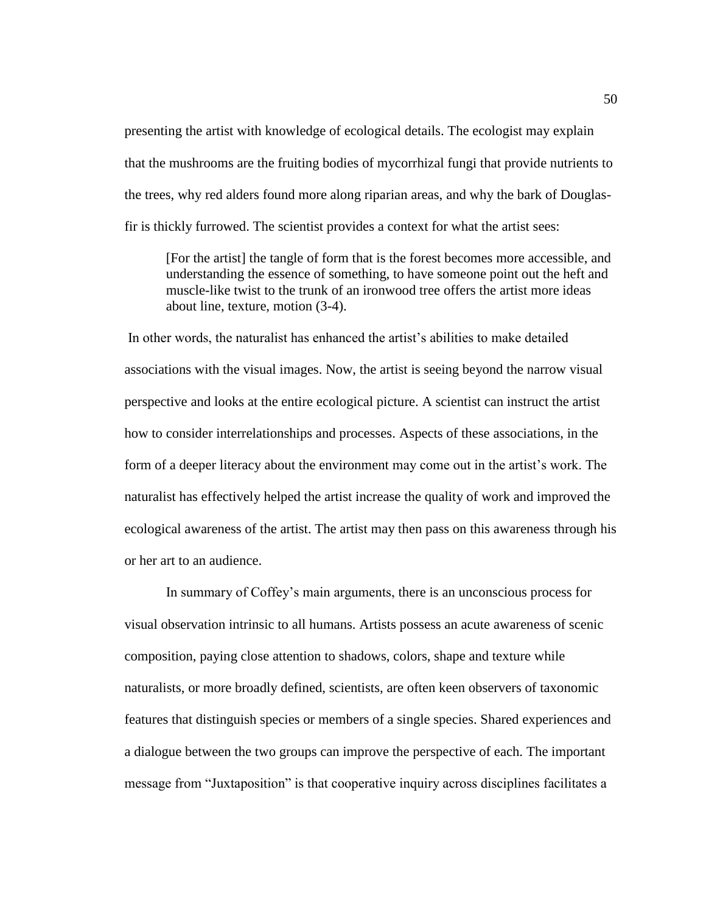presenting the artist with knowledge of ecological details. The ecologist may explain that the mushrooms are the fruiting bodies of mycorrhizal fungi that provide nutrients to the trees, why red alders found more along riparian areas, and why the bark of Douglas-fir is thickly furrowed. The scientist provides a context for what the artist sees:

> [For the artist] the tangle of form that is the forest becomes more accessible, and understanding the essence of something, to have someone point out the heft and muscle-like twist to the trunk of an ironwood tree offers the artist more ideas about line, texture, motion (3-4).

In other words, the naturalist has enhanced the artist's abilities to make detailed associations with the visual images. Now, the artist is seeing beyond the narrow visual perspective and looks at the entire ecological picture. A scientist can instruct the artist how to consider interrelationships and processes. Aspects of these associations, in the form of a deeper literacy about the environment may come out in the artist's work. The naturalist has effectively helped the artist increase the quality of work and improved the ecological awareness of the artist. The artist may then pass on this awareness through his or her art to an audience.

In summary of Coffey's main arguments, there is an unconscious process for visual observation intrinsic to all humans. Artists possess an acute awareness of scenic composition, paying close attention to shadows, colors, shape and texture while naturalists, or more broadly defined, scientists, are often keen observers of taxonomic features that distinguish species or members of a single species. Shared experiences and a dialogue between the two groups can improve the perspective of each. The important message from "Juxtaposition" is that cooperative inquiry across disciplines facilitates a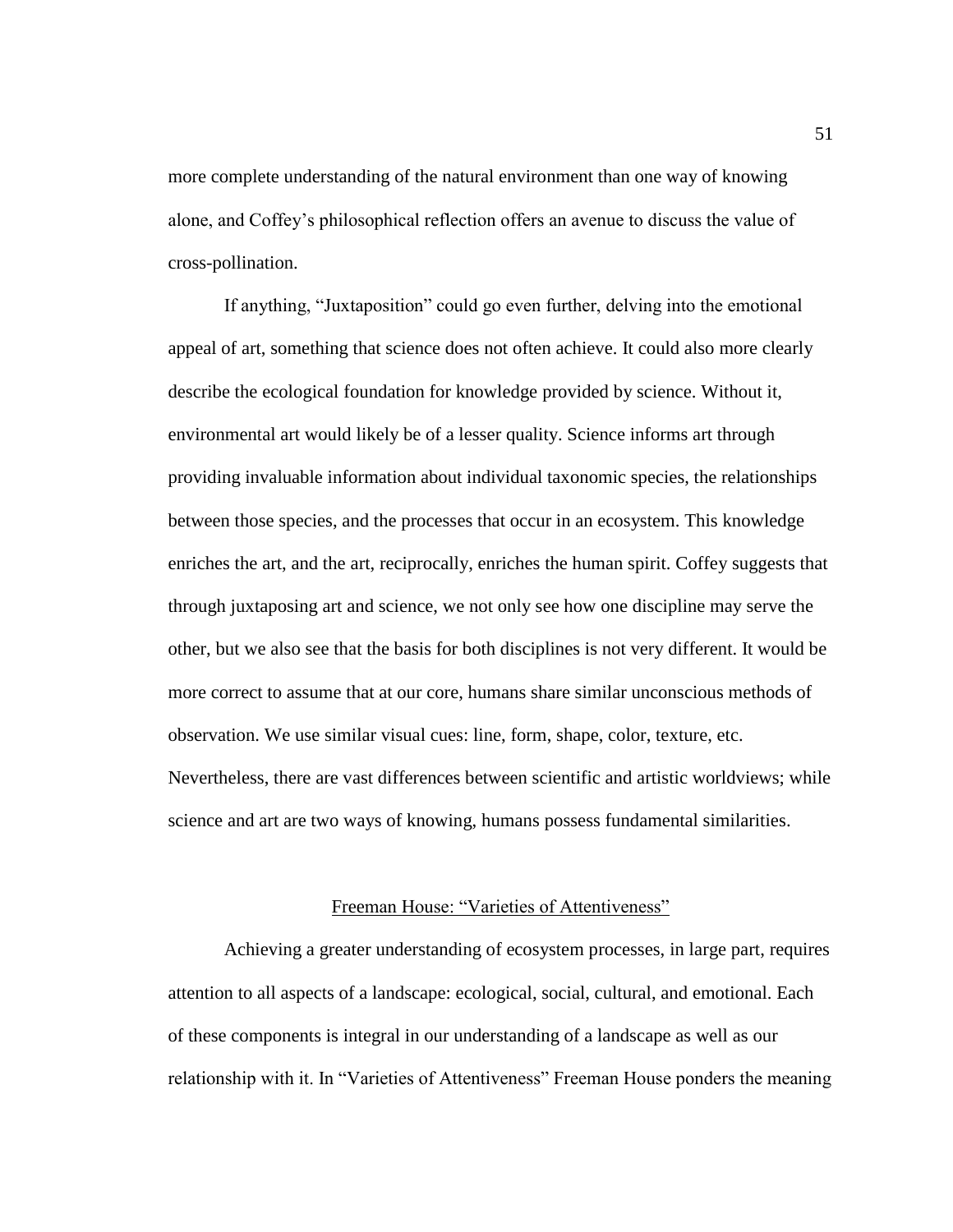more complete understanding of the natural environment than one way of knowing alone, and Coffey's philosophical reflection offers an avenue to discuss the value of cross-pollination.

If anything, "Juxtaposition" could go even further, delving into the emotional appeal of art, something that science does not often achieve. It could also more clearly describe the ecological foundation for knowledge provided by science. Without it, environmental art would likely be of a lesser quality. Science informs art through providing invaluable information about individual taxonomic species, the relationships between those species, and the processes that occur in an ecosystem. This knowledge enriches the art, and the art, reciprocally, enriches the human spirit. Coffey suggests that through juxtaposing art and science, we not only see how one discipline may serve the other, but we also see that the basis for both disciplines is not very different. It would be more correct to assume that at our core, humans share similar unconscious methods of observation. We use similar visual cues: line, form, shape, color, texture, etc. Nevertheless, there are vast differences between scientific and artistic worldviews; while science and art are two ways of knowing, humans possess fundamental similarities.

## Freeman House: "Varieties of Attentiveness"

Achieving a greater understanding of ecosystem processes, in large part, requires attention to all aspects of a landscape: ecological, social, cultural, and emotional. Each of these components is integral in our understanding of a landscape as well as our relationship with it. In "Varieties of Attentiveness" Freeman House ponders the meaning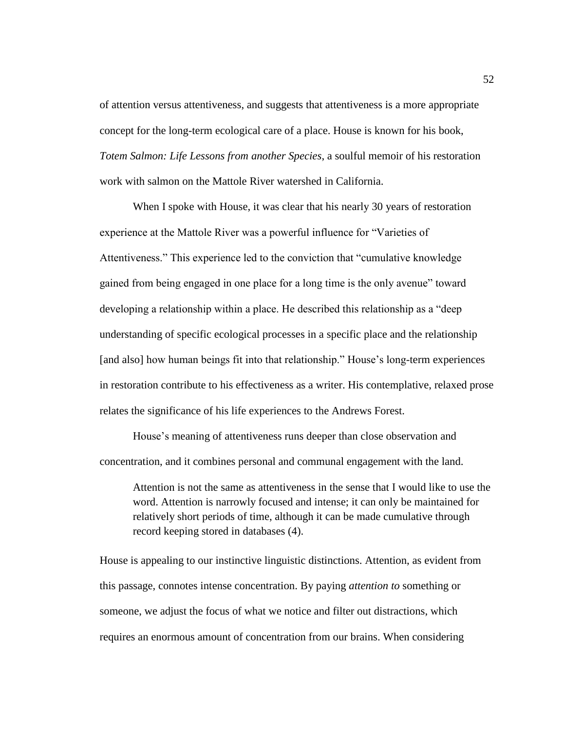of attention versus attentiveness, and suggests that attentiveness is a more appropriate concept for the long-term ecological care of a place. House is known for his book, *Totem Salmon: Life Lessons from another Species*, a soulful memoir of his restoration work with salmon on the Mattole River watershed in California.

When I spoke with House, it was clear that his nearly 30 years of restoration experience at the Mattole River was a powerful influence for "Varieties of Attentiveness." This experience led to the conviction that "cumulative knowledge gained from being engaged in one place for a long time is the only avenue" toward developing a relationship within a place. He described this relationship as a "deep understanding of specific ecological processes in a specific place and the relationship [and also] how human beings fit into that relationship." House's long-term experiences in restoration contribute to his effectiveness as a writer. His contemplative, relaxed prose relates the significance of his life experiences to the Andrews Forest.

House's meaning of attentiveness runs deeper than close observation and concentration, and it combines personal and communal engagement with the land.

> Attention is not the same as attentiveness in the sense that I would like to use the word. Attention is narrowly focused and intense; it can only be maintained for relatively short periods of time, although it can be made cumulative through record keeping stored in databases (4).

House is appealing to our instinctive linguistic distinctions. Attention, as evident from this passage, connotes intense concentration. By paying *attention to* something or someone, we adjust the focus of what we notice and filter out distractions, which requires an enormous amount of concentration from our brains. When considering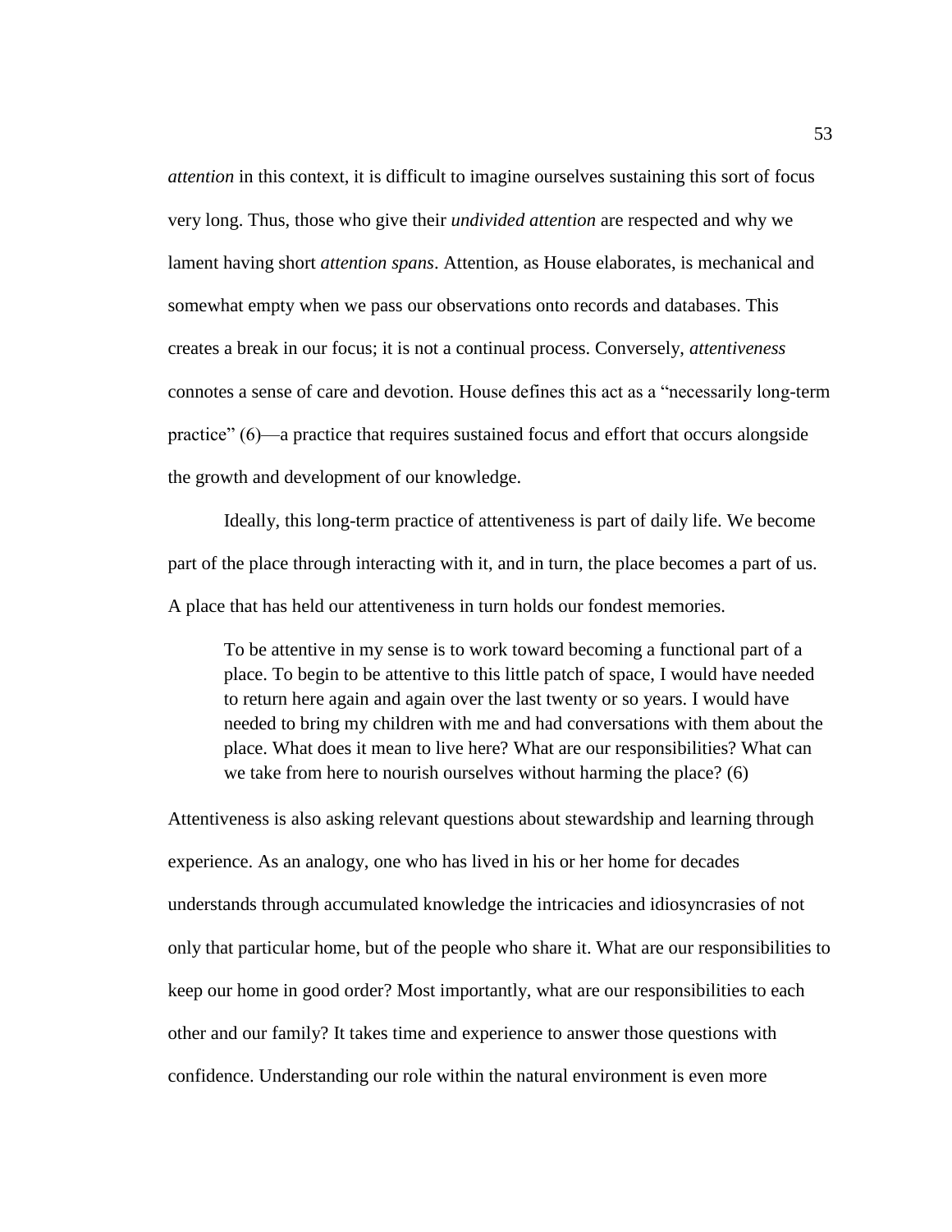*attention* in this context, it is difficult to imagine ourselves sustaining this sort of focus very long. Thus, those who give their *undivided attention* are respected and why we lament having short *attention spans*. Attention, as House elaborates, is mechanical and somewhat empty when we pass our observations onto records and databases. This creates a break in our focus; it is not a continual process. Conversely, *attentiveness* connotes a sense of care and devotion. House defines this act as a "necessarily long-term practice" (6)—a practice that requires sustained focus and effort that occurs alongside the growth and development of our knowledge.

Ideally, this long-term practice of attentiveness is part of daily life. We become part of the place through interacting with it, and in turn, the place becomes a part of us. A place that has held our attentiveness in turn holds our fondest memories.

> To be attentive in my sense is to work toward becoming a functional part of a place. To begin to be attentive to this little patch of space, I would have needed to return here again and again over the last twenty or so years. I would have needed to bring my children with me and had conversations with them about the place. What does it mean to live here? What are our responsibilities? What can we take from here to nourish ourselves without harming the place? (6)

Attentiveness is also asking relevant questions about stewardship and learning through experience. As an analogy, one who has lived in his or her home for decades understands through accumulated knowledge the intricacies and idiosyncrasies of not only that particular home, but of the people who share it. What are our responsibilities to keep our home in good order? Most importantly, what are our responsibilities to each other and our family? It takes time and experience to answer those questions with confidence. Understanding our role within the natural environment is even more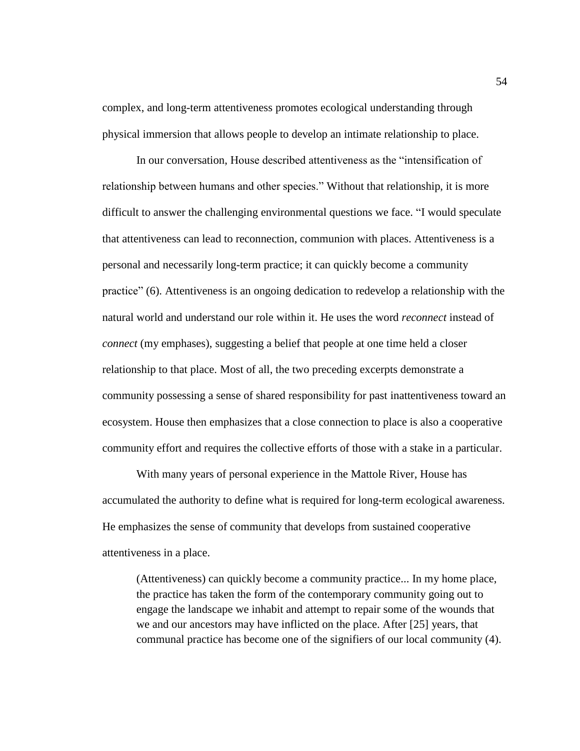complex, and long-term attentiveness promotes ecological understanding through physical immersion that allows people to develop an intimate relationship to place.

In our conversation, House described attentiveness as the “intensification of relationship between humans and other species.” Without that relationship, it is more difficult to answer the challenging environmental questions we face. “I would speculate that attentiveness can lead to reconnection, communion with places. Attentiveness is a personal and necessarily long-term practice; it can quickly become a community practice” (6). Attentiveness is an ongoing dedication to redevelop a relationship with the natural world and understand our role within it. He uses the word *reconnect* instead of *connect* (my emphases), suggesting a belief that people at one time held a closer relationship to that place. Most of all, the two preceding excerpts demonstrate a community possessing a sense of shared responsibility for past inattentiveness toward an ecosystem. House then emphasizes that a close connection to place is also a cooperative community effort and requires the collective efforts of those with a stake in a particular.

With many years of personal experience in the Mattole River, House has accumulated the authority to define what is required for long-term ecological awareness. He emphasizes the sense of community that develops from sustained cooperative attentiveness in a place.

> (Attentiveness) can quickly become a community practice... In my home place, the practice has taken the form of the contemporary community going out to engage the landscape we inhabit and attempt to repair some of the wounds that we and our ancestors may have inflicted on the place. After [25] years, that communal practice has become one of the signifiers of our local community (4).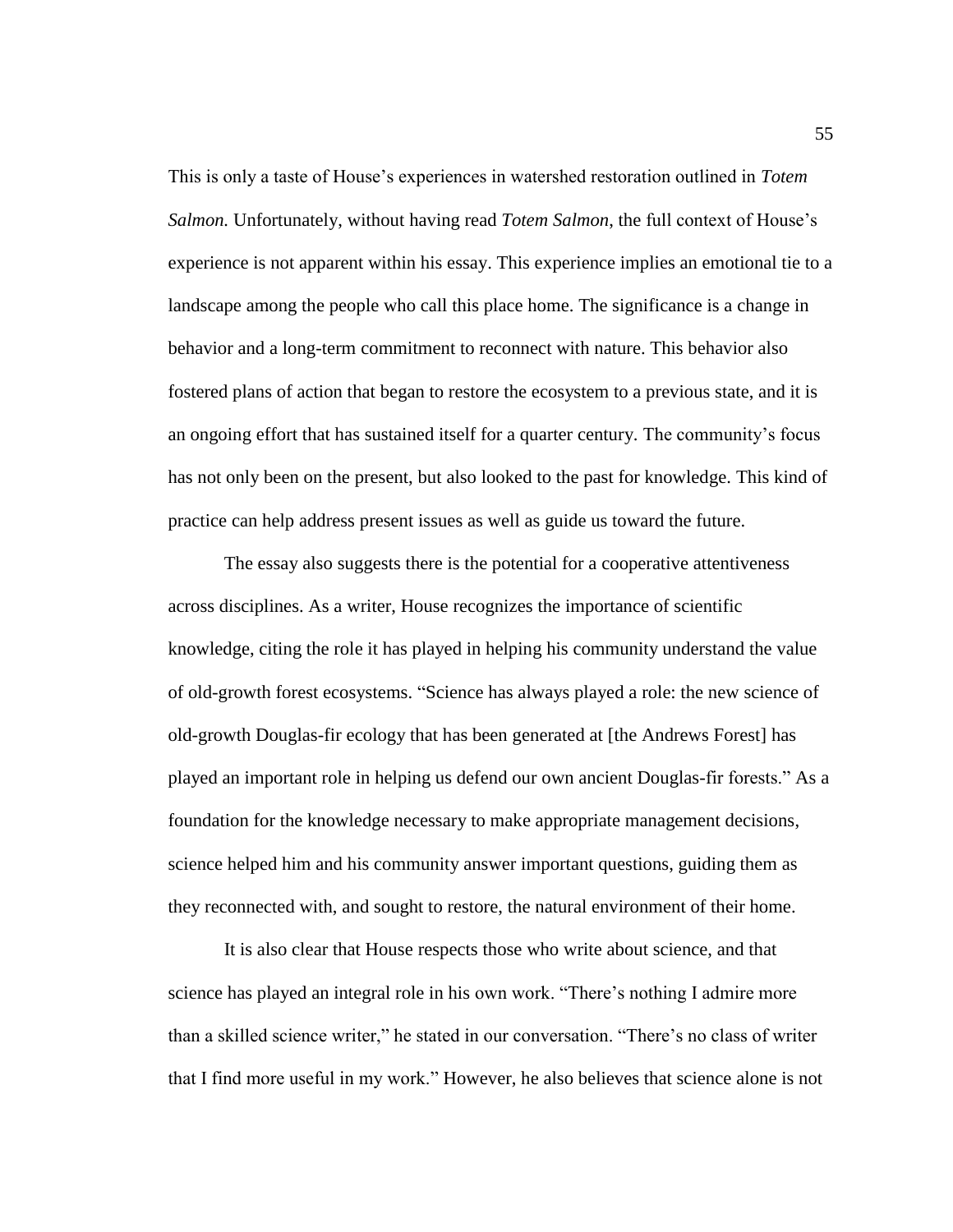This is only a taste of House's experiences in watershed restoration outlined in *Totem Salmon.* Unfortunately, without having read *Totem Salmon*, the full context of House's experience is not apparent within his essay. This experience implies an emotional tie to a landscape among the people who call this place home. The significance is a change in behavior and a long-term commitment to reconnect with nature. This behavior also fostered plans of action that began to restore the ecosystem to a previous state, and it is an ongoing effort that has sustained itself for a quarter century. The community's focus has not only been on the present, but also looked to the past for knowledge. This kind of practice can help address present issues as well as guide us toward the future.

The essay also suggests there is the potential for a cooperative attentiveness across disciplines. As a writer, House recognizes the importance of scientific knowledge, citing the role it has played in helping his community understand the value of old-growth forest ecosystems. "Science has always played a role: the new science of old-growth Douglas-fir ecology that has been generated at [the Andrews Forest] has played an important role in helping us defend our own ancient Douglas-fir forests." As a foundation for the knowledge necessary to make appropriate management decisions, science helped him and his community answer important questions, guiding them as they reconnected with, and sought to restore, the natural environment of their home.

It is also clear that House respects those who write about science, and that science has played an integral role in his own work. "There's nothing I admire more than a skilled science writer," he stated in our conversation. "There's no class of writer that I find more useful in my work." However, he also believes that science alone is not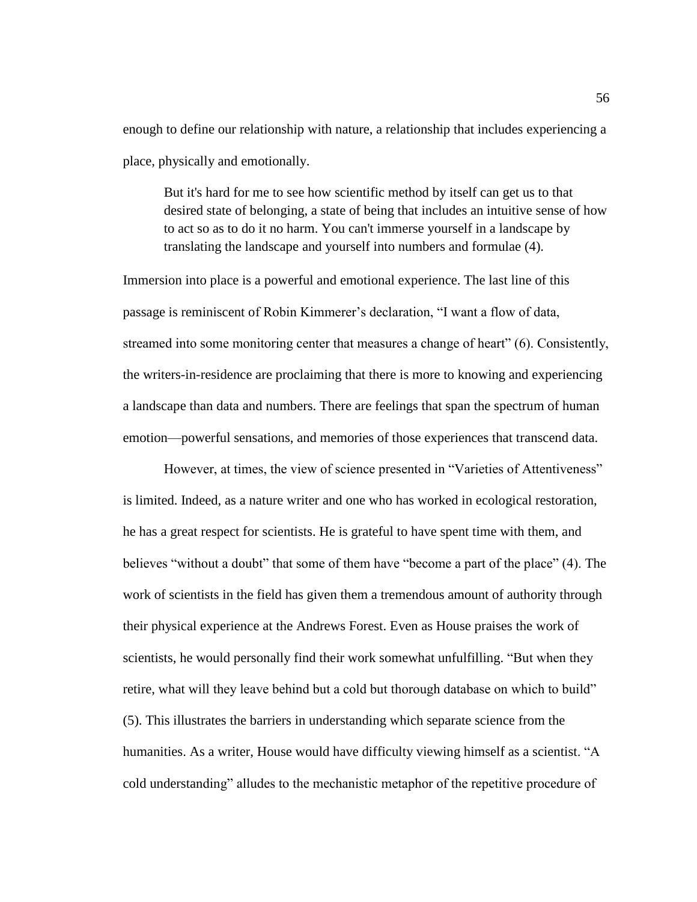enough to define our relationship with nature, a relationship that includes experiencing a place, physically and emotionally.

> But it's hard for me to see how scientific method by itself can get us to that desired state of belonging, a state of being that includes an intuitive sense of how to act so as to do it no harm. You can't immerse yourself in a landscape by translating the landscape and yourself into numbers and formulae (4).

Immersion into place is a powerful and emotional experience. The last line of this passage is reminiscent of Robin Kimmerer's declaration, "I want a flow of data, streamed into some monitoring center that measures a change of heart" (6). Consistently, the writers-in-residence are proclaiming that there is more to knowing and experiencing a landscape than data and numbers. There are feelings that span the spectrum of human emotion—powerful sensations, and memories of those experiences that transcend data.

However, at times, the view of science presented in "Varieties of Attentiveness" is limited. Indeed, as a nature writer and one who has worked in ecological restoration, he has a great respect for scientists. He is grateful to have spent time with them, and believes "without a doubt" that some of them have "become a part of the place" (4). The work of scientists in the field has given them a tremendous amount of authority through their physical experience at the Andrews Forest. Even as House praises the work of scientists, he would personally find their work somewhat unfulfilling. "But when they retire, what will they leave behind but a cold but thorough database on which to build" (5). This illustrates the barriers in understanding which separate science from the humanities. As a writer, House would have difficulty viewing himself as a scientist. "A cold understanding" alludes to the mechanistic metaphor of the repetitive procedure of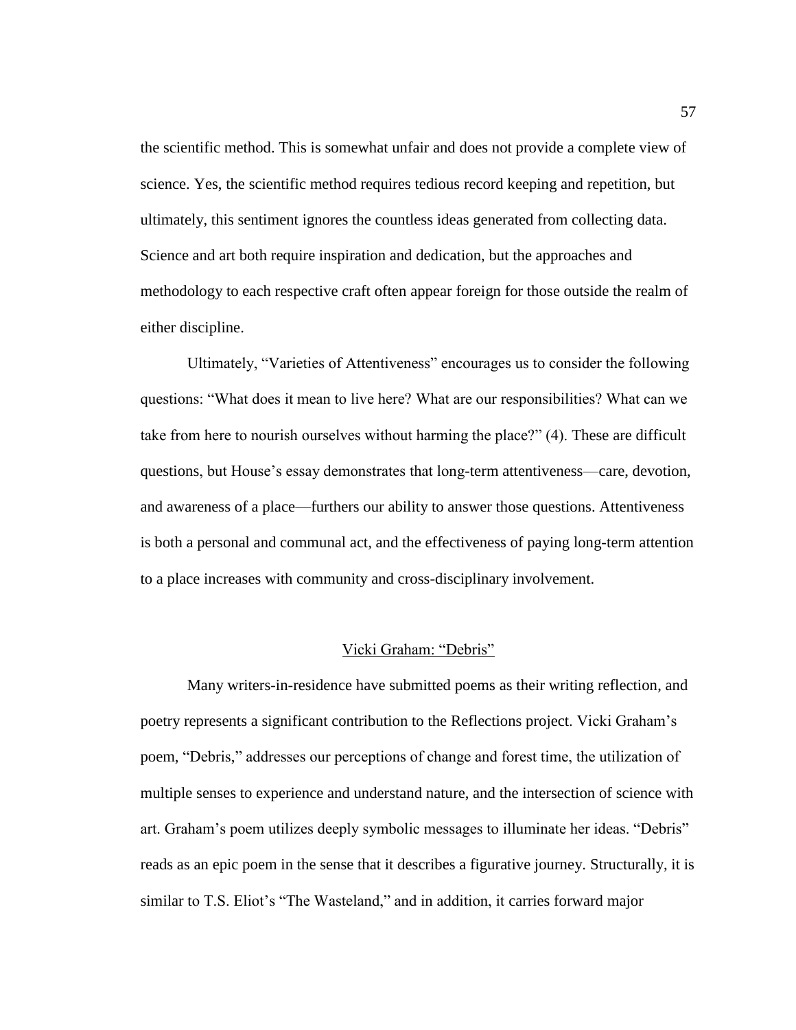the scientific method. This is somewhat unfair and does not provide a complete view of science. Yes, the scientific method requires tedious record keeping and repetition, but ultimately, this sentiment ignores the countless ideas generated from collecting data. Science and art both require inspiration and dedication, but the approaches and methodology to each respective craft often appear foreign for those outside the realm of either discipline.

Ultimately, "Varieties of Attentiveness" encourages us to consider the following questions: "What does it mean to live here? What are our responsibilities? What can we take from here to nourish ourselves without harming the place?" (4). These are difficult questions, but House's essay demonstrates that long-term attentiveness—care, devotion, and awareness of a place—furthers our ability to answer those questions. Attentiveness is both a personal and communal act, and the effectiveness of paying long-term attention to a place increases with community and cross-disciplinary involvement.

## Vicki Graham: "Debris"

Many writers-in-residence have submitted poems as their writing reflection, and poetry represents a significant contribution to the Reflections project. Vicki Graham's poem, "Debris," addresses our perceptions of change and forest time, the utilization of multiple senses to experience and understand nature, and the intersection of science with art. Graham's poem utilizes deeply symbolic messages to illuminate her ideas. "Debris" reads as an epic poem in the sense that it describes a figurative journey. Structurally, it is similar to T.S. Eliot's "The Wasteland," and in addition, it carries forward major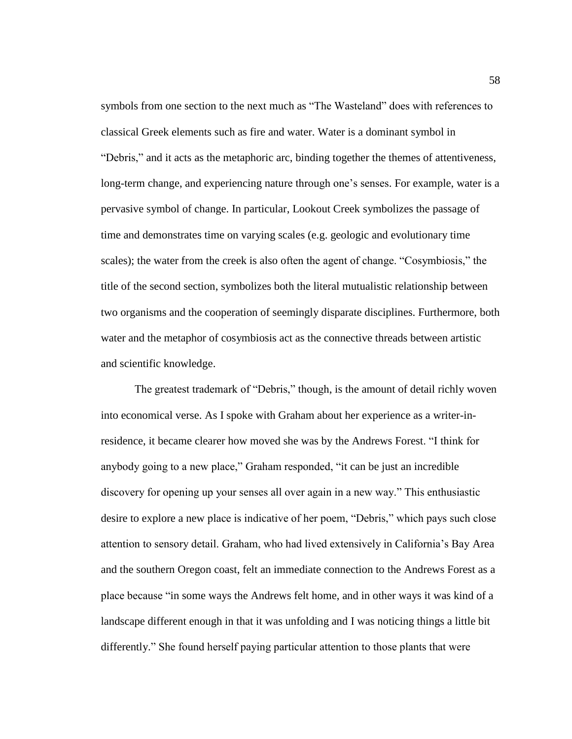symbols from one section to the next much as "The Wasteland" does with references to classical Greek elements such as fire and water. Water is a dominant symbol in "Debris," and it acts as the metaphoric arc, binding together the themes of attentiveness, long-term change, and experiencing nature through one's senses. For example, water is a pervasive symbol of change. In particular, Lookout Creek symbolizes the passage of time and demonstrates time on varying scales (e.g. geologic and evolutionary time scales); the water from the creek is also often the agent of change. "Cosymbiosis," the title of the second section, symbolizes both the literal mutualistic relationship between two organisms and the cooperation of seemingly disparate disciplines. Furthermore, both water and the metaphor of cosymbiosis act as the connective threads between artistic and scientific knowledge.

The greatest trademark of "Debris," though, is the amount of detail richly woven into economical verse. As I spoke with Graham about her experience as a writer-in-residence, it became clearer how moved she was by the Andrews Forest. "I think for anybody going to a new place," Graham responded, "it can be just an incredible discovery for opening up your senses all over again in a new way." This enthusiastic desire to explore a new place is indicative of her poem, "Debris," which pays such close attention to sensory detail. Graham, who had lived extensively in California's Bay Area and the southern Oregon coast, felt an immediate connection to the Andrews Forest as a place because "in some ways the Andrews felt home, and in other ways it was kind of a landscape different enough in that it was unfolding and I was noticing things a little bit differently." She found herself paying particular attention to those plants that were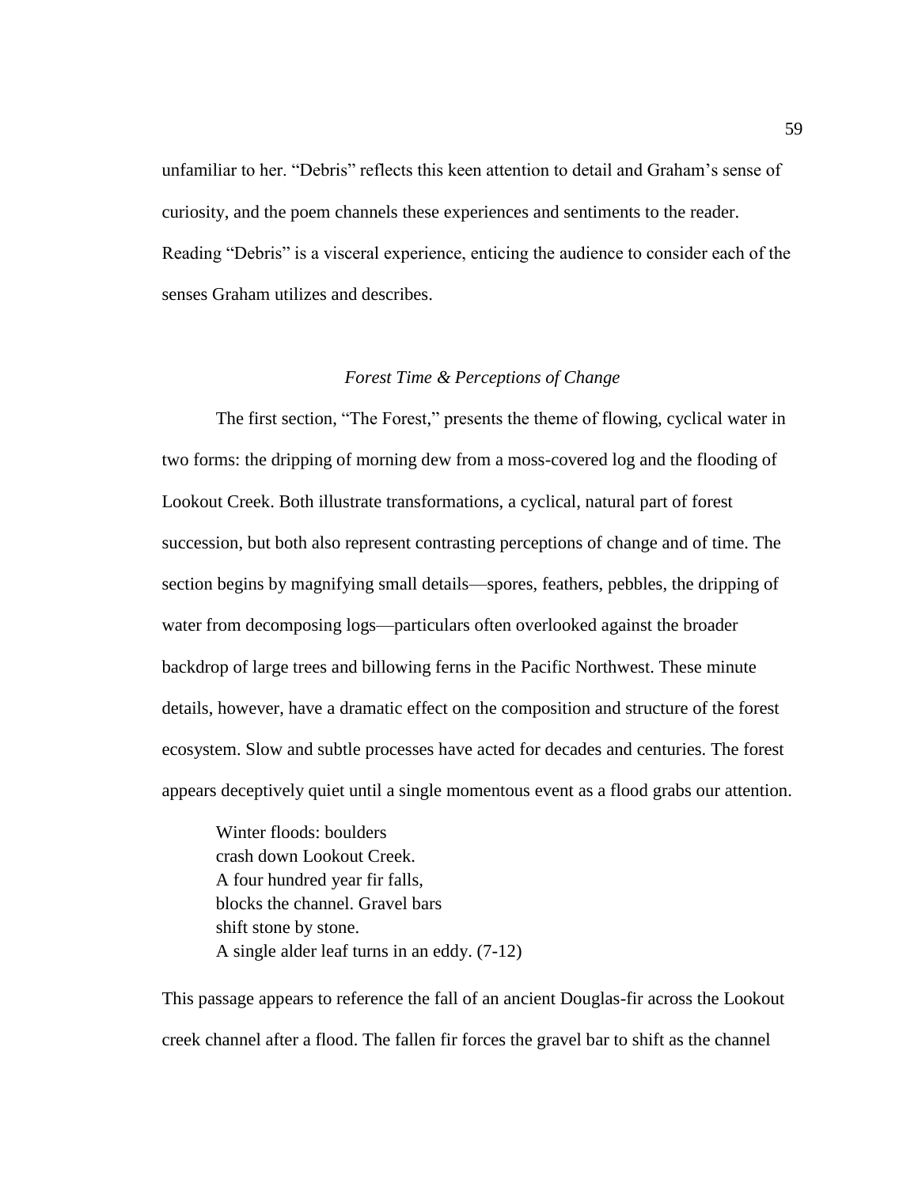unfamiliar to her. "Debris" reflects this keen attention to detail and Graham's sense of curiosity, and the poem channels these experiences and sentiments to the reader. Reading "Debris" is a visceral experience, enticing the audience to consider each of the senses Graham utilizes and describes.

### *Forest Time & Perceptions of Change*

The first section, "The Forest," presents the theme of flowing, cyclical water in two forms: the dripping of morning dew from a moss-covered log and the flooding of Lookout Creek. Both illustrate transformations, a cyclical, natural part of forest succession, but both also represent contrasting perceptions of change and of time. The section begins by magnifying small details—spores, feathers, pebbles, the dripping of water from decomposing logs—particulars often overlooked against the broader backdrop of large trees and billowing ferns in the Pacific Northwest. These minute details, however, have a dramatic effect on the composition and structure of the forest ecosystem. Slow and subtle processes have acted for decades and centuries. The forest appears deceptively quiet until a single momentous event as a flood grabs our attention.

> Winter floods: boulders
> crash down Lookout Creek.
> A four hundred year fir falls,
> blocks the channel. Gravel bars
> shift stone by stone.
> A single alder leaf turns in an eddy. (7-12)

This passage appears to reference the fall of an ancient Douglas-fir across the Lookout creek channel after a flood. The fallen fir forces the gravel bar to shift as the channel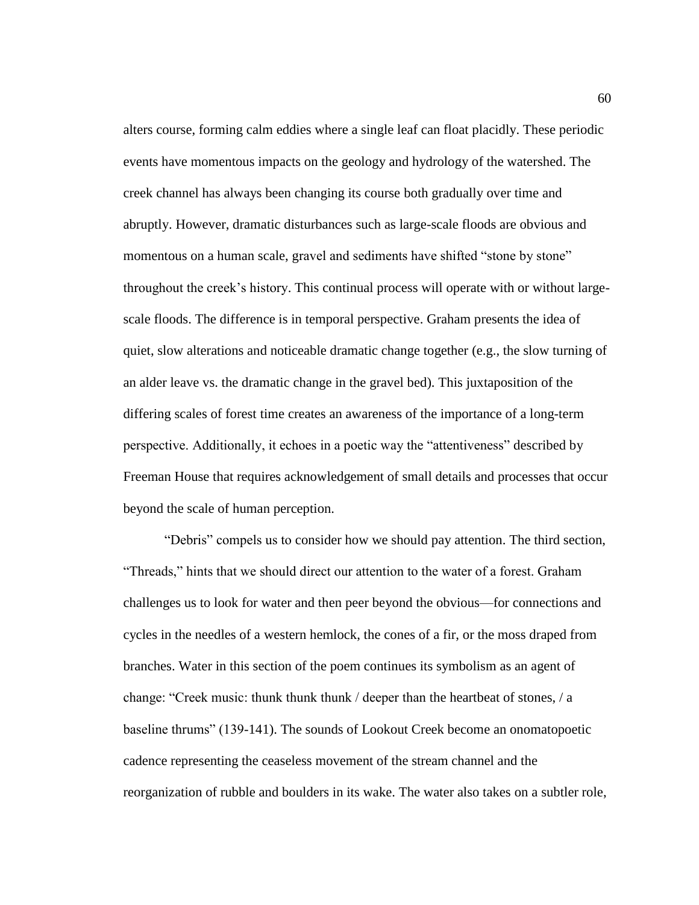alters course, forming calm eddies where a single leaf can float placidly. These periodic events have momentous impacts on the geology and hydrology of the watershed. The creek channel has always been changing its course both gradually over time and abruptly. However, dramatic disturbances such as large-scale floods are obvious and momentous on a human scale, gravel and sediments have shifted "stone by stone" throughout the creek's history. This continual process will operate with or without large-scale floods. The difference is in temporal perspective. Graham presents the idea of quiet, slow alterations and noticeable dramatic change together (e.g., the slow turning of an alder leave vs. the dramatic change in the gravel bed). This juxtaposition of the differing scales of forest time creates an awareness of the importance of a long-term perspective. Additionally, it echoes in a poetic way the "attentiveness" described by Freeman House that requires acknowledgement of small details and processes that occur beyond the scale of human perception.

"Debris" compels us to consider how we should pay attention. The third section, "Threads," hints that we should direct our attention to the water of a forest. Graham challenges us to look for water and then peer beyond the obvious—for connections and cycles in the needles of a western hemlock, the cones of a fir, or the moss draped from branches. Water in this section of the poem continues its symbolism as an agent of change: "Creek music: thunk thunk thunk / deeper than the heartbeat of stones, / a baseline thrums" (139-141). The sounds of Lookout Creek become an onomatopoetic cadence representing the ceaseless movement of the stream channel and the reorganization of rubble and boulders in its wake. The water also takes on a subtler role,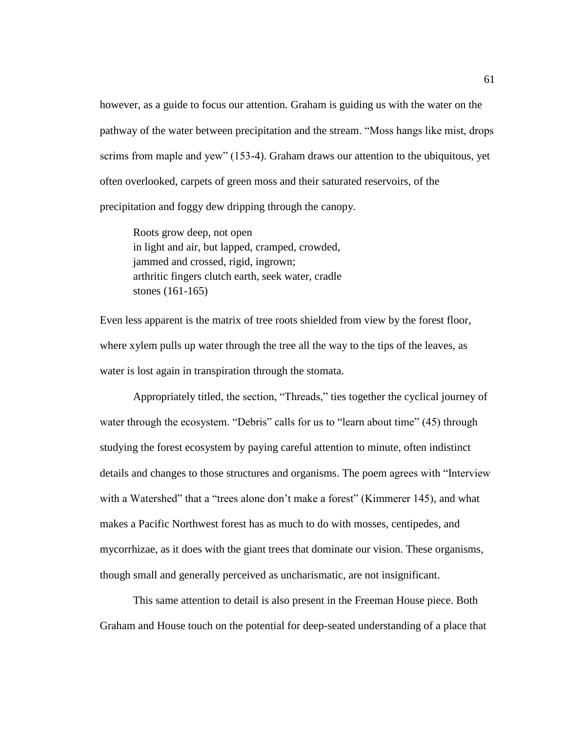however, as a guide to focus our attention. Graham is guiding us with the water on the pathway of the water between precipitation and the stream. "Moss hangs like mist, drops scrims from maple and yew" (153-4). Graham draws our attention to the ubiquitous, yet often overlooked, carpets of green moss and their saturated reservoirs, of the precipitation and foggy dew dripping through the canopy.

> Roots grow deep, not open
> in light and air, but lapped, cramped, crowded,
> jammed and crossed, rigid, ingrown;
> arthritic fingers clutch earth, seek water, cradle
> stones (161-165)

Even less apparent is the matrix of tree roots shielded from view by the forest floor, where xylem pulls up water through the tree all the way to the tips of the leaves, as water is lost again in transpiration through the stomata.

Appropriately titled, the section, "Threads," ties together the cyclical journey of water through the ecosystem. "Debris" calls for us to "learn about time" (45) through studying the forest ecosystem by paying careful attention to minute, often indistinct details and changes to those structures and organisms. The poem agrees with "Interview with a Watershed" that a "trees alone don't make a forest" (Kimmerer 145), and what makes a Pacific Northwest forest has as much to do with mosses, centipedes, and mycorrhizae, as it does with the giant trees that dominate our vision. These organisms, though small and generally perceived as uncharismatic, are not insignificant.

This same attention to detail is also present in the Freeman House piece. Both Graham and House touch on the potential for deep-seated understanding of a place that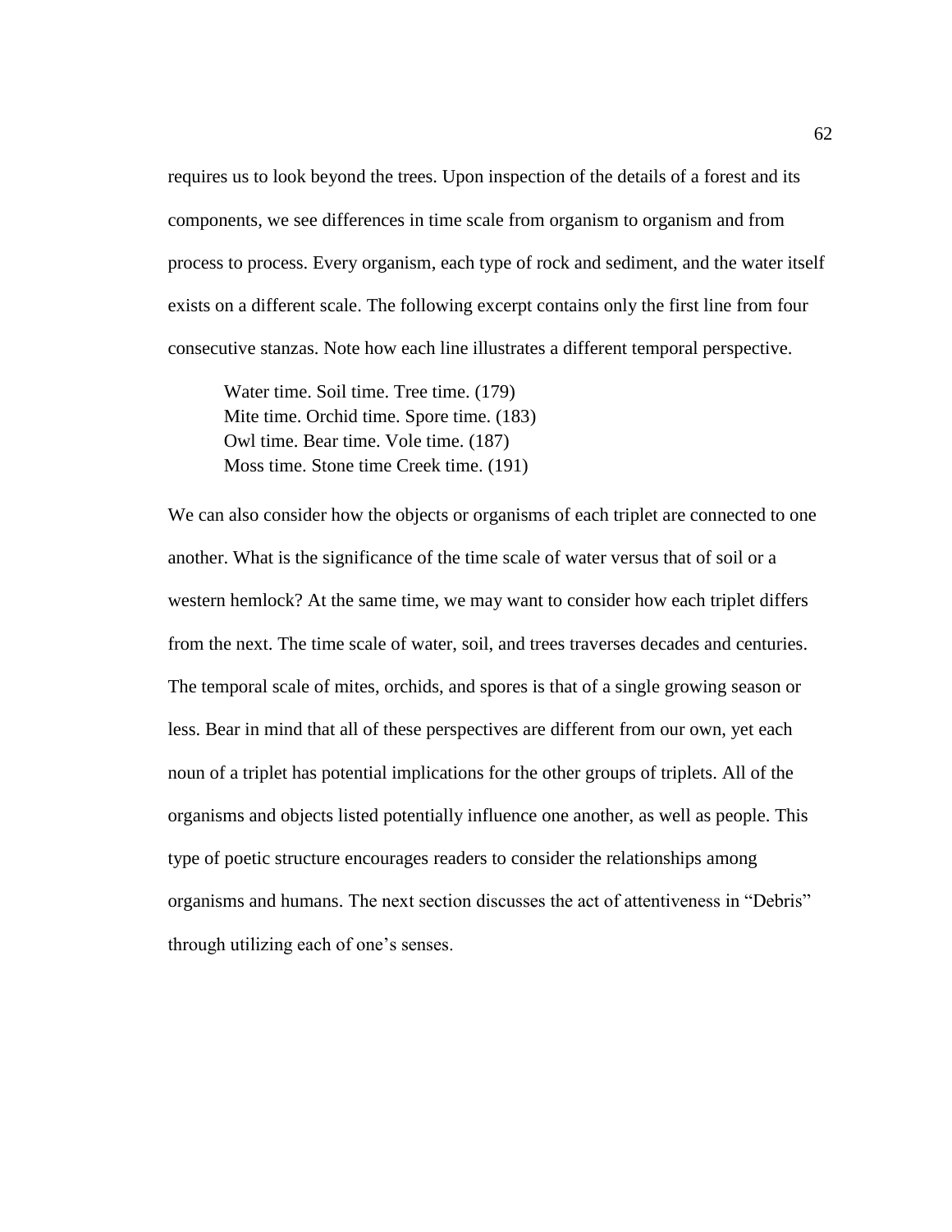requires us to look beyond the trees. Upon inspection of the details of a forest and its components, we see differences in time scale from organism to organism and from process to process. Every organism, each type of rock and sediment, and the water itself exists on a different scale. The following excerpt contains only the first line from four consecutive stanzas. Note how each line illustrates a different temporal perspective.

> Water time. Soil time. Tree time. (179)
> Mite time. Orchid time. Spore time. (183)
> Owl time. Bear time. Vole time. (187)
> Moss time. Stone time Creek time. (191)

We can also consider how the objects or organisms of each triplet are connected to one another. What is the significance of the time scale of water versus that of soil or a western hemlock? At the same time, we may want to consider how each triplet differs from the next. The time scale of water, soil, and trees traverses decades and centuries. The temporal scale of mites, orchids, and spores is that of a single growing season or less. Bear in mind that all of these perspectives are different from our own, yet each noun of a triplet has potential implications for the other groups of triplets. All of the organisms and objects listed potentially influence one another, as well as people. This type of poetic structure encourages readers to consider the relationships among organisms and humans. The next section discusses the act of attentiveness in "Debris" through utilizing each of one's senses.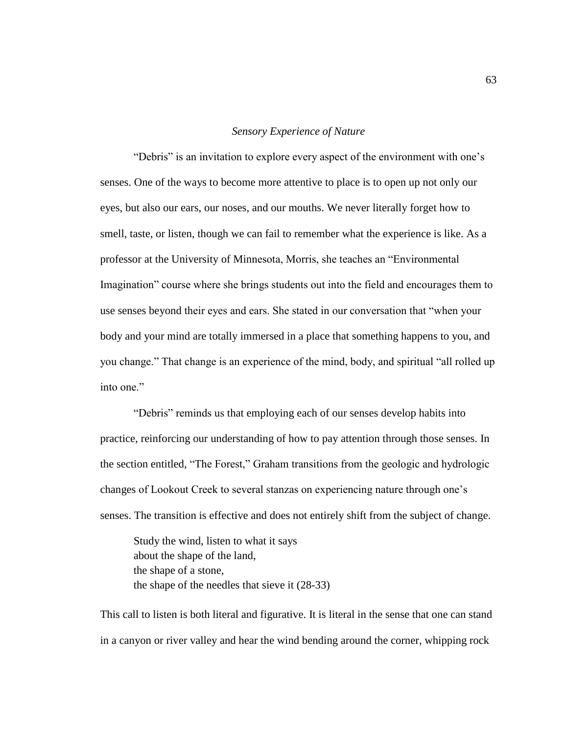*Sensory Experience of Nature*

"Debris" is an invitation to explore every aspect of the environment with one's senses. One of the ways to become more attentive to place is to open up not only our eyes, but also our ears, our noses, and our mouths. We never literally forget how to smell, taste, or listen, though we can fail to remember what the experience is like. As a professor at the University of Minnesota, Morris, she teaches an "Environmental Imagination" course where she brings students out into the field and encourages them to use senses beyond their eyes and ears. She stated in our conversation that "when your body and your mind are totally immersed in a place that something happens to you, and you change." That change is an experience of the mind, body, and spiritual "all rolled up into one."

"Debris" reminds us that employing each of our senses develop habits into practice, reinforcing our understanding of how to pay attention through those senses. In the section entitled, "The Forest," Graham transitions from the geologic and hydrologic changes of Lookout Creek to several stanzas on experiencing nature through one's senses. The transition is effective and does not entirely shift from the subject of change.

> Study the wind, listen to what it says
> about the shape of the land,
> the shape of a stone,
> the shape of the needles that sieve it (28-33)

This call to listen is both literal and figurative. It is literal in the sense that one can stand in a canyon or river valley and hear the wind bending around the corner, whipping rock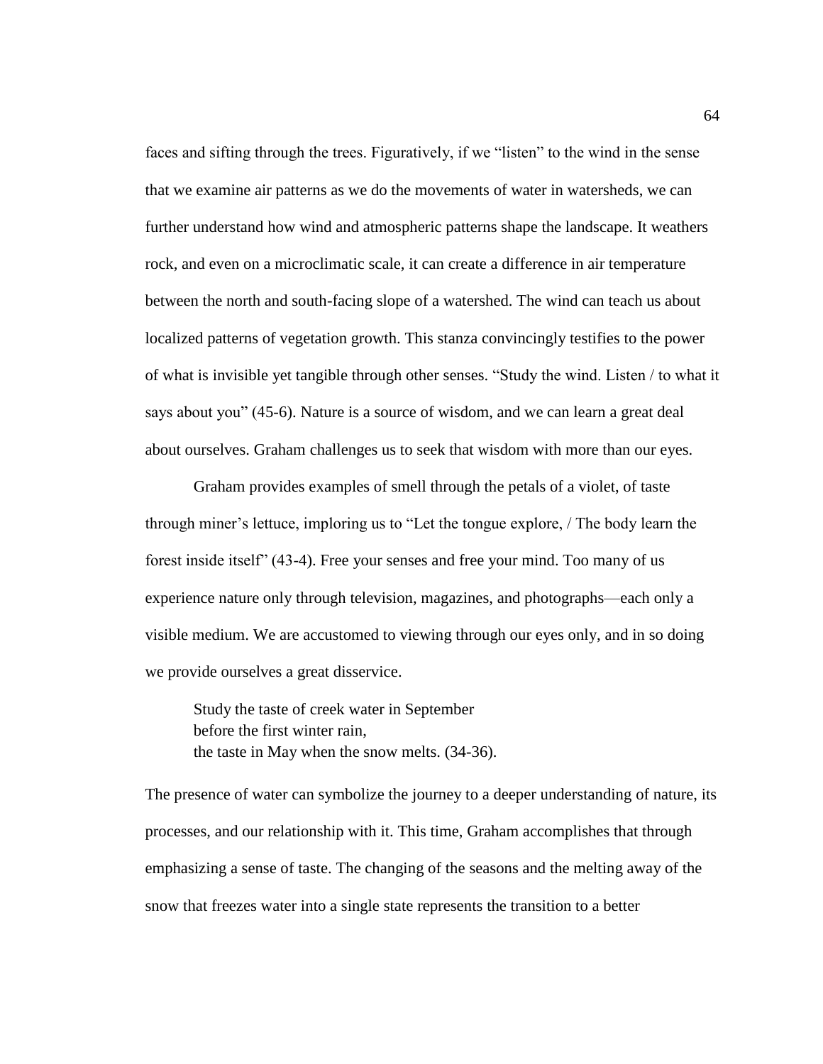faces and sifting through the trees. Figuratively, if we "listen" to the wind in the sense that we examine air patterns as we do the movements of water in watersheds, we can further understand how wind and atmospheric patterns shape the landscape. It weathers rock, and even on a microclimatic scale, it can create a difference in air temperature between the north and south-facing slope of a watershed. The wind can teach us about localized patterns of vegetation growth. This stanza convincingly testifies to the power of what is invisible yet tangible through other senses. "Study the wind. Listen / to what it says about you" (45-6). Nature is a source of wisdom, and we can learn a great deal about ourselves. Graham challenges us to seek that wisdom with more than our eyes.

Graham provides examples of smell through the petals of a violet, of taste through miner's lettuce, imploring us to "Let the tongue explore, / The body learn the forest inside itself" (43-4). Free your senses and free your mind. Too many of us experience nature only through television, magazines, and photographs—each only a visible medium. We are accustomed to viewing through our eyes only, and in so doing we provide ourselves a great disservice.

> Study the taste of creek water in September
> before the first winter rain,
> the taste in May when the snow melts. (34-36).

The presence of water can symbolize the journey to a deeper understanding of nature, its processes, and our relationship with it. This time, Graham accomplishes that through emphasizing a sense of taste. The changing of the seasons and the melting away of the snow that freezes water into a single state represents the transition to a better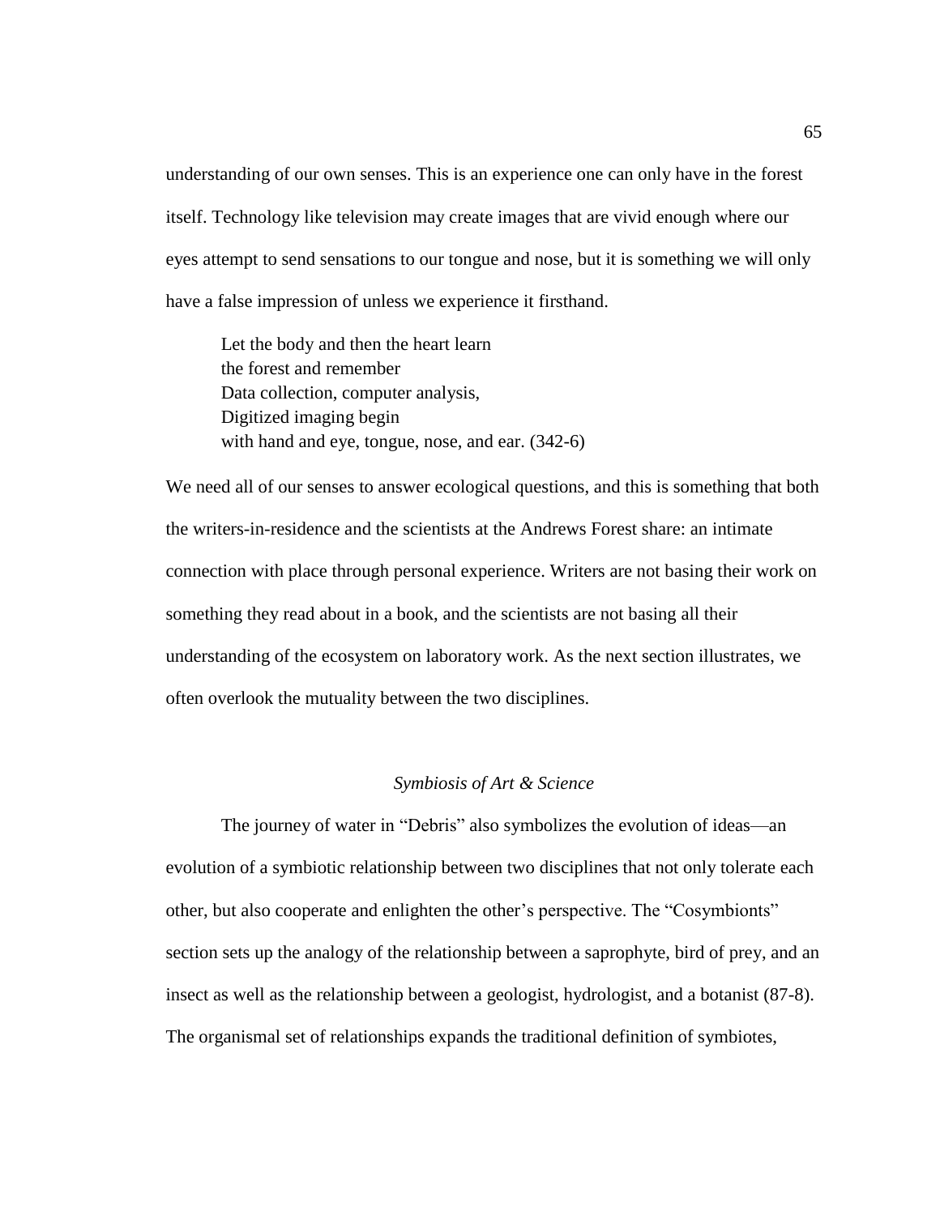understanding of our own senses. This is an experience one can only have in the forest itself. Technology like television may create images that are vivid enough where our eyes attempt to send sensations to our tongue and nose, but it is something we will only have a false impression of unless we experience it firsthand.

> Let the body and then the heart learn  
> the forest and remember  
> Data collection, computer analysis,  
> Digitized imaging begin  
> with hand and eye, tongue, nose, and ear. (342-6)

We need all of our senses to answer ecological questions, and this is something that both the writers-in-residence and the scientists at the Andrews Forest share: an intimate connection with place through personal experience. Writers are not basing their work on something they read about in a book, and the scientists are not basing all their understanding of the ecosystem on laboratory work. As the next section illustrates, we often overlook the mutuality between the two disciplines.

### *Symbiosis of Art & Science*

The journey of water in "Debris" also symbolizes the evolution of ideas—an evolution of a symbiotic relationship between two disciplines that not only tolerate each other, but also cooperate and enlighten the other's perspective. The "Cosymbionts" section sets up the analogy of the relationship between a saprophyte, bird of prey, and an insect as well as the relationship between a geologist, hydrologist, and a botanist (87-8). The organismal set of relationships expands the traditional definition of symbiotes,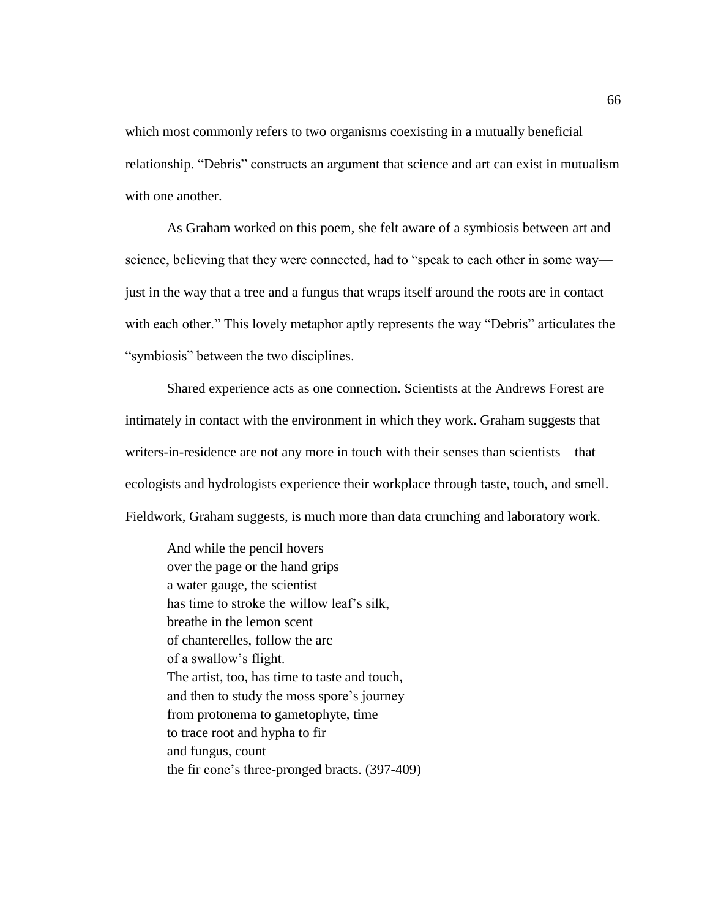which most commonly refers to two organisms coexisting in a mutually beneficial relationship. "Debris" constructs an argument that science and art can exist in mutualism with one another.

As Graham worked on this poem, she felt aware of a symbiosis between art and science, believing that they were connected, had to "speak to each other in some way—just in the way that a tree and a fungus that wraps itself around the roots are in contact with each other." This lovely metaphor aptly represents the way "Debris" articulates the "symbiosis" between the two disciplines.

Shared experience acts as one connection. Scientists at the Andrews Forest are intimately in contact with the environment in which they work. Graham suggests that writers-in-residence are not any more in touch with their senses than scientists—that ecologists and hydrologists experience their workplace through taste, touch, and smell. Fieldwork, Graham suggests, is much more than data crunching and laboratory work.

> And while the pencil hovers  
> over the page or the hand grips  
> a water gauge, the scientist  
> has time to stroke the willow leaf's silk,  
> breathe in the lemon scent  
> of chanterelles, follow the arc  
> of a swallow's flight.  
> The artist, too, has time to taste and touch,  
> and then to study the moss spore's journey  
> from protonema to gametophyte, time  
> to trace root and hypha to fir  
> and fungus, count  
> the fir cone's three-pronged bracts. (397-409)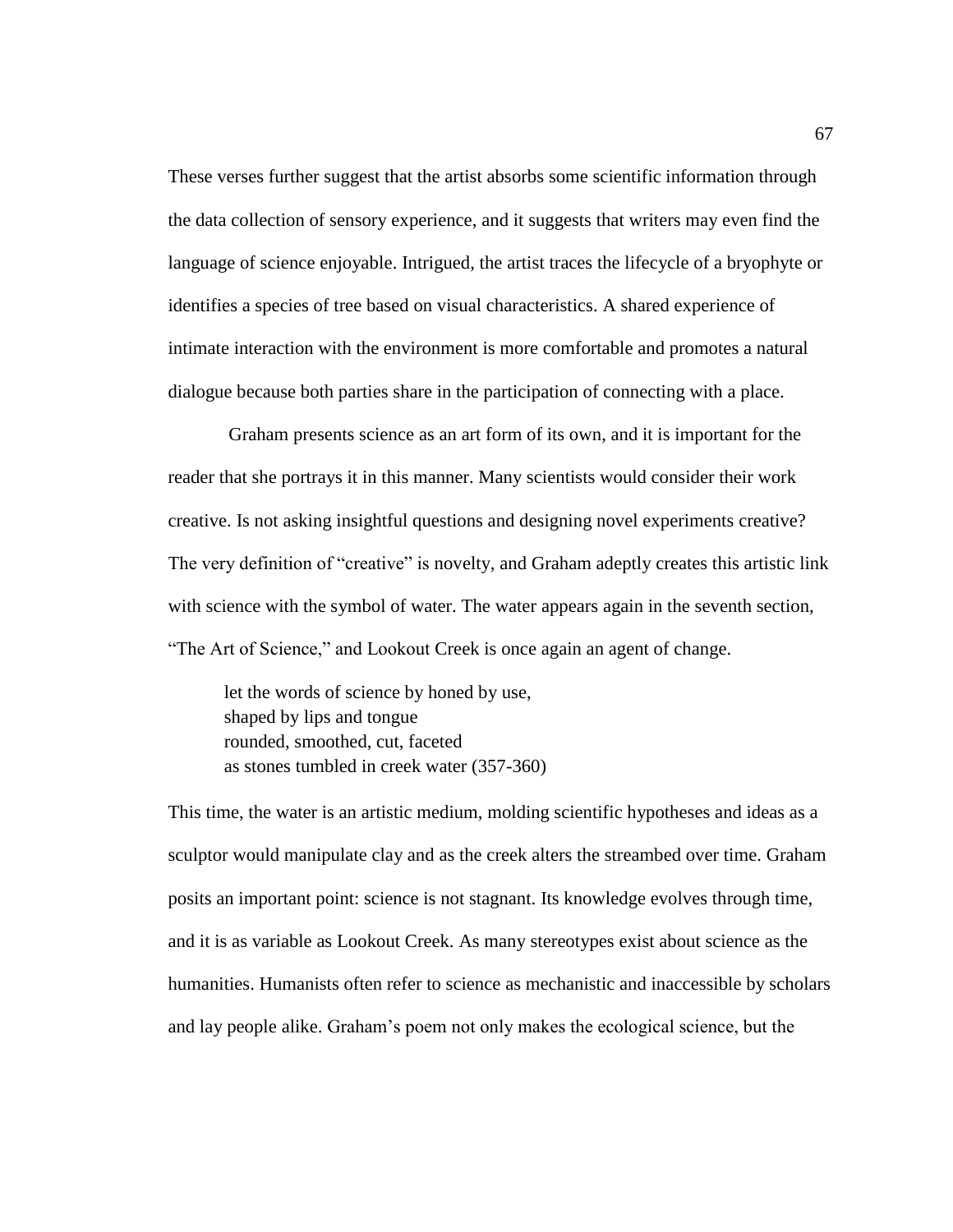These verses further suggest that the artist absorbs some scientific information through the data collection of sensory experience, and it suggests that writers may even find the language of science enjoyable. Intrigued, the artist traces the lifecycle of a bryophyte or identifies a species of tree based on visual characteristics. A shared experience of intimate interaction with the environment is more comfortable and promotes a natural dialogue because both parties share in the participation of connecting with a place.

Graham presents science as an art form of its own, and it is important for the reader that she portrays it in this manner. Many scientists would consider their work creative. Is not asking insightful questions and designing novel experiments creative? The very definition of "creative" is novelty, and Graham adeptly creates this artistic link with science with the symbol of water. The water appears again in the seventh section, "The Art of Science," and Lookout Creek is once again an agent of change.

> let the words of science by honed by use,
> shaped by lips and tongue
> rounded, smoothed, cut, faceted
> as stones tumbled in creek water (357-360)

This time, the water is an artistic medium, molding scientific hypotheses and ideas as a sculptor would manipulate clay and as the creek alters the streambed over time. Graham posits an important point: science is not stagnant. Its knowledge evolves through time, and it is as variable as Lookout Creek. As many stereotypes exist about science as the humanities. Humanists often refer to science as mechanistic and inaccessible by scholars and lay people alike. Graham's poem not only makes the ecological science, but the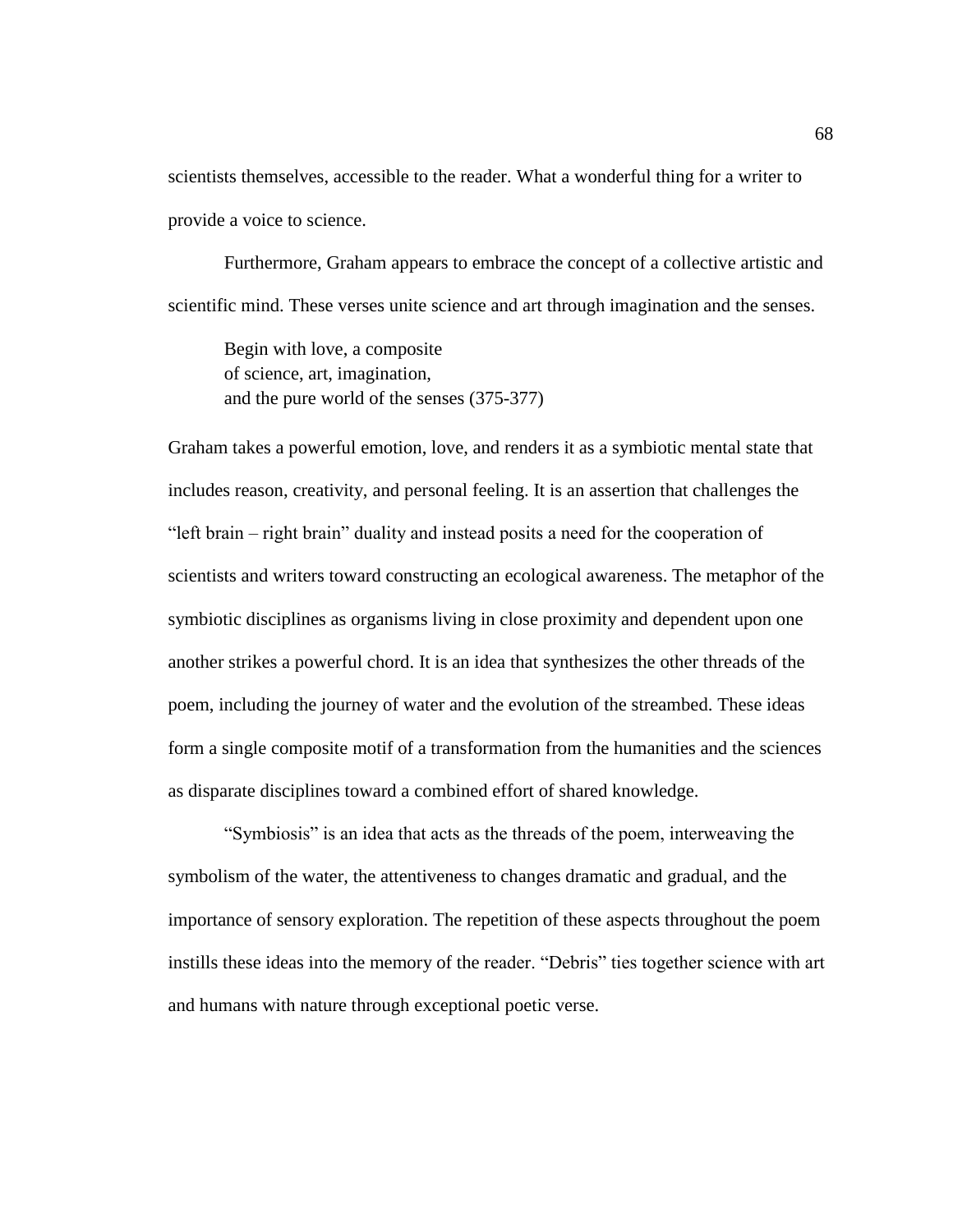scientists themselves, accessible to the reader. What a wonderful thing for a writer to provide a voice to science.

Furthermore, Graham appears to embrace the concept of a collective artistic and scientific mind. These verses unite science and art through imagination and the senses.

> Begin with love, a composite  
> of science, art, imagination,  
> and the pure world of the senses (375-377)

Graham takes a powerful emotion, love, and renders it as a symbiotic mental state that includes reason, creativity, and personal feeling. It is an assertion that challenges the "left brain – right brain" duality and instead posits a need for the cooperation of scientists and writers toward constructing an ecological awareness. The metaphor of the symbiotic disciplines as organisms living in close proximity and dependent upon one another strikes a powerful chord. It is an idea that synthesizes the other threads of the poem, including the journey of water and the evolution of the streambed. These ideas form a single composite motif of a transformation from the humanities and the sciences as disparate disciplines toward a combined effort of shared knowledge.

"Symbiosis" is an idea that acts as the threads of the poem, interweaving the symbolism of the water, the attentiveness to changes dramatic and gradual, and the importance of sensory exploration. The repetition of these aspects throughout the poem instills these ideas into the memory of the reader. "Debris" ties together science with art and humans with nature through exceptional poetic verse.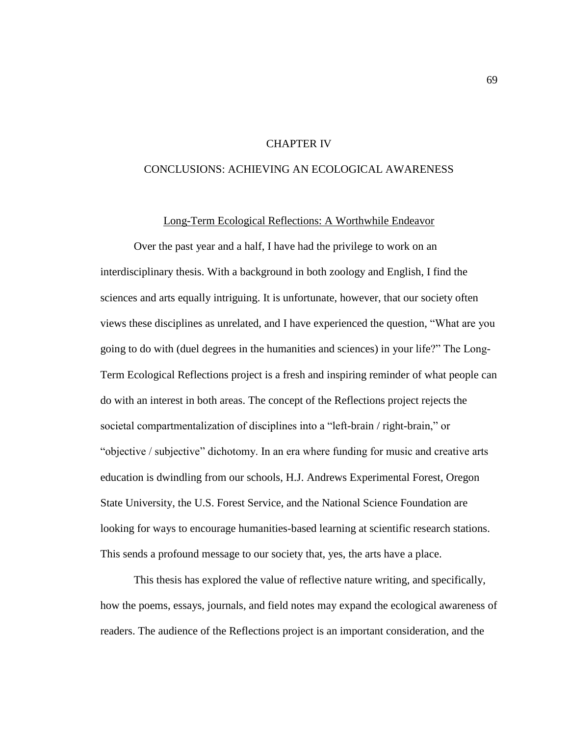# CHAPTER IV

# CONCLUSIONS: ACHIEVING AN ECOLOGICAL AWARENESS

## Long-Term Ecological Reflections: A Worthwhile Endeavor

Over the past year and a half, I have had the privilege to work on an interdisciplinary thesis. With a background in both zoology and English, I find the sciences and arts equally intriguing. It is unfortunate, however, that our society often views these disciplines as unrelated, and I have experienced the question, "What are you going to do with (duel degrees in the humanities and sciences) in your life?" The Long-Term Ecological Reflections project is a fresh and inspiring reminder of what people can do with an interest in both areas. The concept of the Reflections project rejects the societal compartmentalization of disciplines into a "left-brain / right-brain," or "objective / subjective" dichotomy. In an era where funding for music and creative arts education is dwindling from our schools, H.J. Andrews Experimental Forest, Oregon State University, the U.S. Forest Service, and the National Science Foundation are looking for ways to encourage humanities-based learning at scientific research stations. This sends a profound message to our society that, yes, the arts have a place.

This thesis has explored the value of reflective nature writing, and specifically, how the poems, essays, journals, and field notes may expand the ecological awareness of readers. The audience of the Reflections project is an important consideration, and the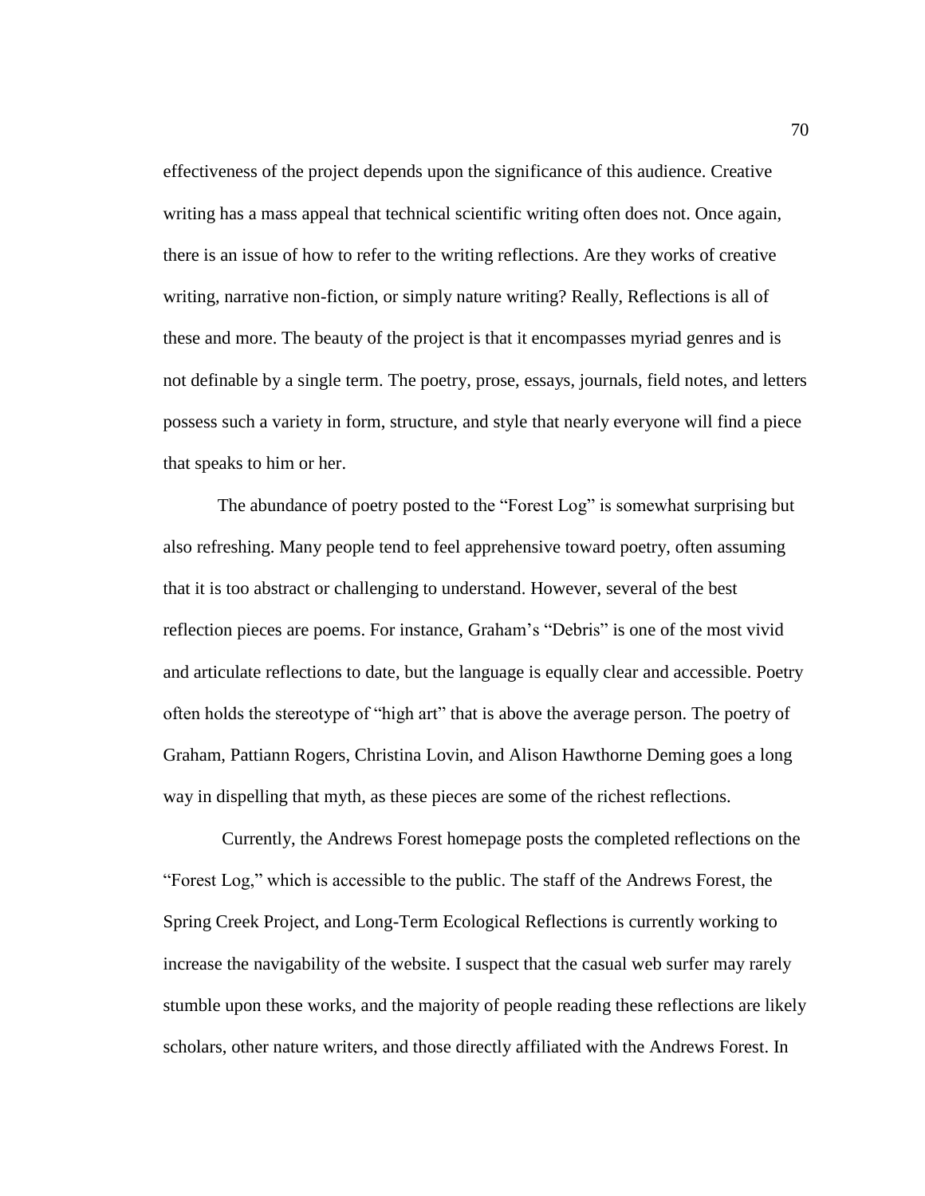effectiveness of the project depends upon the significance of this audience. Creative writing has a mass appeal that technical scientific writing often does not. Once again, there is an issue of how to refer to the writing reflections. Are they works of creative writing, narrative non-fiction, or simply nature writing? Really, Reflections is all of these and more. The beauty of the project is that it encompasses myriad genres and is not definable by a single term. The poetry, prose, essays, journals, field notes, and letters possess such a variety in form, structure, and style that nearly everyone will find a piece that speaks to him or her.

The abundance of poetry posted to the "Forest Log" is somewhat surprising but also refreshing. Many people tend to feel apprehensive toward poetry, often assuming that it is too abstract or challenging to understand. However, several of the best reflection pieces are poems. For instance, Graham's "Debris" is one of the most vivid and articulate reflections to date, but the language is equally clear and accessible. Poetry often holds the stereotype of "high art" that is above the average person. The poetry of Graham, Pattiann Rogers, Christina Lovin, and Alison Hawthorne Deming goes a long way in dispelling that myth, as these pieces are some of the richest reflections.

Currently, the Andrews Forest homepage posts the completed reflections on the "Forest Log," which is accessible to the public. The staff of the Andrews Forest, the Spring Creek Project, and Long-Term Ecological Reflections is currently working to increase the navigability of the website. I suspect that the casual web surfer may rarely stumble upon these works, and the majority of people reading these reflections are likely scholars, other nature writers, and those directly affiliated with the Andrews Forest. In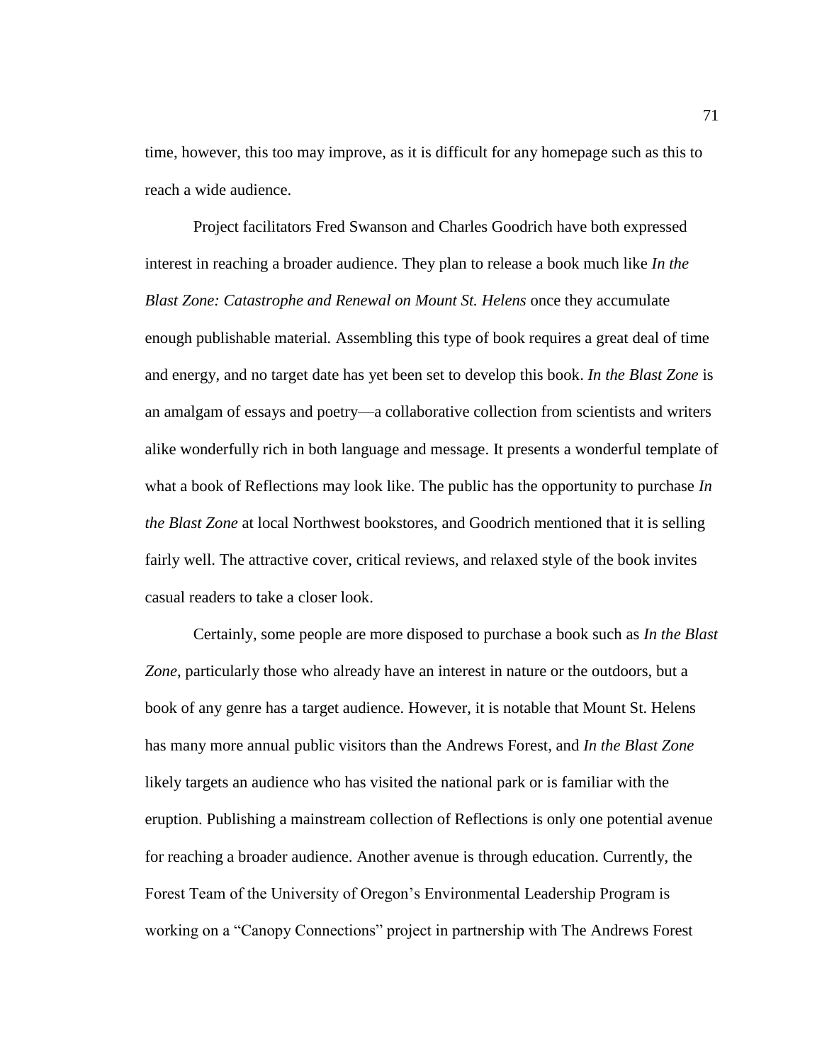time, however, this too may improve, as it is difficult for any homepage such as this to reach a wide audience.

Project facilitators Fred Swanson and Charles Goodrich have both expressed interest in reaching a broader audience. They plan to release a book much like *In the Blast Zone: Catastrophe and Renewal on Mount St. Helens* once they accumulate enough publishable material. Assembling this type of book requires a great deal of time and energy, and no target date has yet been set to develop this book. *In the Blast Zone* is an amalgam of essays and poetry—a collaborative collection from scientists and writers alike wonderfully rich in both language and message. It presents a wonderful template of what a book of Reflections may look like. The public has the opportunity to purchase *In the Blast Zone* at local Northwest bookstores, and Goodrich mentioned that it is selling fairly well. The attractive cover, critical reviews, and relaxed style of the book invites casual readers to take a closer look.

Certainly, some people are more disposed to purchase a book such as *In the Blast Zone*, particularly those who already have an interest in nature or the outdoors, but a book of any genre has a target audience. However, it is notable that Mount St. Helens has many more annual public visitors than the Andrews Forest, and *In the Blast Zone* likely targets an audience who has visited the national park or is familiar with the eruption. Publishing a mainstream collection of Reflections is only one potential avenue for reaching a broader audience. Another avenue is through education. Currently, the Forest Team of the University of Oregon's Environmental Leadership Program is working on a "Canopy Connections" project in partnership with The Andrews Forest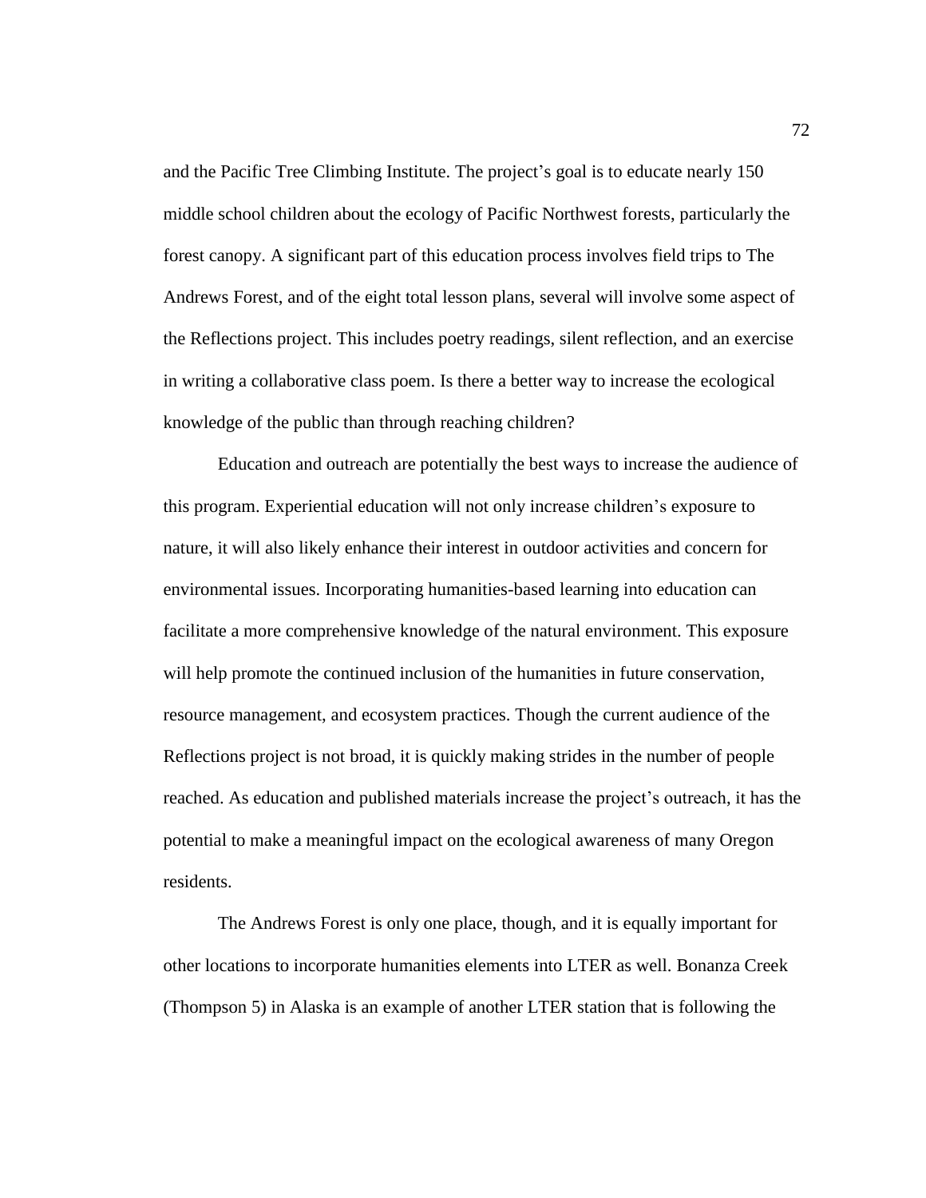and the Pacific Tree Climbing Institute. The project's goal is to educate nearly 150 middle school children about the ecology of Pacific Northwest forests, particularly the forest canopy. A significant part of this education process involves field trips to The Andrews Forest, and of the eight total lesson plans, several will involve some aspect of the Reflections project. This includes poetry readings, silent reflection, and an exercise in writing a collaborative class poem. Is there a better way to increase the ecological knowledge of the public than through reaching children?

Education and outreach are potentially the best ways to increase the audience of this program. Experiential education will not only increase children's exposure to nature, it will also likely enhance their interest in outdoor activities and concern for environmental issues. Incorporating humanities-based learning into education can facilitate a more comprehensive knowledge of the natural environment. This exposure will help promote the continued inclusion of the humanities in future conservation, resource management, and ecosystem practices. Though the current audience of the Reflections project is not broad, it is quickly making strides in the number of people reached. As education and published materials increase the project's outreach, it has the potential to make a meaningful impact on the ecological awareness of many Oregon residents.

The Andrews Forest is only one place, though, and it is equally important for other locations to incorporate humanities elements into LTER as well. Bonanza Creek (Thompson 5) in Alaska is an example of another LTER station that is following the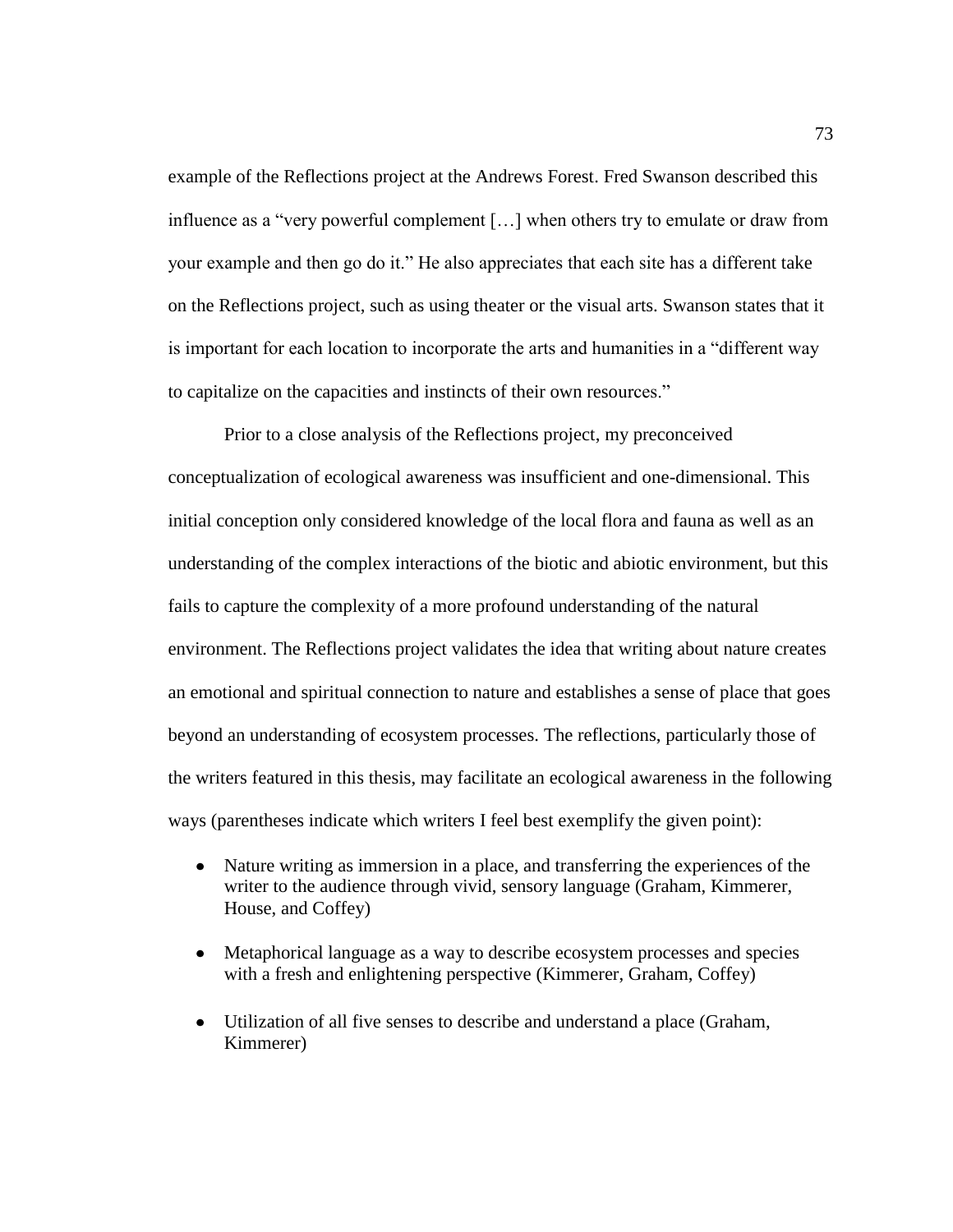example of the Reflections project at the Andrews Forest. Fred Swanson described this influence as a "very powerful complement […] when others try to emulate or draw from your example and then go do it." He also appreciates that each site has a different take on the Reflections project, such as using theater or the visual arts. Swanson states that it is important for each location to incorporate the arts and humanities in a "different way to capitalize on the capacities and instincts of their own resources."

Prior to a close analysis of the Reflections project, my preconceived conceptualization of ecological awareness was insufficient and one-dimensional. This initial conception only considered knowledge of the local flora and fauna as well as an understanding of the complex interactions of the biotic and abiotic environment, but this fails to capture the complexity of a more profound understanding of the natural environment. The Reflections project validates the idea that writing about nature creates an emotional and spiritual connection to nature and establishes a sense of place that goes beyond an understanding of ecosystem processes. The reflections, particularly those of the writers featured in this thesis, may facilitate an ecological awareness in the following ways (parentheses indicate which writers I feel best exemplify the given point):

- Nature writing as immersion in a place, and transferring the experiences of the writer to the audience through vivid, sensory language (Graham, Kimmerer, House, and Coffey)
- Metaphorical language as a way to describe ecosystem processes and species with a fresh and enlightening perspective (Kimmerer, Graham, Coffey)
- Utilization of all five senses to describe and understand a place (Graham, Kimmerer)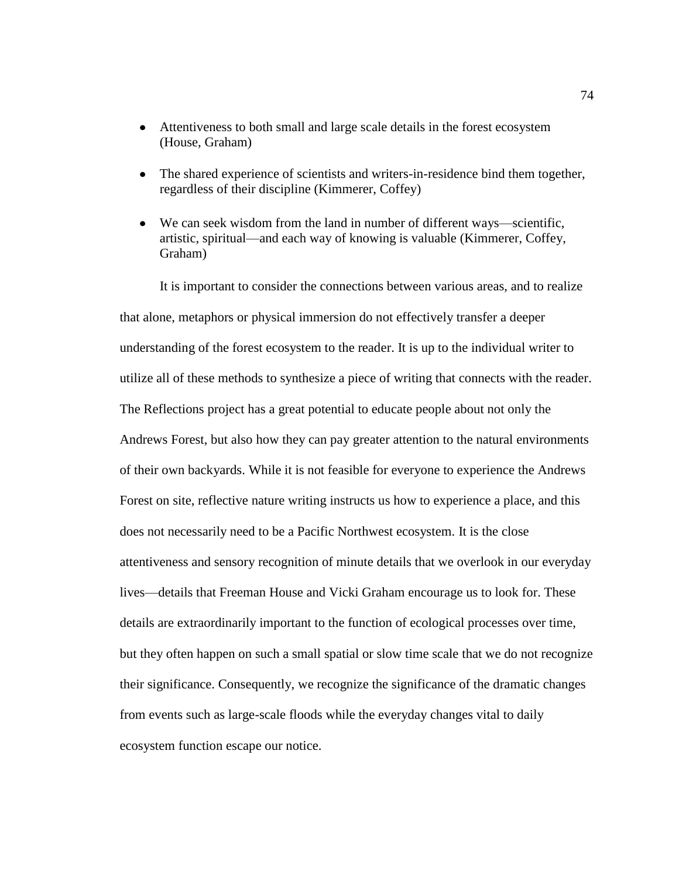- Attentiveness to both small and large scale details in the forest ecosystem (House, Graham)
- The shared experience of scientists and writers-in-residence bind them together, regardless of their discipline (Kimmerer, Coffey)
- We can seek wisdom from the land in number of different ways—scientific, artistic, spiritual—and each way of knowing is valuable (Kimmerer, Coffey, Graham)

It is important to consider the connections between various areas, and to realize that alone, metaphors or physical immersion do not effectively transfer a deeper understanding of the forest ecosystem to the reader. It is up to the individual writer to utilize all of these methods to synthesize a piece of writing that connects with the reader. The Reflections project has a great potential to educate people about not only the Andrews Forest, but also how they can pay greater attention to the natural environments of their own backyards. While it is not feasible for everyone to experience the Andrews Forest on site, reflective nature writing instructs us how to experience a place, and this does not necessarily need to be a Pacific Northwest ecosystem. It is the close attentiveness and sensory recognition of minute details that we overlook in our everyday lives—details that Freeman House and Vicki Graham encourage us to look for. These details are extraordinarily important to the function of ecological processes over time, but they often happen on such a small spatial or slow time scale that we do not recognize their significance. Consequently, we recognize the significance of the dramatic changes from events such as large-scale floods while the everyday changes vital to daily ecosystem function escape our notice.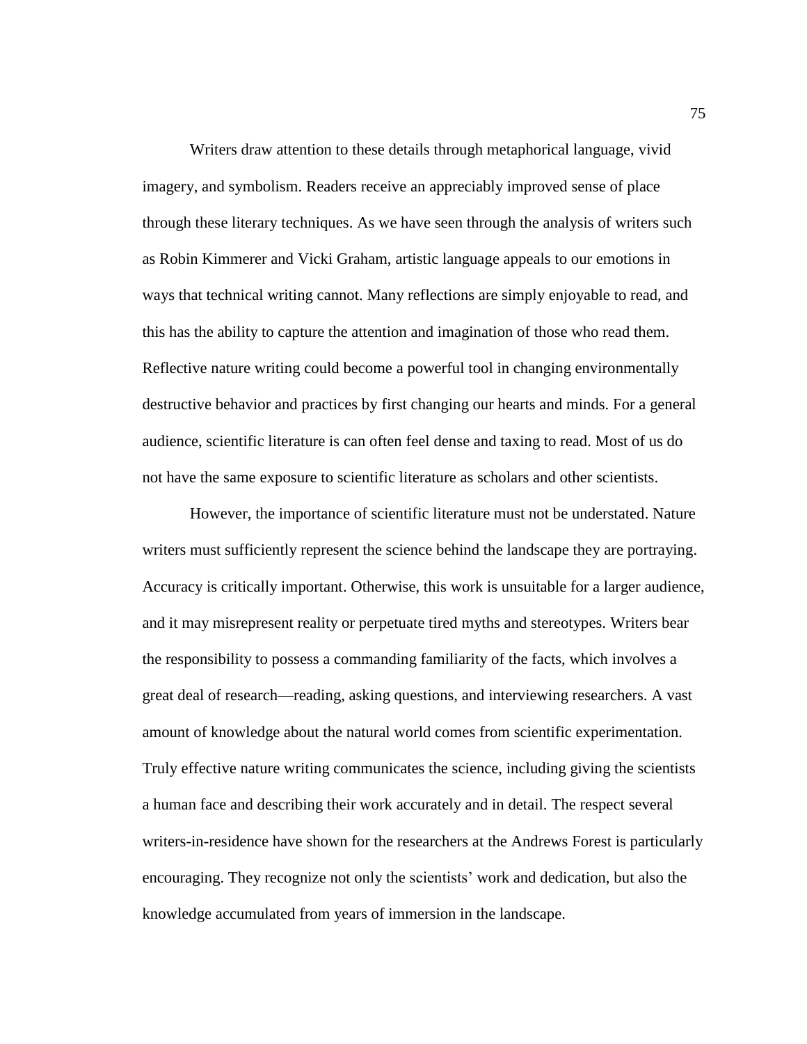Writers draw attention to these details through metaphorical language, vivid imagery, and symbolism. Readers receive an appreciably improved sense of place through these literary techniques. As we have seen through the analysis of writers such as Robin Kimmerer and Vicki Graham, artistic language appeals to our emotions in ways that technical writing cannot. Many reflections are simply enjoyable to read, and this has the ability to capture the attention and imagination of those who read them. Reflective nature writing could become a powerful tool in changing environmentally destructive behavior and practices by first changing our hearts and minds. For a general audience, scientific literature is can often feel dense and taxing to read. Most of us do not have the same exposure to scientific literature as scholars and other scientists.

However, the importance of scientific literature must not be understated. Nature writers must sufficiently represent the science behind the landscape they are portraying. Accuracy is critically important. Otherwise, this work is unsuitable for a larger audience, and it may misrepresent reality or perpetuate tired myths and stereotypes. Writers bear the responsibility to possess a commanding familiarity of the facts, which involves a great deal of research—reading, asking questions, and interviewing researchers. A vast amount of knowledge about the natural world comes from scientific experimentation. Truly effective nature writing communicates the science, including giving the scientists a human face and describing their work accurately and in detail. The respect several writers-in-residence have shown for the researchers at the Andrews Forest is particularly encouraging. They recognize not only the scientists' work and dedication, but also the knowledge accumulated from years of immersion in the landscape.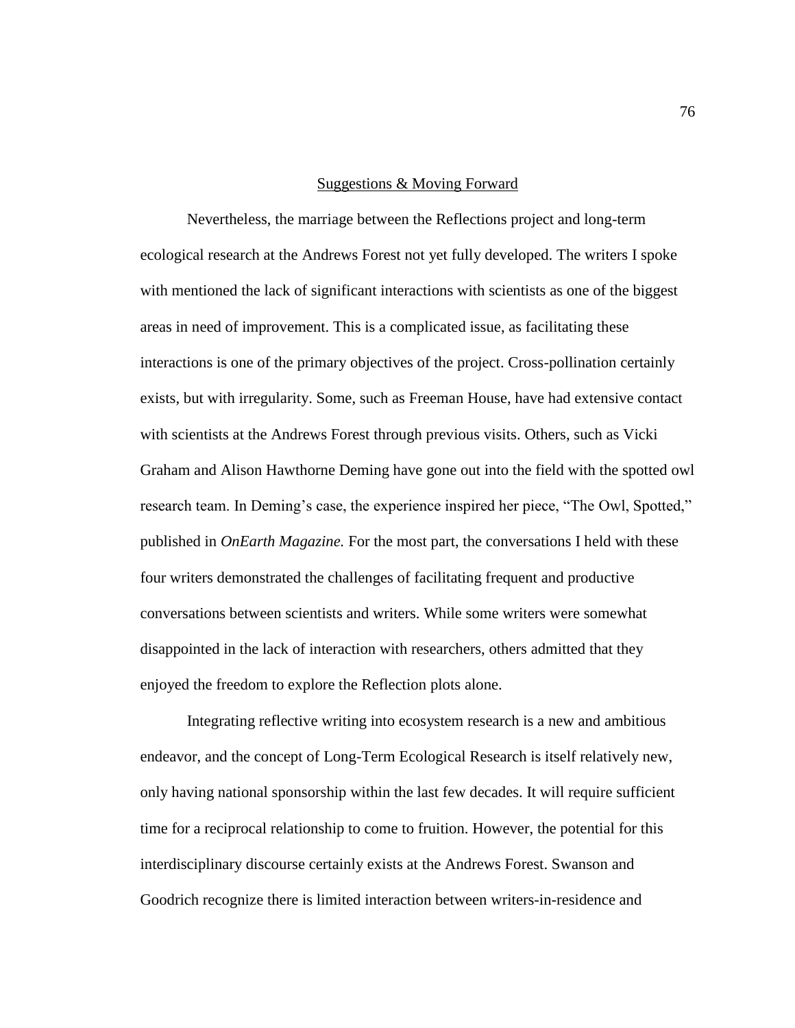## Suggestions & Moving Forward

Nevertheless, the marriage between the Reflections project and long-term ecological research at the Andrews Forest not yet fully developed. The writers I spoke with mentioned the lack of significant interactions with scientists as one of the biggest areas in need of improvement. This is a complicated issue, as facilitating these interactions is one of the primary objectives of the project. Cross-pollination certainly exists, but with irregularity. Some, such as Freeman House, have had extensive contact with scientists at the Andrews Forest through previous visits. Others, such as Vicki Graham and Alison Hawthorne Deming have gone out into the field with the spotted owl research team. In Deming's case, the experience inspired her piece, "The Owl, Spotted," published in *OnEarth Magazine.* For the most part, the conversations I held with these four writers demonstrated the challenges of facilitating frequent and productive conversations between scientists and writers. While some writers were somewhat disappointed in the lack of interaction with researchers, others admitted that they enjoyed the freedom to explore the Reflection plots alone.

Integrating reflective writing into ecosystem research is a new and ambitious endeavor, and the concept of Long-Term Ecological Research is itself relatively new, only having national sponsorship within the last few decades. It will require sufficient time for a reciprocal relationship to come to fruition. However, the potential for this interdisciplinary discourse certainly exists at the Andrews Forest. Swanson and Goodrich recognize there is limited interaction between writers-in-residence and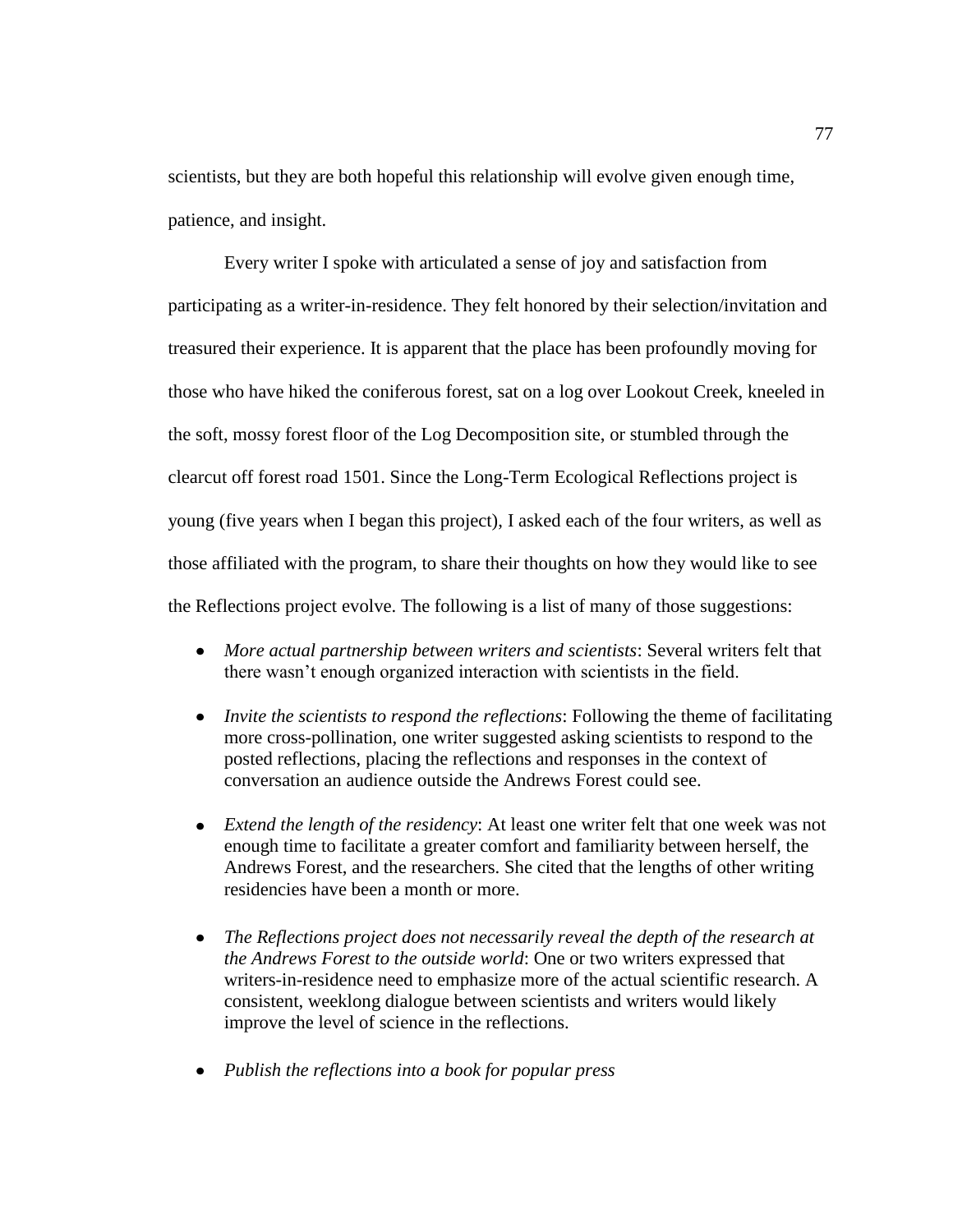scientists, but they are both hopeful this relationship will evolve given enough time, patience, and insight.

Every writer I spoke with articulated a sense of joy and satisfaction from participating as a writer-in-residence. They felt honored by their selection/invitation and treasured their experience. It is apparent that the place has been profoundly moving for those who have hiked the coniferous forest, sat on a log over Lookout Creek, kneeled in the soft, mossy forest floor of the Log Decomposition site, or stumbled through the clearcut off forest road 1501. Since the Long-Term Ecological Reflections project is young (five years when I began this project), I asked each of the four writers, as well as those affiliated with the program, to share their thoughts on how they would like to see the Reflections project evolve. The following is a list of many of those suggestions:

- *More actual partnership between writers and scientists*: Several writers felt that there wasn't enough organized interaction with scientists in the field.
- *Invite the scientists to respond the reflections*: Following the theme of facilitating more cross-pollination, one writer suggested asking scientists to respond to the posted reflections, placing the reflections and responses in the context of conversation an audience outside the Andrews Forest could see.
- *Extend the length of the residency*: At least one writer felt that one week was not enough time to facilitate a greater comfort and familiarity between herself, the Andrews Forest, and the researchers. She cited that the lengths of other writing residencies have been a month or more.
- *The Reflections project does not necessarily reveal the depth of the research at the Andrews Forest to the outside world*: One or two writers expressed that writers-in-residence need to emphasize more of the actual scientific research. A consistent, weeklong dialogue between scientists and writers would likely improve the level of science in the reflections.
- *Publish the reflections into a book for popular press*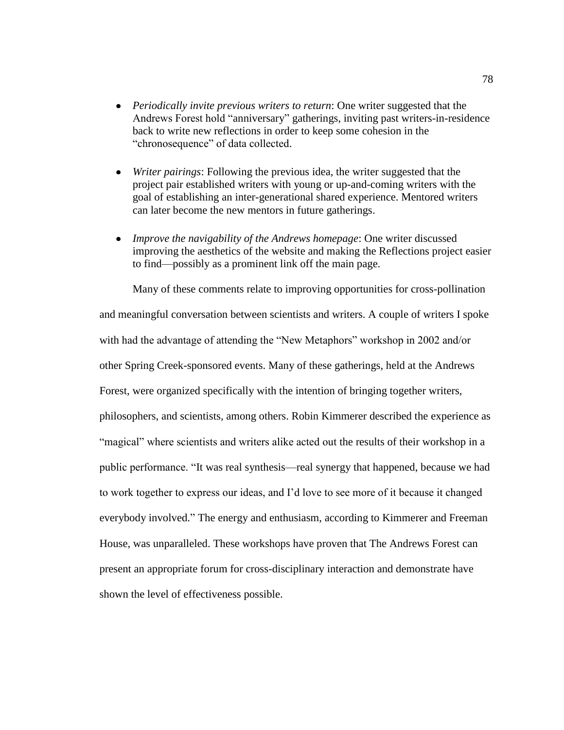- *Periodically invite previous writers to return*: One writer suggested that the Andrews Forest hold "anniversary" gatherings, inviting past writers-in-residence back to write new reflections in order to keep some cohesion in the "chronosequence" of data collected.

- *Writer pairings*: Following the previous idea, the writer suggested that the project pair established writers with young or up-and-coming writers with the goal of establishing an inter-generational shared experience. Mentored writers can later become the new mentors in future gatherings.

- *Improve the navigability of the Andrews homepage*: One writer discussed improving the aesthetics of the website and making the Reflections project easier to find—possibly as a prominent link off the main page.

Many of these comments relate to improving opportunities for cross-pollination and meaningful conversation between scientists and writers. A couple of writers I spoke with had the advantage of attending the "New Metaphors" workshop in 2002 and/or other Spring Creek-sponsored events. Many of these gatherings, held at the Andrews Forest, were organized specifically with the intention of bringing together writers, philosophers, and scientists, among others. Robin Kimmerer described the experience as "magical" where scientists and writers alike acted out the results of their workshop in a public performance. "It was real synthesis—real synergy that happened, because we had to work together to express our ideas, and I'd love to see more of it because it changed everybody involved." The energy and enthusiasm, according to Kimmerer and Freeman House, was unparalleled. These workshops have proven that The Andrews Forest can present an appropriate forum for cross-disciplinary interaction and demonstrate have shown the level of effectiveness possible.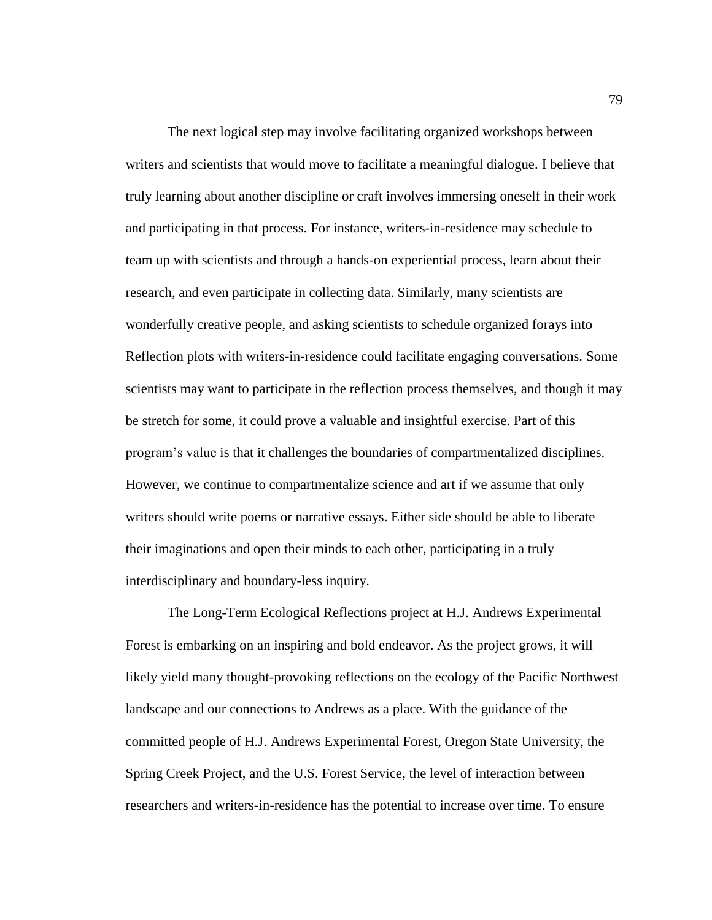The next logical step may involve facilitating organized workshops between writers and scientists that would move to facilitate a meaningful dialogue. I believe that truly learning about another discipline or craft involves immersing oneself in their work and participating in that process. For instance, writers-in-residence may schedule to team up with scientists and through a hands-on experiential process, learn about their research, and even participate in collecting data. Similarly, many scientists are wonderfully creative people, and asking scientists to schedule organized forays into Reflection plots with writers-in-residence could facilitate engaging conversations. Some scientists may want to participate in the reflection process themselves, and though it may be stretch for some, it could prove a valuable and insightful exercise. Part of this program's value is that it challenges the boundaries of compartmentalized disciplines. However, we continue to compartmentalize science and art if we assume that only writers should write poems or narrative essays. Either side should be able to liberate their imaginations and open their minds to each other, participating in a truly interdisciplinary and boundary-less inquiry.

The Long-Term Ecological Reflections project at H.J. Andrews Experimental Forest is embarking on an inspiring and bold endeavor. As the project grows, it will likely yield many thought-provoking reflections on the ecology of the Pacific Northwest landscape and our connections to Andrews as a place. With the guidance of the committed people of H.J. Andrews Experimental Forest, Oregon State University, the Spring Creek Project, and the U.S. Forest Service, the level of interaction between researchers and writers-in-residence has the potential to increase over time. To ensure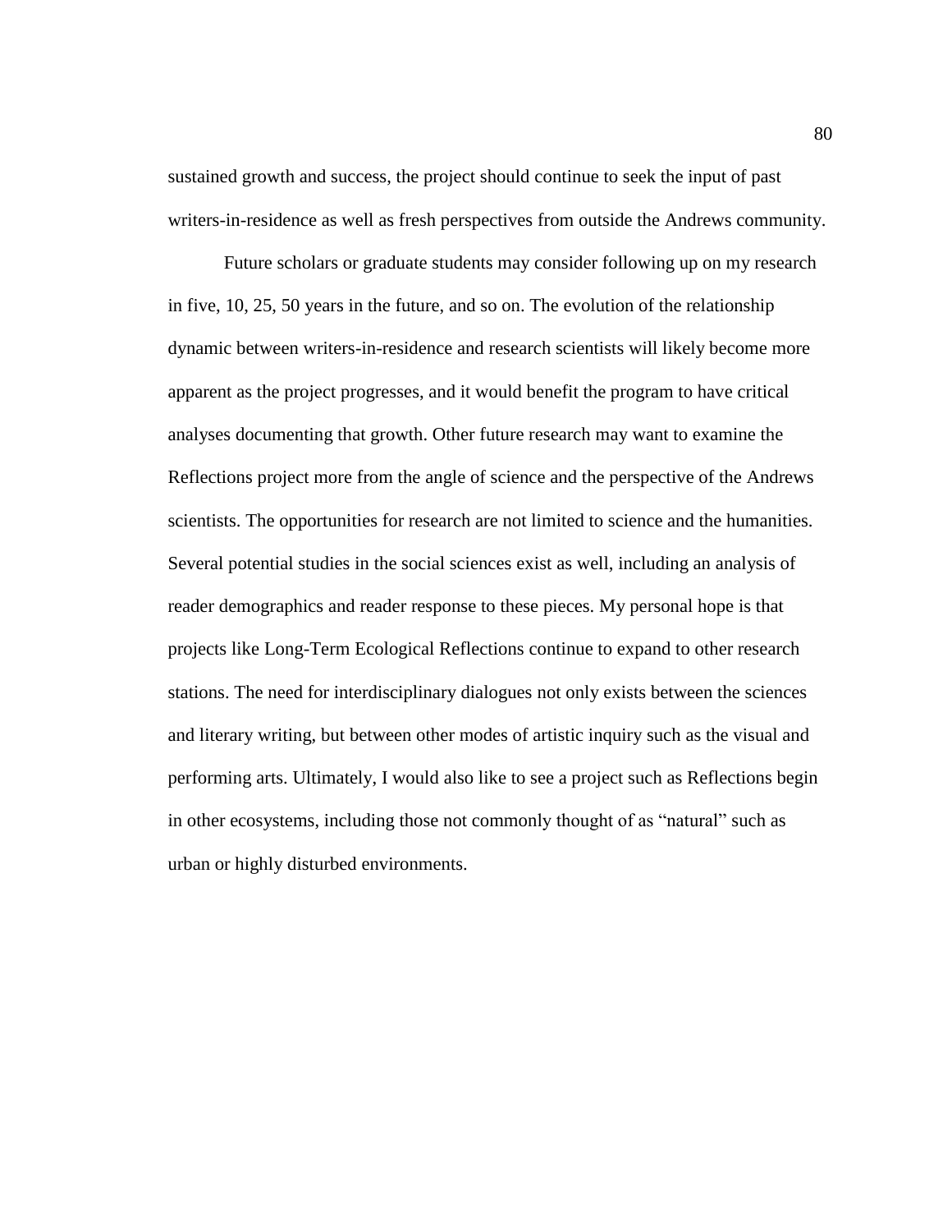sustained growth and success, the project should continue to seek the input of past writers-in-residence as well as fresh perspectives from outside the Andrews community.

Future scholars or graduate students may consider following up on my research in five, 10, 25, 50 years in the future, and so on. The evolution of the relationship dynamic between writers-in-residence and research scientists will likely become more apparent as the project progresses, and it would benefit the program to have critical analyses documenting that growth. Other future research may want to examine the Reflections project more from the angle of science and the perspective of the Andrews scientists. The opportunities for research are not limited to science and the humanities. Several potential studies in the social sciences exist as well, including an analysis of reader demographics and reader response to these pieces. My personal hope is that projects like Long-Term Ecological Reflections continue to expand to other research stations. The need for interdisciplinary dialogues not only exists between the sciences and literary writing, but between other modes of artistic inquiry such as the visual and performing arts. Ultimately, I would also like to see a project such as Reflections begin in other ecosystems, including those not commonly thought of as "natural" such as urban or highly disturbed environments.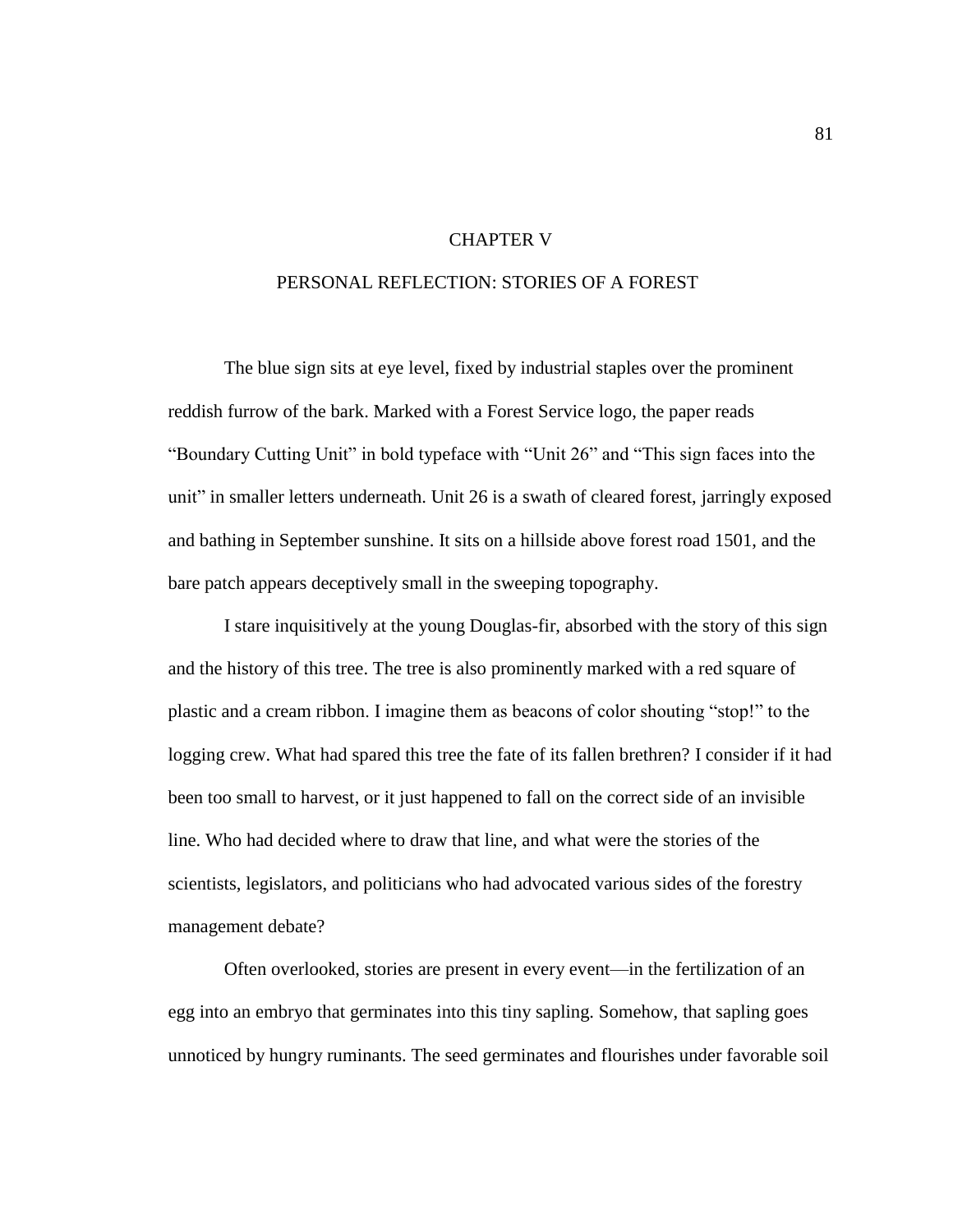# CHAPTER V

## PERSONAL REFLECTION: STORIES OF A FOREST

The blue sign sits at eye level, fixed by industrial staples over the prominent reddish furrow of the bark. Marked with a Forest Service logo, the paper reads "Boundary Cutting Unit" in bold typeface with "Unit 26" and "This sign faces into the unit" in smaller letters underneath. Unit 26 is a swath of cleared forest, jarringly exposed and bathing in September sunshine. It sits on a hillside above forest road 1501, and the bare patch appears deceptively small in the sweeping topography.

I stare inquisitively at the young Douglas-fir, absorbed with the story of this sign and the history of this tree. The tree is also prominently marked with a red square of plastic and a cream ribbon. I imagine them as beacons of color shouting "stop!" to the logging crew. What had spared this tree the fate of its fallen brethren? I consider if it had been too small to harvest, or it just happened to fall on the correct side of an invisible line. Who had decided where to draw that line, and what were the stories of the scientists, legislators, and politicians who had advocated various sides of the forestry management debate?

Often overlooked, stories are present in every event—in the fertilization of an egg into an embryo that germinates into this tiny sapling. Somehow, that sapling goes unnoticed by hungry ruminants. The seed germinates and flourishes under favorable soil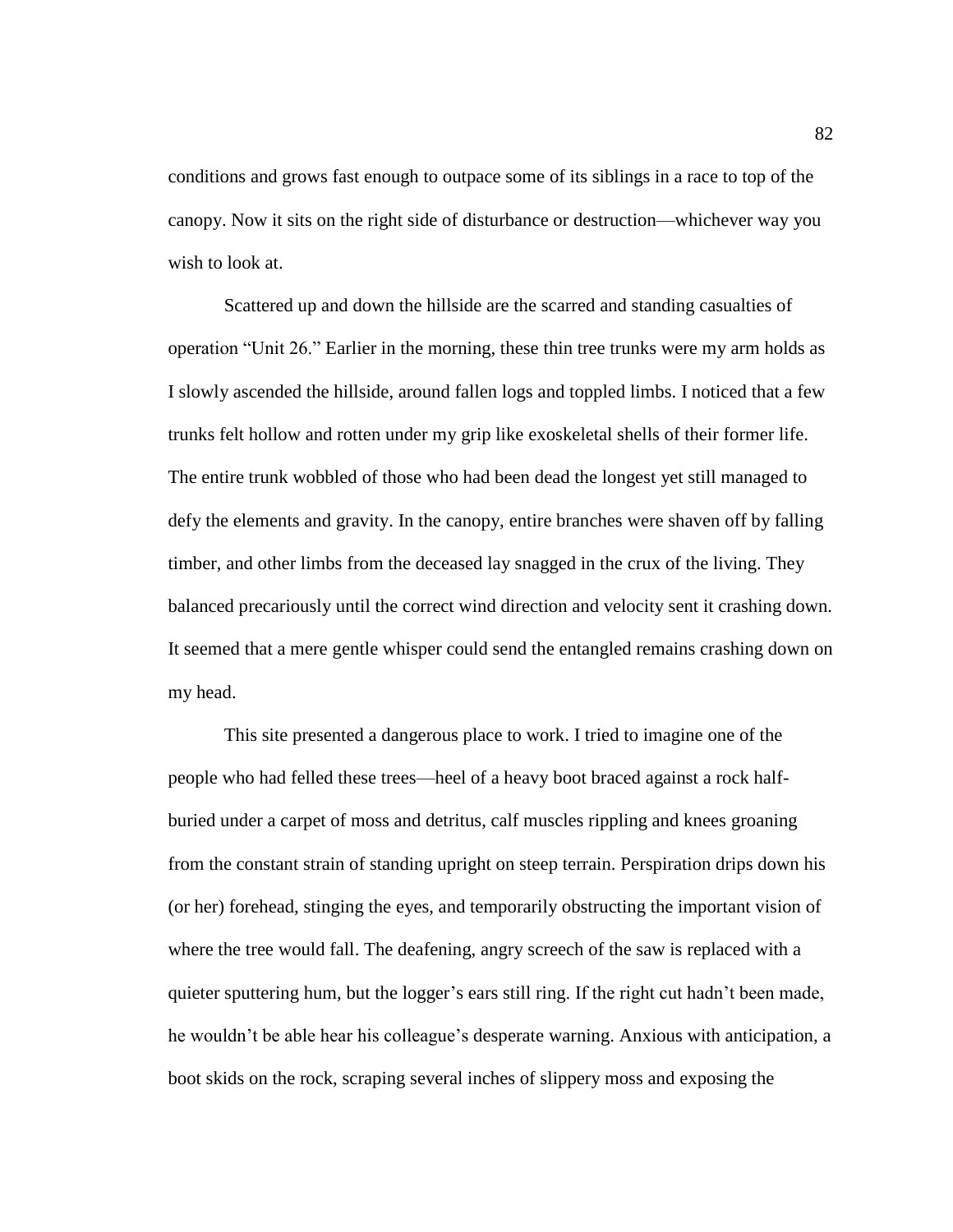conditions and grows fast enough to outpace some of its siblings in a race to top of the canopy. Now it sits on the right side of disturbance or destruction—whichever way you wish to look at.

Scattered up and down the hillside are the scarred and standing casualties of operation "Unit 26." Earlier in the morning, these thin tree trunks were my arm holds as I slowly ascended the hillside, around fallen logs and toppled limbs. I noticed that a few trunks felt hollow and rotten under my grip like exoskeletal shells of their former life. The entire trunk wobbled of those who had been dead the longest yet still managed to defy the elements and gravity. In the canopy, entire branches were shaven off by falling timber, and other limbs from the deceased lay snagged in the crux of the living. They balanced precariously until the correct wind direction and velocity sent it crashing down. It seemed that a mere gentle whisper could send the entangled remains crashing down on my head.

This site presented a dangerous place to work. I tried to imagine one of the people who had felled these trees—heel of a heavy boot braced against a rock half-buried under a carpet of moss and detritus, calf muscles rippling and knees groaning from the constant strain of standing upright on steep terrain. Perspiration drips down his (or her) forehead, stinging the eyes, and temporarily obstructing the important vision of where the tree would fall. The deafening, angry screech of the saw is replaced with a quieter sputtering hum, but the logger's ears still ring. If the right cut hadn't been made, he wouldn't be able hear his colleague's desperate warning. Anxious with anticipation, a boot skids on the rock, scraping several inches of slippery moss and exposing the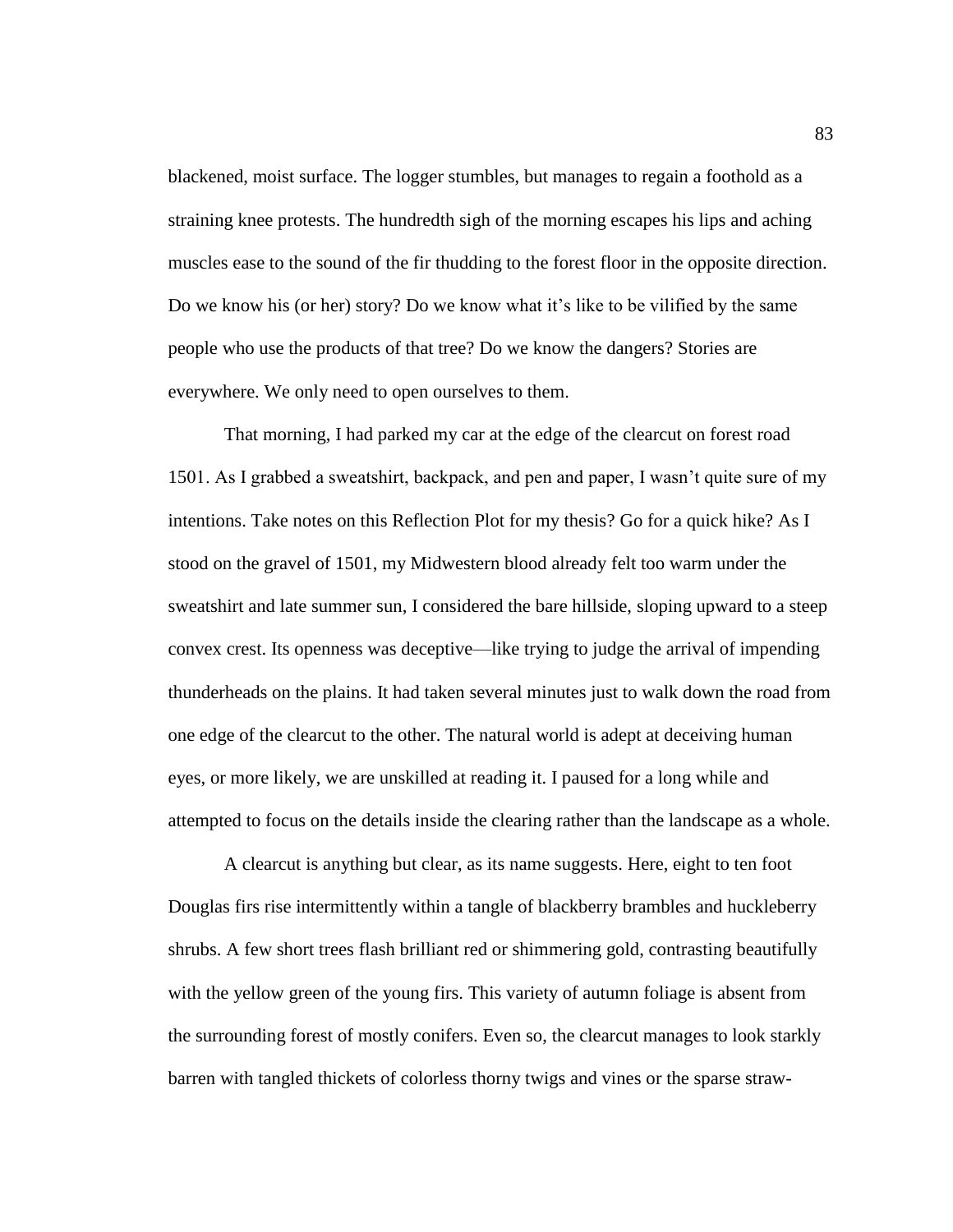blackened, moist surface. The logger stumbles, but manages to regain a foothold as a straining knee protests. The hundredth sigh of the morning escapes his lips and aching muscles ease to the sound of the fir thudding to the forest floor in the opposite direction. Do we know his (or her) story? Do we know what it's like to be vilified by the same people who use the products of that tree? Do we know the dangers? Stories are everywhere. We only need to open ourselves to them.

That morning, I had parked my car at the edge of the clearcut on forest road 1501. As I grabbed a sweatshirt, backpack, and pen and paper, I wasn't quite sure of my intentions. Take notes on this Reflection Plot for my thesis? Go for a quick hike? As I stood on the gravel of 1501, my Midwestern blood already felt too warm under the sweatshirt and late summer sun, I considered the bare hillside, sloping upward to a steep convex crest. Its openness was deceptive—like trying to judge the arrival of impending thunderheads on the plains. It had taken several minutes just to walk down the road from one edge of the clearcut to the other. The natural world is adept at deceiving human eyes, or more likely, we are unskilled at reading it. I paused for a long while and attempted to focus on the details inside the clearing rather than the landscape as a whole.

A clearcut is anything but clear, as its name suggests. Here, eight to ten foot Douglas firs rise intermittently within a tangle of blackberry brambles and huckleberry shrubs. A few short trees flash brilliant red or shimmering gold, contrasting beautifully with the yellow green of the young firs. This variety of autumn foliage is absent from the surrounding forest of mostly conifers. Even so, the clearcut manages to look starkly barren with tangled thickets of colorless thorny twigs and vines or the sparse straw-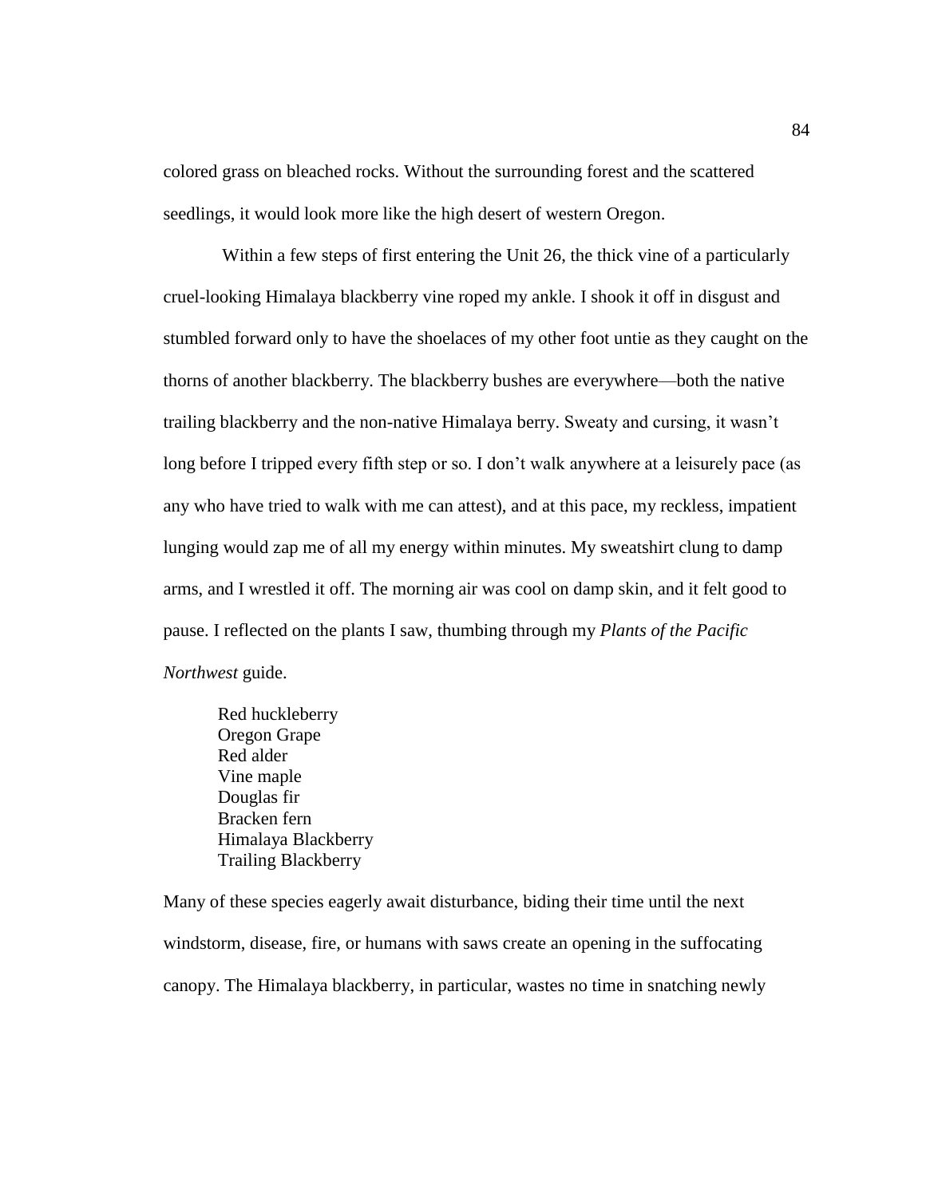colored grass on bleached rocks. Without the surrounding forest and the scattered seedlings, it would look more like the high desert of western Oregon.

Within a few steps of first entering the Unit 26, the thick vine of a particularly cruel-looking Himalaya blackberry vine roped my ankle. I shook it off in disgust and stumbled forward only to have the shoelaces of my other foot untie as they caught on the thorns of another blackberry. The blackberry bushes are everywhere—both the native trailing blackberry and the non-native Himalaya berry. Sweaty and cursing, it wasn't long before I tripped every fifth step or so. I don't walk anywhere at a leisurely pace (as any who have tried to walk with me can attest), and at this pace, my reckless, impatient lunging would zap me of all my energy within minutes. My sweatshirt clung to damp arms, and I wrestled it off. The morning air was cool on damp skin, and it felt good to pause. I reflected on the plants I saw, thumbing through my *Plants of the Pacific Northwest* guide.

> Red huckleberry
> Oregon Grape
> Red alder
> Vine maple
> Douglas fir
> Bracken fern
> Himalaya Blackberry
> Trailing Blackberry

Many of these species eagerly await disturbance, biding their time until the next windstorm, disease, fire, or humans with saws create an opening in the suffocating canopy. The Himalaya blackberry, in particular, wastes no time in snatching newly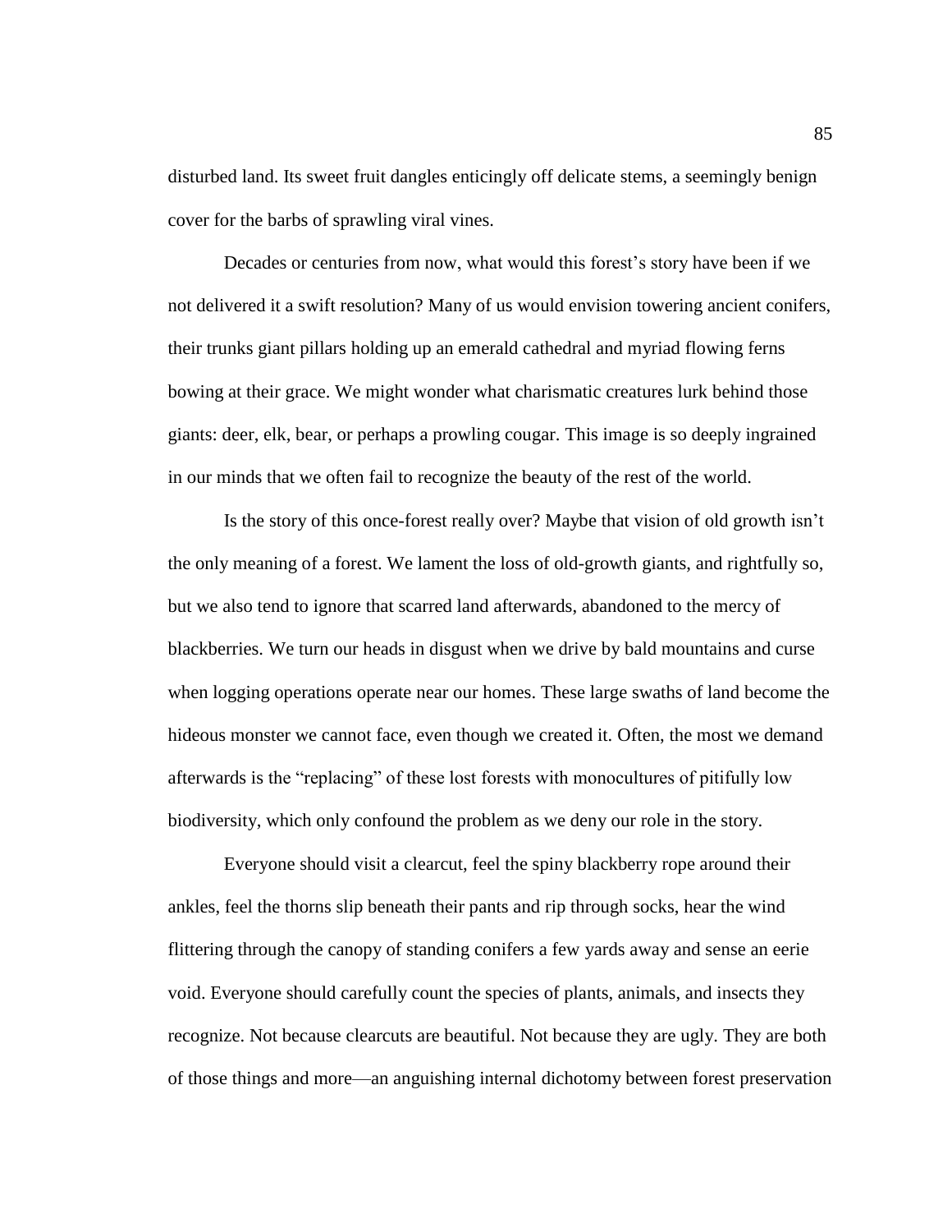disturbed land. Its sweet fruit dangles enticingly off delicate stems, a seemingly benign cover for the barbs of sprawling viral vines.

Decades or centuries from now, what would this forest's story have been if we not delivered it a swift resolution? Many of us would envision towering ancient conifers, their trunks giant pillars holding up an emerald cathedral and myriad flowing ferns bowing at their grace. We might wonder what charismatic creatures lurk behind those giants: deer, elk, bear, or perhaps a prowling cougar. This image is so deeply ingrained in our minds that we often fail to recognize the beauty of the rest of the world.

Is the story of this once-forest really over? Maybe that vision of old growth isn't the only meaning of a forest. We lament the loss of old-growth giants, and rightfully so, but we also tend to ignore that scarred land afterwards, abandoned to the mercy of blackberries. We turn our heads in disgust when we drive by bald mountains and curse when logging operations operate near our homes. These large swaths of land become the hideous monster we cannot face, even though we created it. Often, the most we demand afterwards is the "replacing" of these lost forests with monocultures of pitifully low biodiversity, which only confound the problem as we deny our role in the story.

Everyone should visit a clearcut, feel the spiny blackberry rope around their ankles, feel the thorns slip beneath their pants and rip through socks, hear the wind flittering through the canopy of standing conifers a few yards away and sense an eerie void. Everyone should carefully count the species of plants, animals, and insects they recognize. Not because clearcuts are beautiful. Not because they are ugly. They are both of those things and more—an anguishing internal dichotomy between forest preservation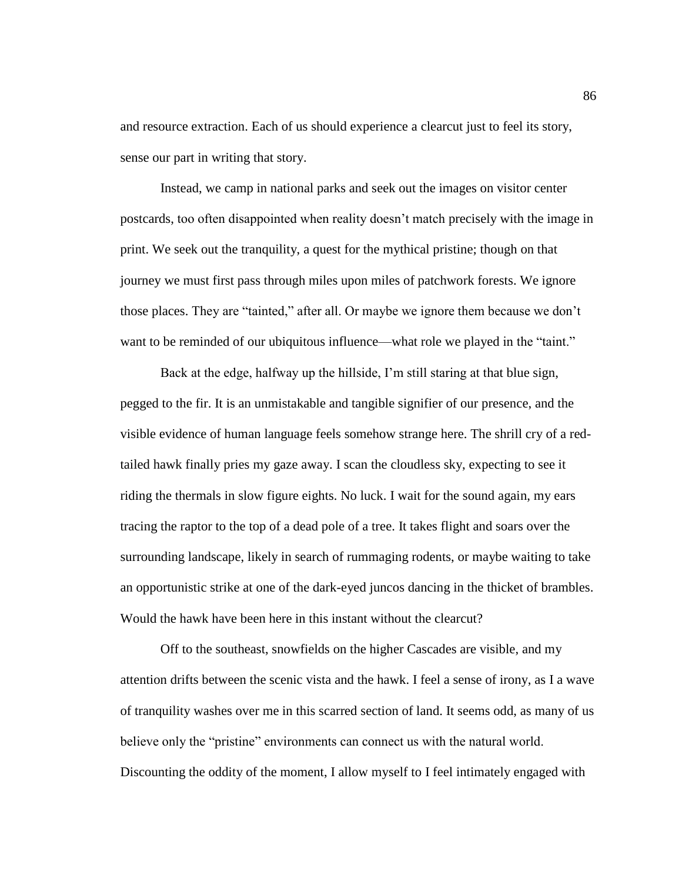and resource extraction. Each of us should experience a clearcut just to feel its story, sense our part in writing that story.

Instead, we camp in national parks and seek out the images on visitor center postcards, too often disappointed when reality doesn't match precisely with the image in print. We seek out the tranquility, a quest for the mythical pristine; though on that journey we must first pass through miles upon miles of patchwork forests. We ignore those places. They are "tainted," after all. Or maybe we ignore them because we don't want to be reminded of our ubiquitous influence—what role we played in the "taint."

Back at the edge, halfway up the hillside, I'm still staring at that blue sign, pegged to the fir. It is an unmistakable and tangible signifier of our presence, and the visible evidence of human language feels somehow strange here. The shrill cry of a red-tailed hawk finally pries my gaze away. I scan the cloudless sky, expecting to see it riding the thermals in slow figure eights. No luck. I wait for the sound again, my ears tracing the raptor to the top of a dead pole of a tree. It takes flight and soars over the surrounding landscape, likely in search of rummaging rodents, or maybe waiting to take an opportunistic strike at one of the dark-eyed juncos dancing in the thicket of brambles. Would the hawk have been here in this instant without the clearcut?

Off to the southeast, snowfields on the higher Cascades are visible, and my attention drifts between the scenic vista and the hawk. I feel a sense of irony, as I a wave of tranquility washes over me in this scarred section of land. It seems odd, as many of us believe only the "pristine" environments can connect us with the natural world. Discounting the oddity of the moment, I allow myself to I feel intimately engaged with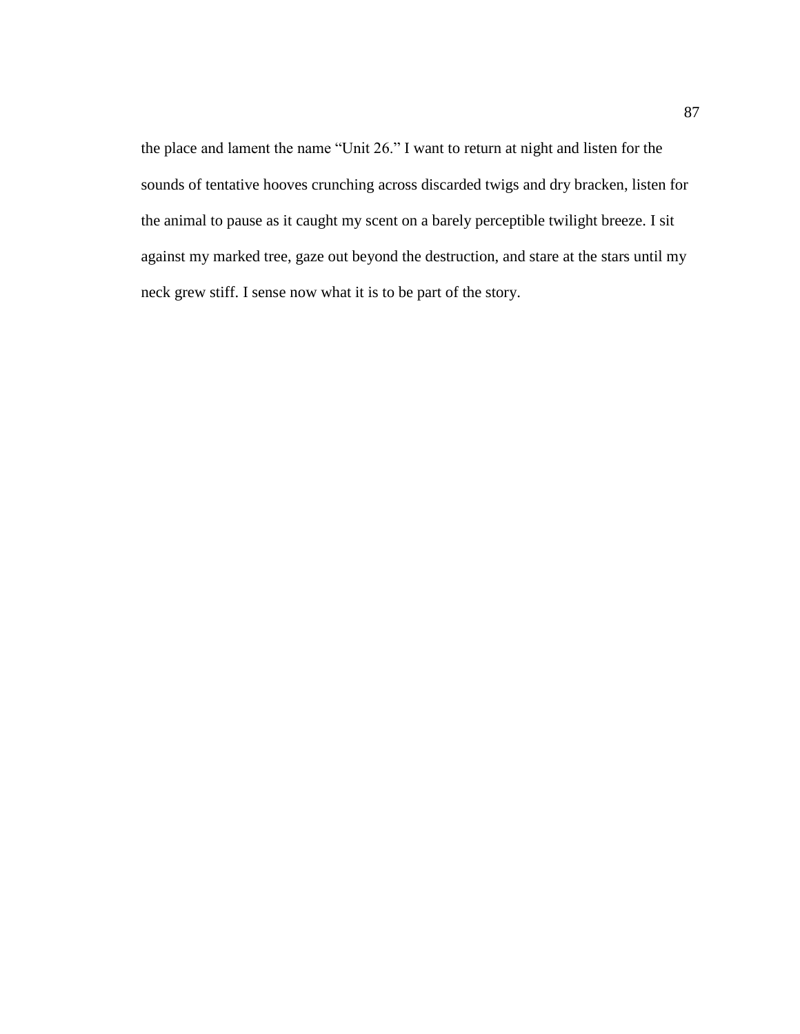the place and lament the name “Unit 26.” I want to return at night and listen for the sounds of tentative hooves crunching across discarded twigs and dry bracken, listen for the animal to pause as it caught my scent on a barely perceptible twilight breeze. I sit against my marked tree, gaze out beyond the destruction, and stare at the stars until my neck grew stiff. I sense now what it is to be part of the story.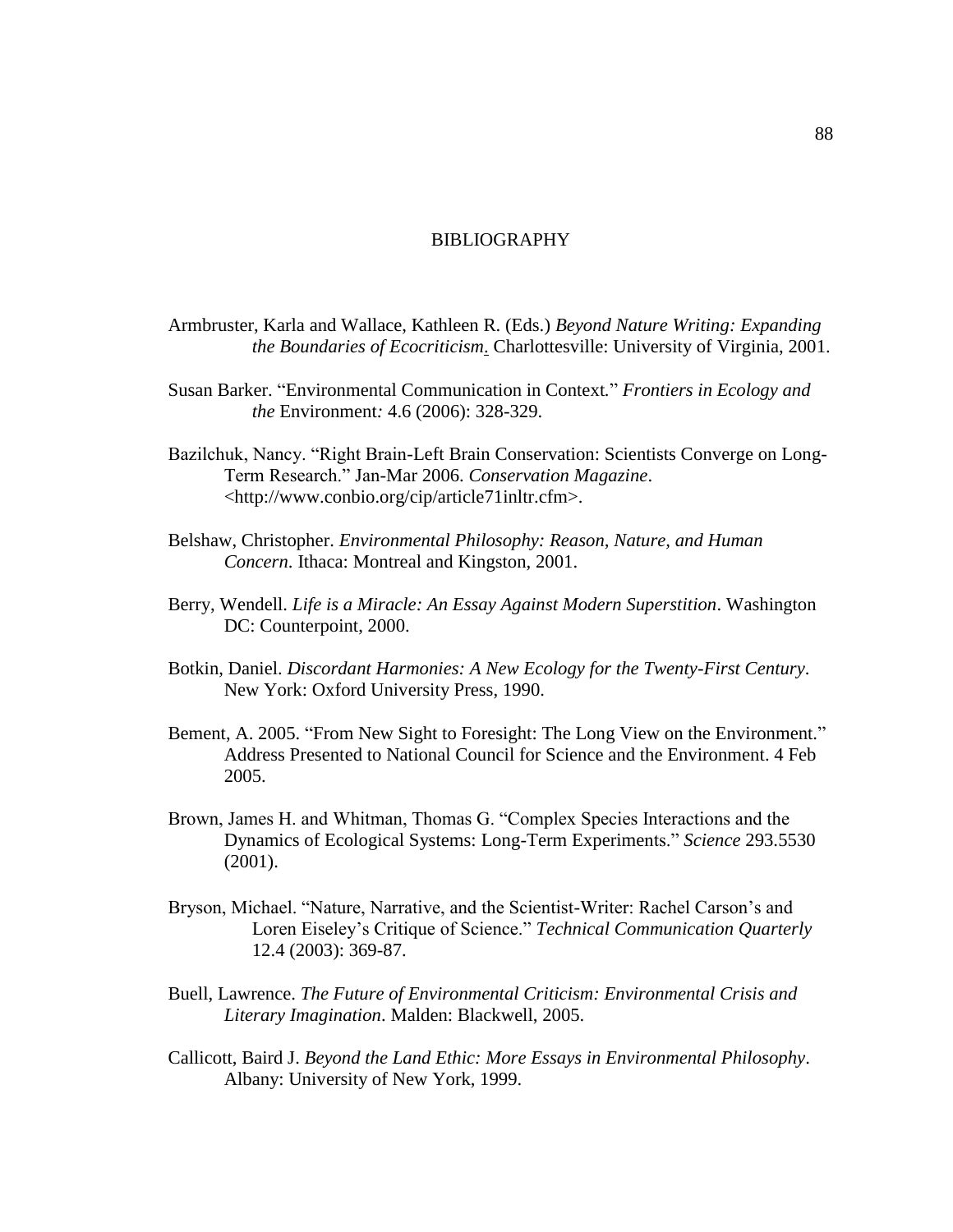# BIBLIOGRAPHY

Armbruster, Karla and Wallace, Kathleen R. (Eds.) *Beyond Nature Writing: Expanding the Boundaries of Ecocriticism*. Charlottesville: University of Virginia, 2001.

Susan Barker. "Environmental Communication in Context." *Frontiers in Ecology and the* Environment*:* 4.6 (2006): 328-329.

Bazilchuk, Nancy. "Right Brain-Left Brain Conservation: Scientists Converge on Long-Term Research." Jan-Mar 2006. *Conservation Magazine*. <http://www.conbio.org/cip/article71inltr.cfm>.

Belshaw, Christopher. *Environmental Philosophy: Reason, Nature, and Human Concern*. Ithaca: Montreal and Kingston, 2001.

Berry, Wendell. *Life is a Miracle: An Essay Against Modern Superstition*. Washington DC: Counterpoint, 2000.

Botkin, Daniel. *Discordant Harmonies: A New Ecology for the Twenty-First Century*. New York: Oxford University Press, 1990.

Bement, A. 2005. "From New Sight to Foresight: The Long View on the Environment." Address Presented to National Council for Science and the Environment. 4 Feb 2005.

Brown, James H. and Whitman, Thomas G. "Complex Species Interactions and the Dynamics of Ecological Systems: Long-Term Experiments." *Science* 293.5530 (2001).

Bryson, Michael. "Nature, Narrative, and the Scientist-Writer: Rachel Carson's and Loren Eiseley's Critique of Science." *Technical Communication Quarterly* 12.4 (2003): 369-87.

Buell, Lawrence. *The Future of Environmental Criticism: Environmental Crisis and Literary Imagination*. Malden: Blackwell, 2005.

Callicott, Baird J. *Beyond the Land Ethic: More Essays in Environmental Philosophy*. Albany: University of New York, 1999.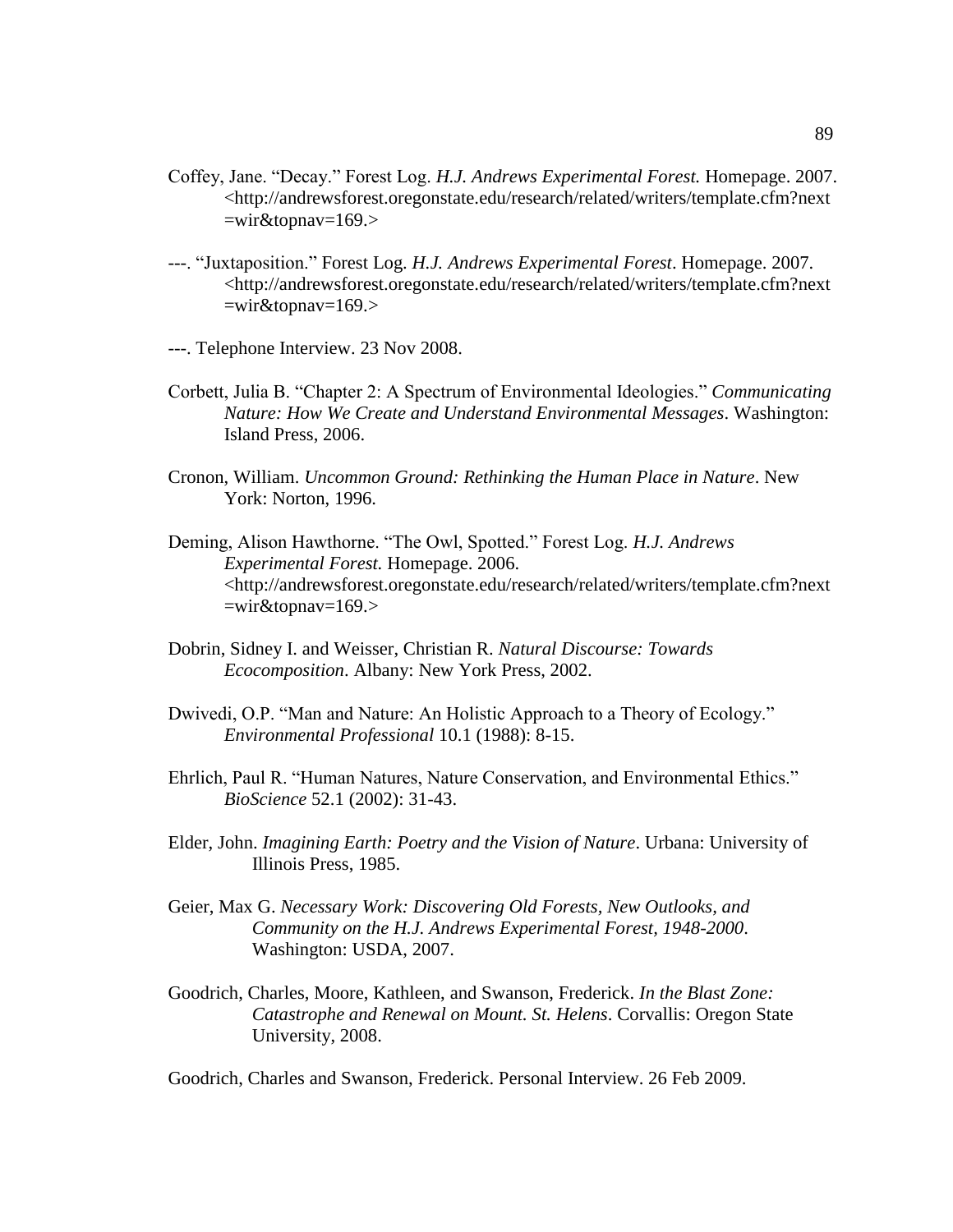Coffey, Jane. “Decay.” Forest Log. *H.J. Andrews Experimental Forest.* Homepage. 2007. <http://andrewsforest.oregonstate.edu/research/related/writers/template.cfm?next=wir&topnav=169.>

---. “Juxtaposition.” Forest Log. *H.J. Andrews Experimental Forest*. Homepage. 2007. <http://andrewsforest.oregonstate.edu/research/related/writers/template.cfm?next=wir&topnav=169.>

---. Telephone Interview. 23 Nov 2008.

Corbett, Julia B. “Chapter 2: A Spectrum of Environmental Ideologies.” *Communicating Nature: How We Create and Understand Environmental Messages*. Washington: Island Press, 2006.

Cronon, William. *Uncommon Ground: Rethinking the Human Place in Nature*. New York: Norton, 1996.

Deming, Alison Hawthorne. “The Owl, Spotted.” Forest Log. *H.J. Andrews Experimental Forest.* Homepage. 2006. <http://andrewsforest.oregonstate.edu/research/related/writers/template.cfm?next=wir&topnav=169.>

Dobrin, Sidney I. and Weisser, Christian R. *Natural Discourse: Towards Ecocomposition*. Albany: New York Press, 2002.

Dwivedi, O.P. “Man and Nature: An Holistic Approach to a Theory of Ecology.” *Environmental Professional* 10.1 (1988): 8-15.

Ehrlich, Paul R. “Human Natures, Nature Conservation, and Environmental Ethics.” *BioScience* 52.1 (2002): 31-43.

Elder, John. *Imagining Earth: Poetry and the Vision of Nature*. Urbana: University of Illinois Press, 1985.

Geier, Max G. *Necessary Work: Discovering Old Forests, New Outlooks, and Community on the H.J. Andrews Experimental Forest, 1948-2000*. Washington: USDA, 2007.

Goodrich, Charles, Moore, Kathleen, and Swanson, Frederick. *In the Blast Zone: Catastrophe and Renewal on Mount. St. Helens*. Corvallis: Oregon State University, 2008.

Goodrich, Charles and Swanson, Frederick. Personal Interview. 26 Feb 2009.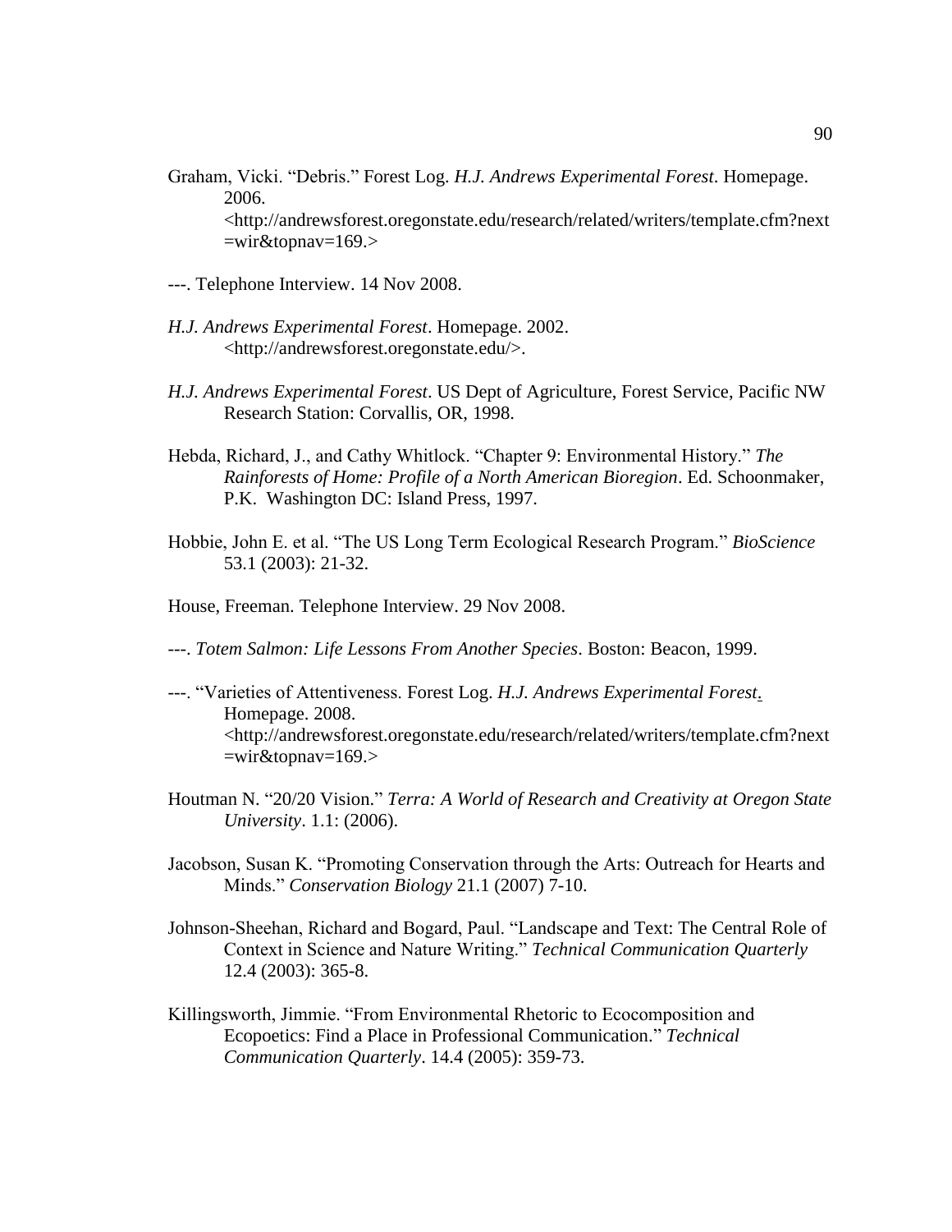Graham, Vicki. "Debris." Forest Log. *H.J. Andrews Experimental Forest*. Homepage. 2006. <http://andrewsforest.oregonstate.edu/research/related/writers/template.cfm?next=wir&topnav=169.>

---. Telephone Interview. 14 Nov 2008.

*H.J. Andrews Experimental Forest*. Homepage. 2002. <http://andrewsforest.oregonstate.edu/>.

*H.J. Andrews Experimental Forest*. US Dept of Agriculture, Forest Service, Pacific NW Research Station: Corvallis, OR, 1998.

Hebda, Richard, J., and Cathy Whitlock. "Chapter 9: Environmental History." *The Rainforests of Home: Profile of a North American Bioregion*. Ed. Schoonmaker, P.K. Washington DC: Island Press, 1997.

Hobbie, John E. et al. "The US Long Term Ecological Research Program." *BioScience* 53.1 (2003): 21-32.

House, Freeman. Telephone Interview. 29 Nov 2008.

---. *Totem Salmon: Life Lessons From Another Species*. Boston: Beacon, 1999.

---. "Varieties of Attentiveness. Forest Log. *H.J. Andrews Experimental Forest*. Homepage. 2008. <http://andrewsforest.oregonstate.edu/research/related/writers/template.cfm?next=wir&topnav=169.>

Houtman N. "20/20 Vision." *Terra: A World of Research and Creativity at Oregon State University*. 1.1: (2006).

Jacobson, Susan K. "Promoting Conservation through the Arts: Outreach for Hearts and Minds." *Conservation Biology* 21.1 (2007) 7-10.

Johnson-Sheehan, Richard and Bogard, Paul. "Landscape and Text: The Central Role of Context in Science and Nature Writing." *Technical Communication Quarterly* 12.4 (2003): 365-8.

Killingsworth, Jimmie. "From Environmental Rhetoric to Ecocomposition and Ecopoetics: Find a Place in Professional Communication." *Technical Communication Quarterly*. 14.4 (2005): 359-73.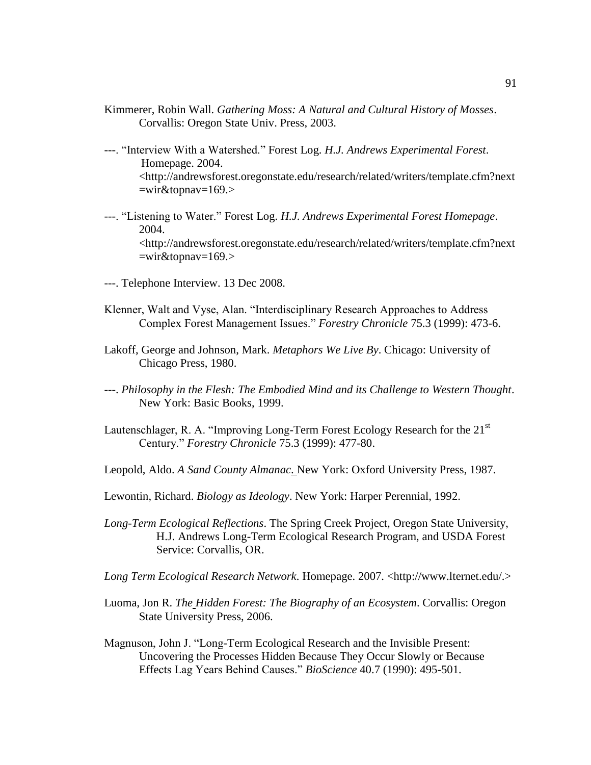Kimmerer, Robin Wall. *Gathering Moss: A Natural and Cultural History of Mosses*. Corvallis: Oregon State Univ. Press, 2003.

---. "Interview With a Watershed." Forest Log. *H.J. Andrews Experimental Forest*. Homepage. 2004. <http://andrewsforest.oregonstate.edu/research/related/writers/template.cfm?next=wir&topnav=169.>

---. "Listening to Water." Forest Log. *H.J. Andrews Experimental Forest Homepage*. 2004. <http://andrewsforest.oregonstate.edu/research/related/writers/template.cfm?next=wir&topnav=169.>

---. Telephone Interview. 13 Dec 2008.

Klenner, Walt and Vyse, Alan. "Interdisciplinary Research Approaches to Address Complex Forest Management Issues." *Forestry Chronicle* 75.3 (1999): 473-6.

Lakoff, George and Johnson, Mark. *Metaphors We Live By*. Chicago: University of Chicago Press, 1980.

---. *Philosophy in the Flesh: The Embodied Mind and its Challenge to Western Thought*. New York: Basic Books, 1999.

Lautenschlager, R. A. "Improving Long-Term Forest Ecology Research for the 21st Century." *Forestry Chronicle* 75.3 (1999): 477-80.

Leopold, Aldo. *A Sand County Almanac*. New York: Oxford University Press, 1987.

Lewontin, Richard. *Biology as Ideology*. New York: Harper Perennial, 1992.

*Long-Term Ecological Reflections*. The Spring Creek Project, Oregon State University, H.J. Andrews Long-Term Ecological Research Program, and USDA Forest Service: Corvallis, OR.

*Long Term Ecological Research Network*. Homepage. 2007. <http://www.lternet.edu/.>

Luoma, Jon R. *The Hidden Forest: The Biography of an Ecosystem*. Corvallis: Oregon State University Press, 2006.

Magnuson, John J. "Long-Term Ecological Research and the Invisible Present: Uncovering the Processes Hidden Because They Occur Slowly or Because Effects Lag Years Behind Causes." *BioScience* 40.7 (1990): 495-501.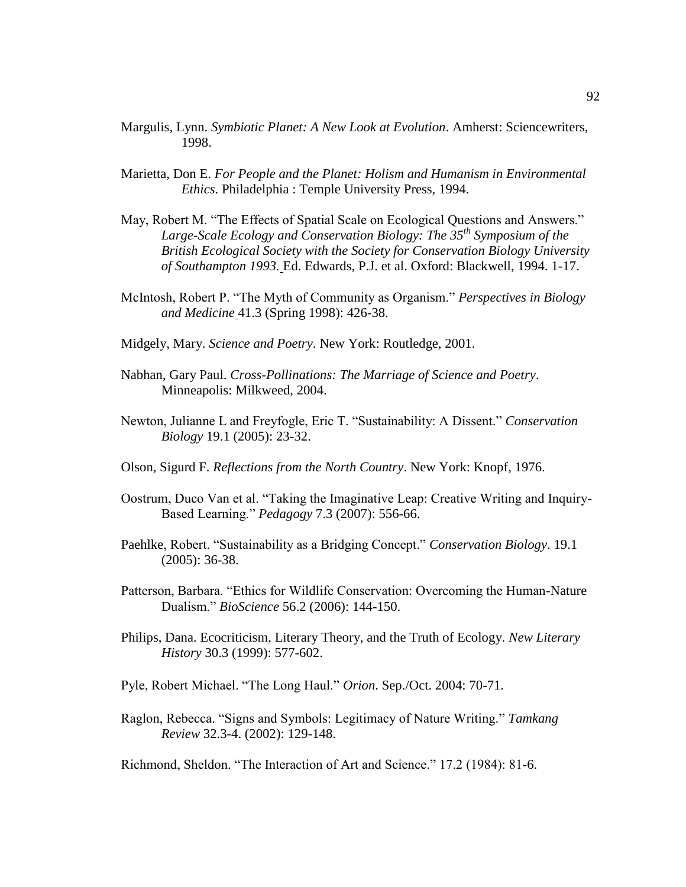Margulis, Lynn. *Symbiotic Planet: A New Look at Evolution*. Amherst: Sciencewriters, 1998.

Marietta, Don E. *For People and the Planet: Holism and Humanism in Environmental Ethics*. Philadelphia : Temple University Press, 1994.

May, Robert M. "The Effects of Spatial Scale on Ecological Questions and Answers." *Large-Scale Ecology and Conservation Biology: The 35th Symposium of the British Ecological Society with the Society for Conservation Biology University of Southampton 1993*. Ed. Edwards, P.J. et al. Oxford: Blackwell, 1994. 1-17.

McIntosh, Robert P. "The Myth of Community as Organism." *Perspectives in Biology and Medicine* 41.3 (Spring 1998): 426-38.

Midgely, Mary. *Science and Poetry*. New York: Routledge, 2001.

Nabhan, Gary Paul. *Cross-Pollinations: The Marriage of Science and Poetry*. Minneapolis: Milkweed, 2004.

Newton, Julianne L and Freyfogle, Eric T. "Sustainability: A Dissent." *Conservation Biology* 19.1 (2005): 23-32.

Olson, Sigurd F. *Reflections from the North Country*. New York: Knopf, 1976.

Oostrum, Duco Van et al. "Taking the Imaginative Leap: Creative Writing and Inquiry-Based Learning." *Pedagogy* 7.3 (2007): 556-66.

Paehlke, Robert. "Sustainability as a Bridging Concept." *Conservation Biology*. 19.1 (2005): 36-38.

Patterson, Barbara. "Ethics for Wildlife Conservation: Overcoming the Human-Nature Dualism." *BioScience* 56.2 (2006): 144-150.

Philips, Dana. Ecocriticism, Literary Theory, and the Truth of Ecology. *New Literary History* 30.3 (1999): 577-602.

Pyle, Robert Michael. "The Long Haul." *Orion*. Sep./Oct. 2004: 70-71.

Raglon, Rebecca. "Signs and Symbols: Legitimacy of Nature Writing." *Tamkang Review* 32.3-4. (2002): 129-148.

Richmond, Sheldon. "The Interaction of Art and Science." 17.2 (1984): 81-6.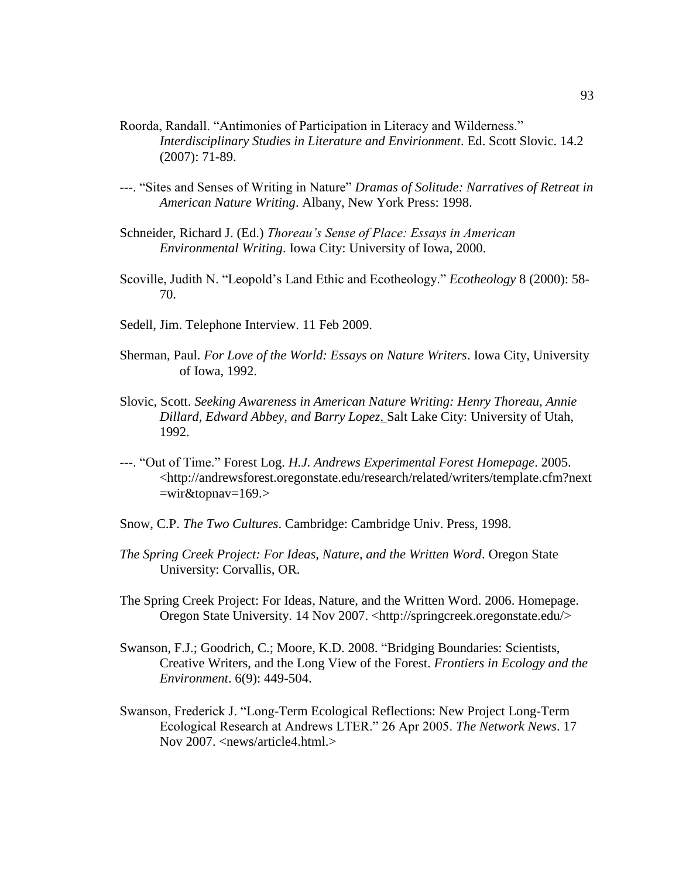Roorda, Randall. "Antimonies of Participation in Literacy and Wilderness." *Interdisciplinary Studies in Literature and Envirionment*. Ed. Scott Slovic. 14.2 (2007): 71-89.

---. "Sites and Senses of Writing in Nature" *Dramas of Solitude: Narratives of Retreat in American Nature Writing*. Albany, New York Press: 1998.

Schneider, Richard J. (Ed.) *Thoreau's Sense of Place: Essays in American Environmental Writing*. Iowa City: University of Iowa, 2000.

Scoville, Judith N. "Leopold's Land Ethic and Ecotheology." *Ecotheology* 8 (2000): 58-70.

Sedell, Jim. Telephone Interview. 11 Feb 2009.

Sherman, Paul. *For Love of the World: Essays on Nature Writers*. Iowa City, University of Iowa, 1992.

Slovic, Scott. *Seeking Awareness in American Nature Writing: Henry Thoreau, Annie Dillard, Edward Abbey, and Barry Lopez*. Salt Lake City: University of Utah, 1992.

---. "Out of Time." Forest Log. *H.J. Andrews Experimental Forest Homepage*. 2005. <http://andrewsforest.oregonstate.edu/research/related/writers/template.cfm?next=wir&topnav=169.>

Snow, C.P. *The Two Cultures*. Cambridge: Cambridge Univ. Press, 1998.

*The Spring Creek Project: For Ideas, Nature, and the Written Word*. Oregon State University: Corvallis, OR.

The Spring Creek Project: For Ideas, Nature, and the Written Word. 2006. Homepage. Oregon State University. 14 Nov 2007. <http://springcreek.oregonstate.edu/>

Swanson, F.J.; Goodrich, C.; Moore, K.D. 2008. "Bridging Boundaries: Scientists, Creative Writers, and the Long View of the Forest. *Frontiers in Ecology and the Environment*. 6(9): 449-504.

Swanson, Frederick J. "Long-Term Ecological Reflections: New Project Long-Term Ecological Research at Andrews LTER." 26 Apr 2005. *The Network News*. 17 Nov 2007. <news/article4.html.>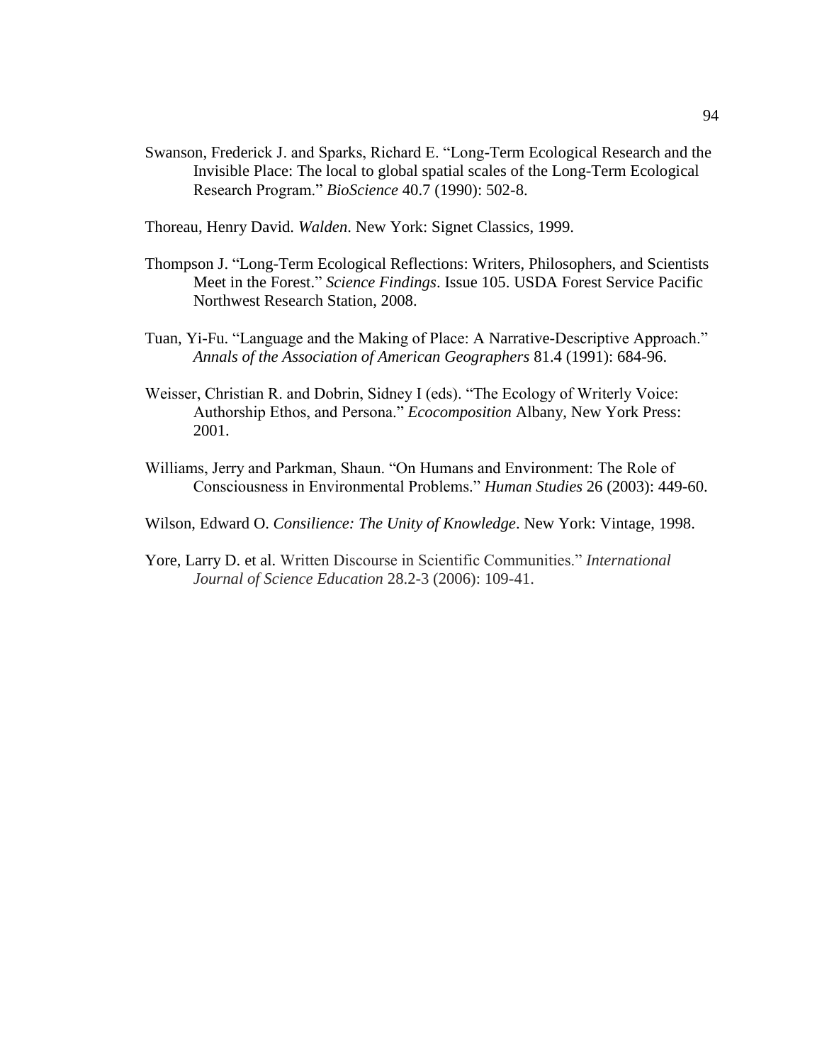Swanson, Frederick J. and Sparks, Richard E. “Long-Term Ecological Research and the Invisible Place: The local to global spatial scales of the Long-Term Ecological Research Program.” *BioScience* 40.7 (1990): 502-8.

Thoreau, Henry David. *Walden*. New York: Signet Classics, 1999.

Thompson J. “Long-Term Ecological Reflections: Writers, Philosophers, and Scientists Meet in the Forest.” *Science Findings*. Issue 105. USDA Forest Service Pacific Northwest Research Station, 2008.

Tuan, Yi-Fu. “Language and the Making of Place: A Narrative-Descriptive Approach.” *Annals of the Association of American Geographers* 81.4 (1991): 684-96.

Weisser, Christian R. and Dobrin, Sidney I (eds). “The Ecology of Writerly Voice: Authorship Ethos, and Persona.” *Ecocomposition* Albany, New York Press: 2001.

Williams, Jerry and Parkman, Shaun. “On Humans and Environment: The Role of Consciousness in Environmental Problems.” *Human Studies* 26 (2003): 449-60.

Wilson, Edward O. *Consilience: The Unity of Knowledge*. New York: Vintage, 1998.

Yore, Larry D. et al. Written Discourse in Scientific Communities.” *International Journal of Science Education* 28.2-3 (2006): 109-41.